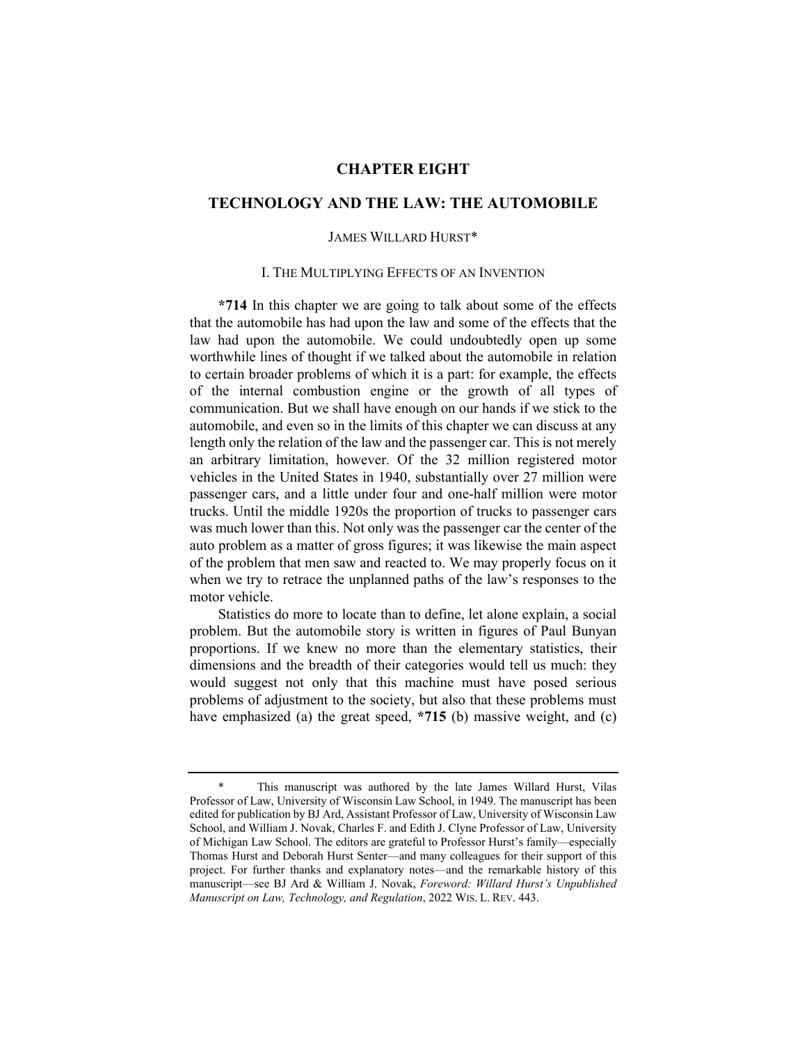# CHAPTER EIGHT

# TECHNOLOGY AND THE LAW: THE AUTOMOBILE

JAMES WILLARD HURST*

## I. THE MULTIPLYING EFFECTS OF AN INVENTION

**\*714** In this chapter we are going to talk about some of the effects that the automobile has had upon the law and some of the effects that the law had upon the automobile. We could undoubtedly open up some worthwhile lines of thought if we talked about the automobile in relation to certain broader problems of which it is a part: for example, the effects of the internal combustion engine or the growth of all types of communication. But we shall have enough on our hands if we stick to the automobile, and even so in the limits of this chapter we can discuss at any length only the relation of the law and the passenger car. This is not merely an arbitrary limitation, however. Of the 32 million registered motor vehicles in the United States in 1940, substantially over 27 million were passenger cars, and a little under four and one-half million were motor trucks. Until the middle 1920s the proportion of trucks to passenger cars was much lower than this. Not only was the passenger car the center of the auto problem as a matter of gross figures; it was likewise the main aspect of the problem that men saw and reacted to. We may properly focus on it when we try to retrace the unplanned paths of the law's responses to the motor vehicle.

Statistics do more to locate than to define, let alone explain, a social problem. But the automobile story is written in figures of Paul Bunyan proportions. If we knew no more than the elementary statistics, their dimensions and the breadth of their categories would tell us much: they would suggest not only that this machine must have posed serious problems of adjustment to the society, but also that these problems must have emphasized (a) the great speed, **\*715** (b) massive weight, and (c)

---

\* This manuscript was authored by the late James Willard Hurst, Vilas Professor of Law, University of Wisconsin Law School, in 1949. The manuscript has been edited for publication by BJ Ard, Assistant Professor of Law, University of Wisconsin Law School, and William J. Novak, Charles F. and Edith J. Clyne Professor of Law, University of Michigan Law School. The editors are grateful to Professor Hurst's family—especially Thomas Hurst and Deborah Hurst Senter—and many colleagues for their support of this project. For further thanks and explanatory notes—and the remarkable history of this manuscript—see BJ Ard & William J. Novak, *Foreword: Willard Hurst's Unpublished Manuscript on Law, Technology, and Regulation*, 2022 WIS. L. REV. 443.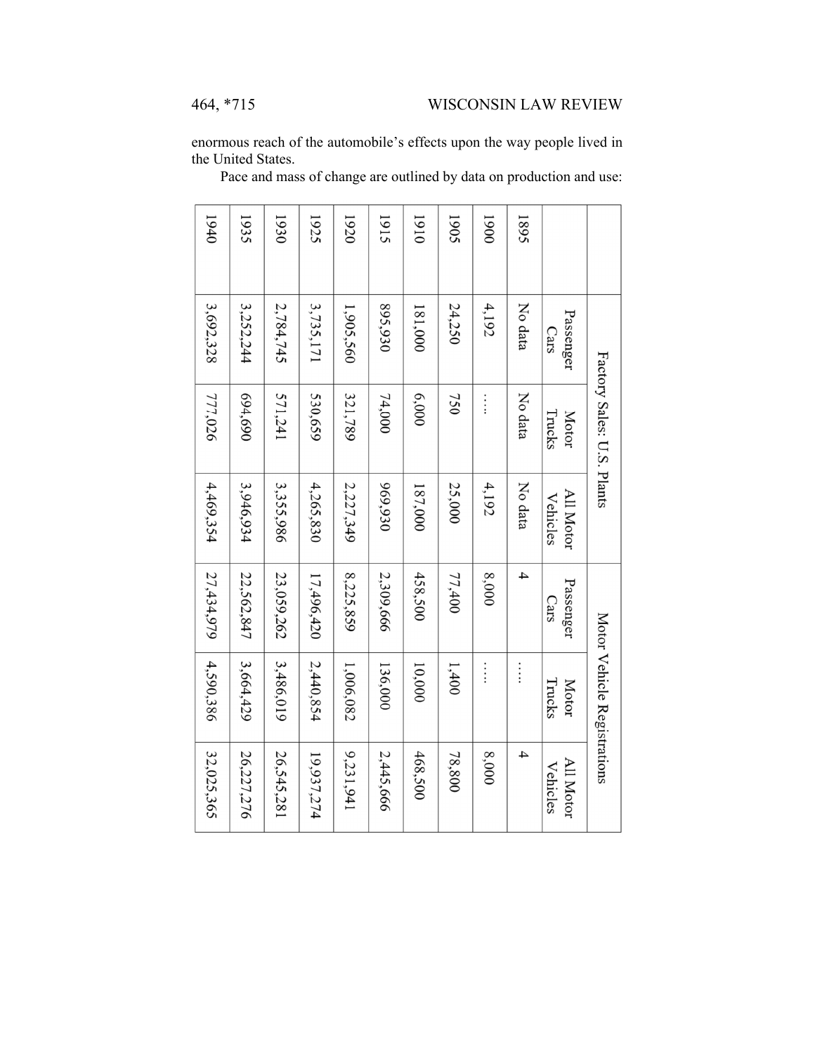enormous reach of the automobile's effects upon the way people lived in the United States.

Pace and mass of change are outlined by data on production and use:

| | Factory Sales: U.S. Plants | | | Motor Vehicle Registrations | | |
|---|---|---|---|---|---|---|
| | Passenger Cars | Motor Trucks | All Motor Vehicles | Passenger Cars | Motor Trucks | All Motor Vehicles |
| 1895 | No data | No data | No data | 4 | .... | 4 |
| 1900 | 4,192 | .... | 4,192 | 8,000 | .... | 8,000 |
| 1905 | 24,250 | 750 | 25,000 | 77,400 | 1,400 | 78,800 |
| 1910 | 181,000 | 6,000 | 187,000 | 458,500 | 10,000 | 468,500 |
| 1915 | 895,930 | 74,000 | 969,930 | 2,309,666 | 136,000 | 2,445,666 |
| 1920 | 1,905,560 | 321,789 | 2,227,349 | 8,225,859 | 1,006,082 | 9,231,941 |
| 1925 | 3,735,171 | 530,659 | 4,265,830 | 17,496,420 | 2,440,854 | 19,937,274 |
| 1930 | 2,784,745 | 571,241 | 3,355,986 | 23,059,262 | 3,486,019 | 26,545,281 |
| 1935 | 3,252,244 | 694,690 | 3,946,934 | 22,562,847 | 3,664,429 | 26,227,276 |
| 1940 | 3,692,328 | 777,026 | 4,469,354 | 27,434,979 | 4,590,386 | 32,025,365 |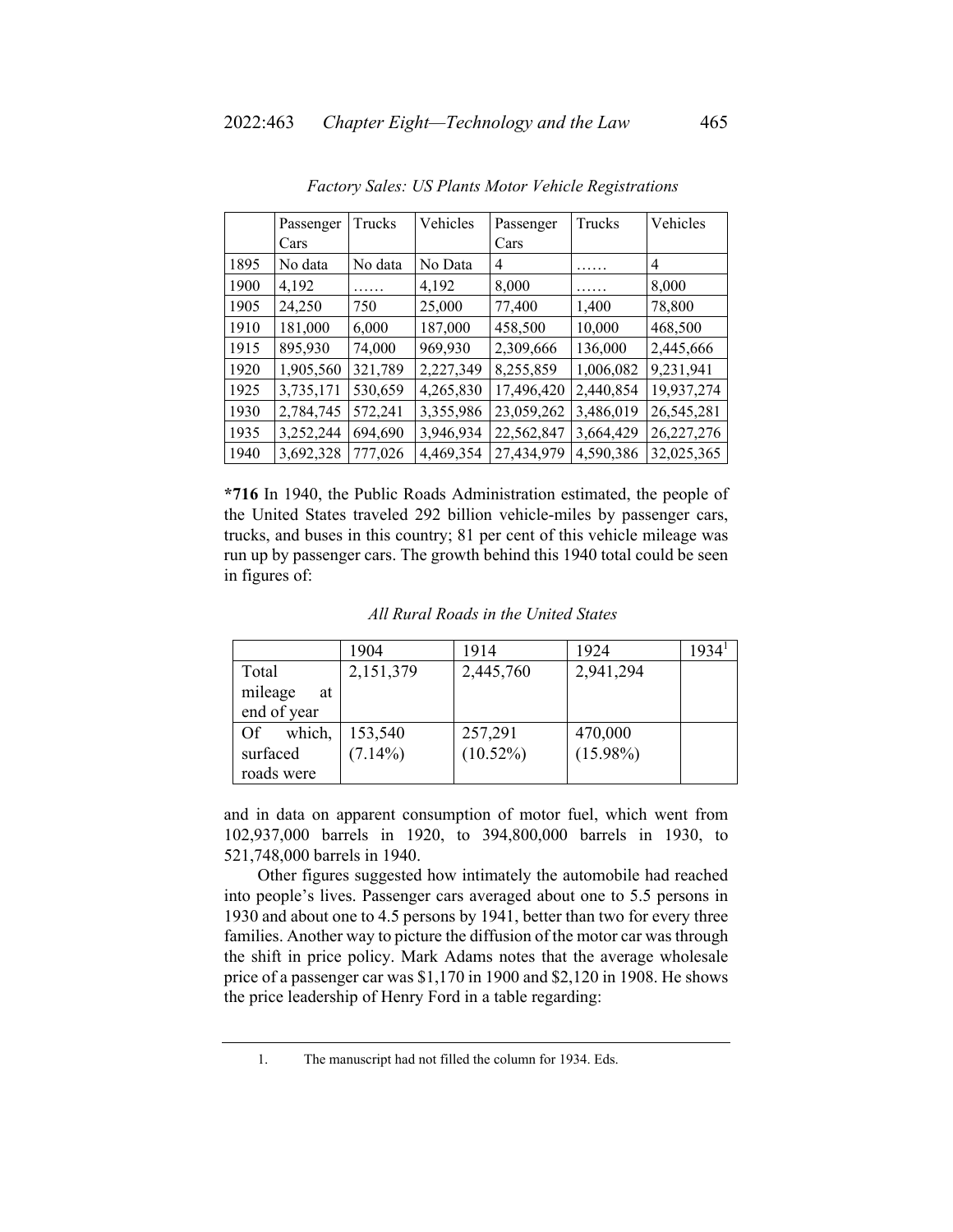*Factory Sales: US Plants Motor Vehicle Registrations*

| | Passenger Cars | Trucks | Vehicles | Passenger Cars | Trucks | Vehicles |
|---|---|---|---|---|---|---|
| 1895 | No data | No data | No Data | 4 | …… | 4 |
| 1900 | 4,192 | …… | 4,192 | 8,000 | …… | 8,000 |
| 1905 | 24,250 | 750 | 25,000 | 77,400 | 1,400 | 78,800 |
| 1910 | 181,000 | 6,000 | 187,000 | 458,500 | 10,000 | 468,500 |
| 1915 | 895,930 | 74,000 | 969,930 | 2,309,666 | 136,000 | 2,445,666 |
| 1920 | 1,905,560 | 321,789 | 2,227,349 | 8,255,859 | 1,006,082 | 9,231,941 |
| 1925 | 3,735,171 | 530,659 | 4,265,830 | 17,496,420 | 2,440,854 | 19,937,274 |
| 1930 | 2,784,745 | 572,241 | 3,355,986 | 23,059,262 | 3,486,019 | 26,545,281 |
| 1935 | 3,252,244 | 694,690 | 3,946,934 | 22,562,847 | 3,664,429 | 26,227,276 |
| 1940 | 3,692,328 | 777,026 | 4,469,354 | 27,434,979 | 4,590,386 | 32,025,365 |

**\*716** In 1940, the Public Roads Administration estimated, the people of the United States traveled 292 billion vehicle-miles by passenger cars, trucks, and buses in this country; 81 per cent of this vehicle mileage was run up by passenger cars. The growth behind this 1940 total could be seen in figures of:

*All Rural Roads in the United States*

| | 1904 | 1914 | 1924 | 1934[1] |
|---|---|---|---|---|
| Total mileage at end of year | 2,151,379 | 2,445,760 | 2,941,294 | |
| Of which, surfaced roads were | 153,540 (7.14%) | 257,291 (10.52%) | 470,000 (15.98%) | |

and in data on apparent consumption of motor fuel, which went from 102,937,000 barrels in 1920, to 394,800,000 barrels in 1930, to 521,748,000 barrels in 1940.

Other figures suggested how intimately the automobile had reached into people's lives. Passenger cars averaged about one to 5.5 persons in 1930 and about one to 4.5 persons by 1941, better than two for every three families. Another way to picture the diffusion of the motor car was through the shift in price policy. Mark Adams notes that the average wholesale price of a passenger car was $1,170 in 1900 and $2,120 in 1908. He shows the price leadership of Henry Ford in a table regarding:

---

1. The manuscript had not filled the column for 1934. Eds.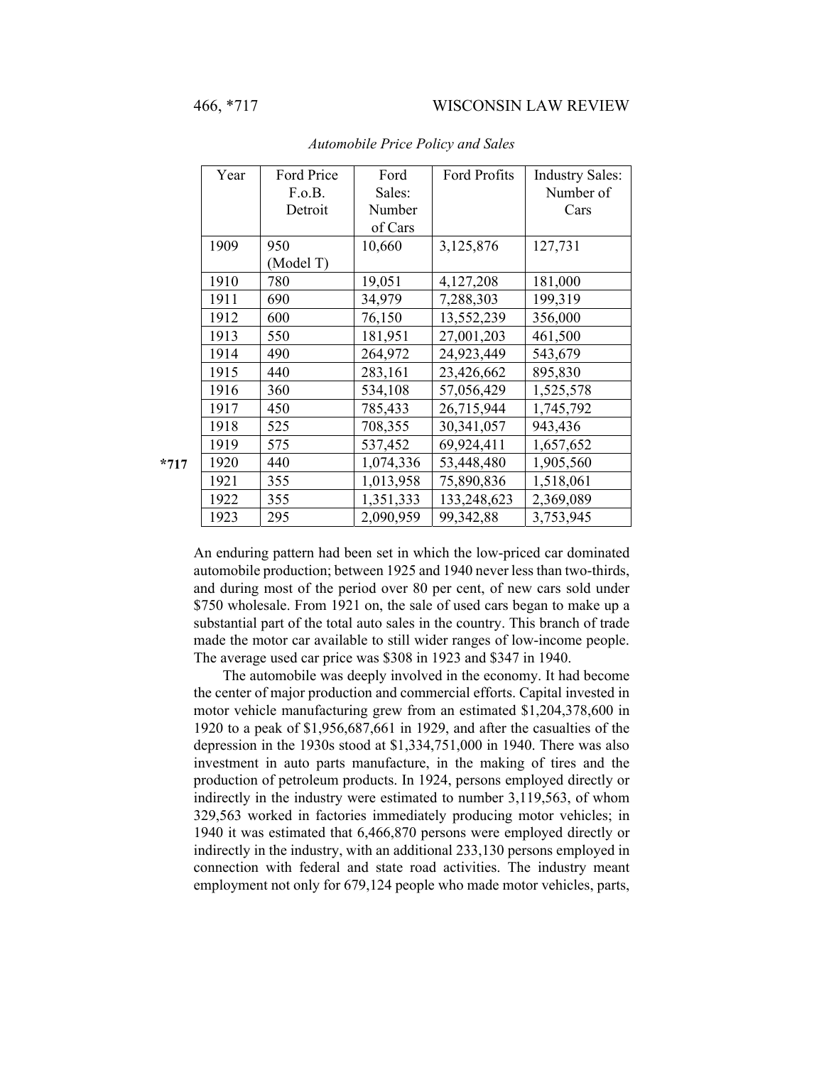*Automobile Price Policy and Sales*

| Year | Ford Price F.o.B. Detroit | Ford Sales: Number of Cars | Ford Profits | Industry Sales: Number of Cars |
|---|---|---|---|---|
| 1909 | 950 (Model T) | 10,660 | 3,125,876 | 127,731 |
| 1910 | 780 | 19,051 | 4,127,208 | 181,000 |
| 1911 | 690 | 34,979 | 7,288,303 | 199,319 |
| 1912 | 600 | 76,150 | 13,552,239 | 356,000 |
| 1913 | 550 | 181,951 | 27,001,203 | 461,500 |
| 1914 | 490 | 264,972 | 24,923,449 | 543,679 |
| 1915 | 440 | 283,161 | 23,426,662 | 895,830 |
| 1916 | 360 | 534,108 | 57,056,429 | 1,525,578 |
| 1917 | 450 | 785,433 | 26,715,944 | 1,745,792 |
| 1918 | 525 | 708,355 | 30,341,057 | 943,436 |
| 1919 | 575 | 537,452 | 69,924,411 | 1,657,652 |
| 1920 | 440 | 1,074,336 | 53,448,480 | 1,905,560 |
| 1921 | 355 | 1,013,958 | 75,890,836 | 1,518,061 |
| 1922 | 355 | 1,351,333 | 133,248,623 | 2,369,089 |
| 1923 | 295 | 2,090,959 | 99,342,88 | 3,753,945 |

An enduring pattern had been set in which the low-priced car dominated automobile production; between 1925 and 1940 never less than two-thirds, and during most of the period over 80 per cent, of new cars sold under $750 wholesale. From 1921 on, the sale of used cars began to make up a substantial part of the total auto sales in the country. This branch of trade made the motor car available to still wider ranges of low-income people. The average used car price was $308 in 1923 and $347 in 1940.

The automobile was deeply involved in the economy. It had become the center of major production and commercial efforts. Capital invested in motor vehicle manufacturing grew from an estimated $1,204,378,600 in 1920 to a peak of $1,956,687,661 in 1929, and after the casualties of the depression in the 1930s stood at $1,334,751,000 in 1940. There was also investment in auto parts manufacture, in the making of tires and the production of petroleum products. In 1924, persons employed directly or indirectly in the industry were estimated to number 3,119,563, of whom 329,563 worked in factories immediately producing motor vehicles; in 1940 it was estimated that 6,466,870 persons were employed directly or indirectly in the industry, with an additional 233,130 persons employed in connection with federal and state road activities. The industry meant employment not only for 679,124 people who made motor vehicles, parts,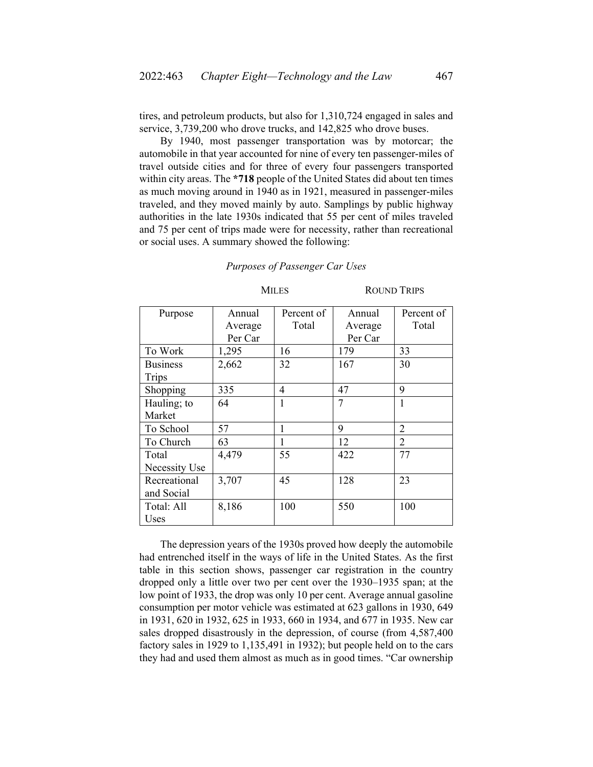tires, and petroleum products, but also for 1,310,724 engaged in sales and service, 3,739,200 who drove trucks, and 142,825 who drove buses.

By 1940, most passenger transportation was by motorcar; the automobile in that year accounted for nine of every ten passenger-miles of travel outside cities and for three of every four passengers transported within city areas. The **\*718** people of the United States did about ten times as much moving around in 1940 as in 1921, measured in passenger-miles traveled, and they moved mainly by auto. Samplings by public highway authorities in the late 1930s indicated that 55 per cent of miles traveled and 75 per cent of trips made were for necessity, rather than recreational or social uses. A summary showed the following:

*Purposes of Passenger Car Uses*

| | MILES | | ROUND TRIPS | |
|---|---|---|---|---|
| Purpose | Annual Average Per Car | Percent of Total | Annual Average Per Car | Percent of Total |
| To Work | 1,295 | 16 | 179 | 33 |
| Business Trips | 2,662 | 32 | 167 | 30 |
| Shopping | 335 | 4 | 47 | 9 |
| Hauling; to Market | 64 | 1 | 7 | 1 |
| To School | 57 | 1 | 9 | 2 |
| To Church | 63 | 1 | 12 | 2 |
| Total Necessity Use | 4,479 | 55 | 422 | 77 |
| Recreational and Social | 3,707 | 45 | 128 | 23 |
| Total: All Uses | 8,186 | 100 | 550 | 100 |

The depression years of the 1930s proved how deeply the automobile had entrenched itself in the ways of life in the United States. As the first table in this section shows, passenger car registration in the country dropped only a little over two per cent over the 1930–1935 span; at the low point of 1933, the drop was only 10 per cent. Average annual gasoline consumption per motor vehicle was estimated at 623 gallons in 1930, 649 in 1931, 620 in 1932, 625 in 1933, 660 in 1934, and 677 in 1935. New car sales dropped disastrously in the depression, of course (from 4,587,400 factory sales in 1929 to 1,135,491 in 1932); but people held on to the cars they had and used them almost as much as in good times. "Car ownership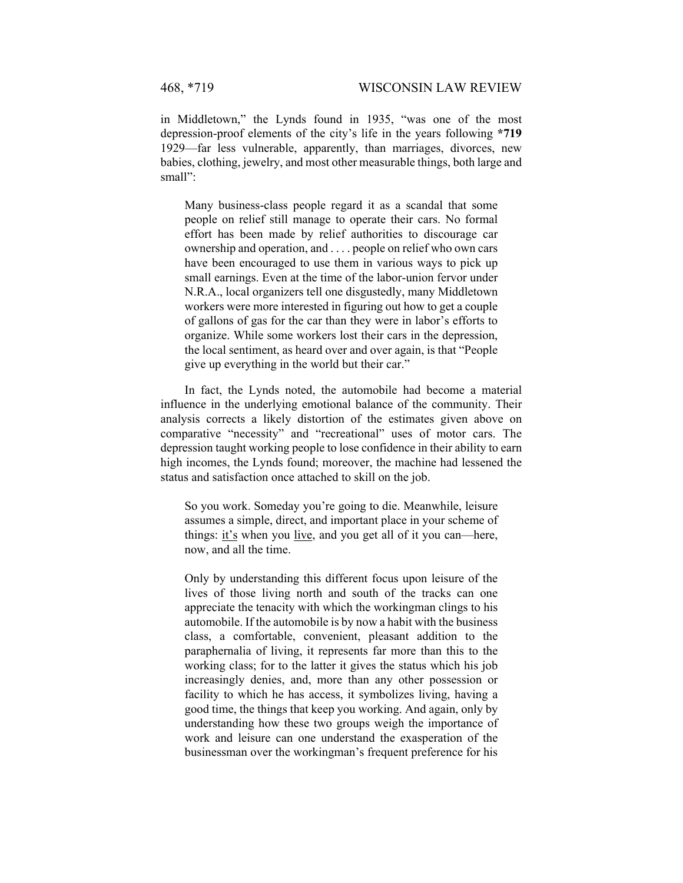in Middletown," the Lynds found in 1935, "was one of the most depression-proof elements of the city's life in the years following **\*719** 1929—far less vulnerable, apparently, than marriages, divorces, new babies, clothing, jewelry, and most other measurable things, both large and small":

> Many business-class people regard it as a scandal that some people on relief still manage to operate their cars. No formal effort has been made by relief authorities to discourage car ownership and operation, and . . . . people on relief who own cars have been encouraged to use them in various ways to pick up small earnings. Even at the time of the labor-union fervor under N.R.A., local organizers tell one disgustedly, many Middletown workers were more interested in figuring out how to get a couple of gallons of gas for the car than they were in labor's efforts to organize. While some workers lost their cars in the depression, the local sentiment, as heard over and over again, is that "People give up everything in the world but their car."

In fact, the Lynds noted, the automobile had become a material influence in the underlying emotional balance of the community. Their analysis corrects a likely distortion of the estimates given above on comparative "necessity" and "recreational" uses of motor cars. The depression taught working people to lose confidence in their ability to earn high incomes, the Lynds found; moreover, the machine had lessened the status and satisfaction once attached to skill on the job.

> So you work. Someday you're going to die. Meanwhile, leisure assumes a simple, direct, and important place in your scheme of things: <u>it's</u> when you <u>live</u>, and you get all of it you can—here, now, and all the time.
>
> Only by understanding this different focus upon leisure of the lives of those living north and south of the tracks can one appreciate the tenacity with which the workingman clings to his automobile. If the automobile is by now a habit with the business class, a comfortable, convenient, pleasant addition to the paraphernalia of living, it represents far more than this to the working class; for to the latter it gives the status which his job increasingly denies, and, more than any other possession or facility to which he has access, it symbolizes living, having a good time, the things that keep you working. And again, only by understanding how these two groups weigh the importance of work and leisure can one understand the exasperation of the businessman over the workingman's frequent preference for his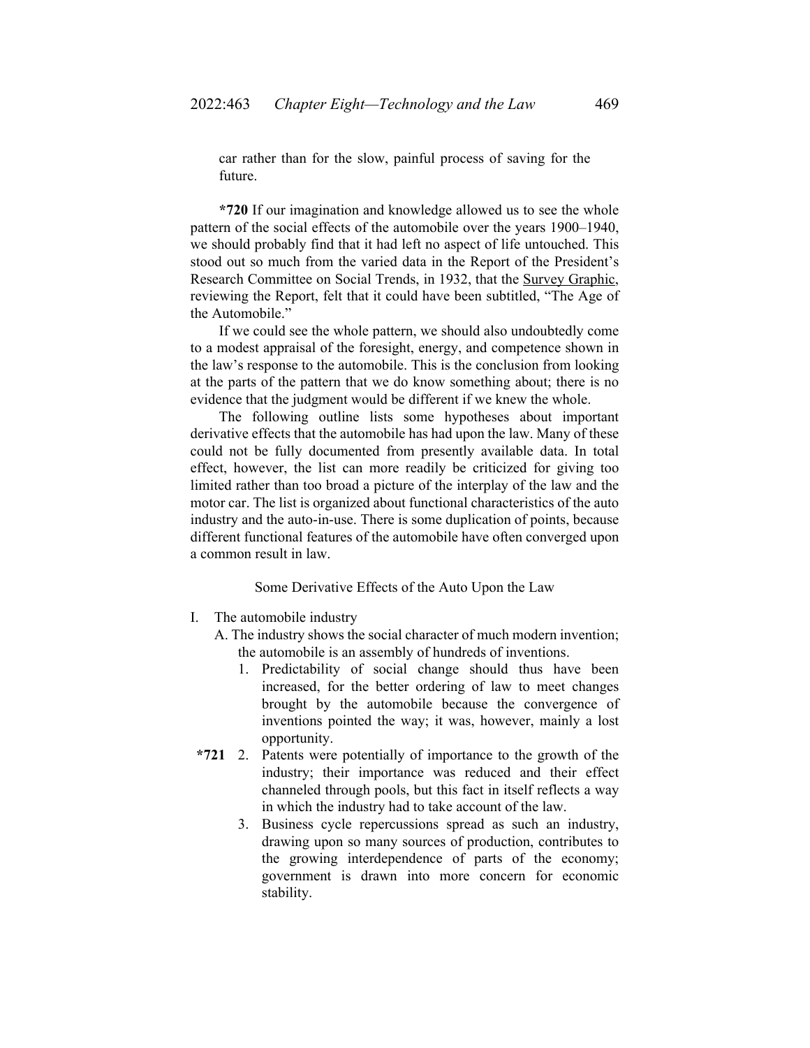car rather than for the slow, painful process of saving for the future.

**\*720** If our imagination and knowledge allowed us to see the whole pattern of the social effects of the automobile over the years 1900–1940, we should probably find that it had left no aspect of life untouched. This stood out so much from the varied data in the Report of the President's Research Committee on Social Trends, in 1932, that the Survey Graphic, reviewing the Report, felt that it could have been subtitled, "The Age of the Automobile."

If we could see the whole pattern, we should also undoubtedly come to a modest appraisal of the foresight, energy, and competence shown in the law's response to the automobile. This is the conclusion from looking at the parts of the pattern that we do know something about; there is no evidence that the judgment would be different if we knew the whole.

The following outline lists some hypotheses about important derivative effects that the automobile has had upon the law. Many of these could not be fully documented from presently available data. In total effect, however, the list can more readily be criticized for giving too limited rather than too broad a picture of the interplay of the law and the motor car. The list is organized about functional characteristics of the auto industry and the auto-in-use. There is some duplication of points, because different functional features of the automobile have often converged upon a common result in law.

Some Derivative Effects of the Auto Upon the Law

I. The automobile industry
   A. The industry shows the social character of much modern invention; the automobile is an assembly of hundreds of inventions.
      1. Predictability of social change should thus have been increased, for the better ordering of law to meet changes brought by the automobile because the convergence of inventions pointed the way; it was, however, mainly a lost opportunity.
      2. **\*721** Patents were potentially of importance to the growth of the industry; their importance was reduced and their effect channeled through pools, but this fact in itself reflects a way in which the industry had to take account of the law.
      3. Business cycle repercussions spread as such an industry, drawing upon so many sources of production, contributes to the growing interdependence of parts of the economy; government is drawn into more concern for economic stability.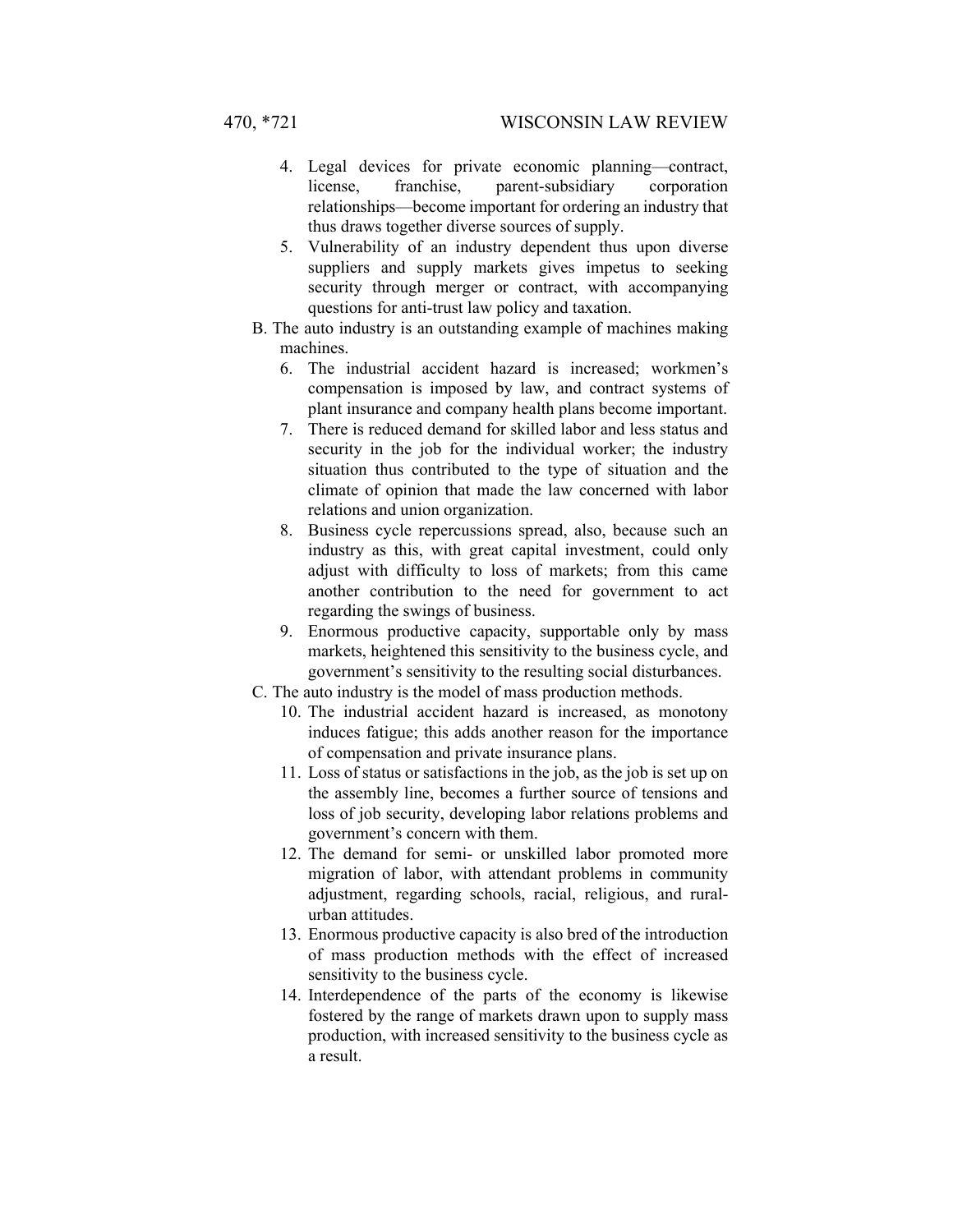4. Legal devices for private economic planning—contract, license, franchise, parent-subsidiary corporation relationships—become important for ordering an industry that thus draws together diverse sources of supply.
5. Vulnerability of an industry dependent thus upon diverse suppliers and supply markets gives impetus to seeking security through merger or contract, with accompanying questions for anti-trust law policy and taxation.

B. The auto industry is an outstanding example of machines making machines.

6. The industrial accident hazard is increased; workmen's compensation is imposed by law, and contract systems of plant insurance and company health plans become important.
7. There is reduced demand for skilled labor and less status and security in the job for the individual worker; the industry situation thus contributed to the type of situation and the climate of opinion that made the law concerned with labor relations and union organization.
8. Business cycle repercussions spread, also, because such an industry as this, with great capital investment, could only adjust with difficulty to loss of markets; from this came another contribution to the need for government to act regarding the swings of business.
9. Enormous productive capacity, supportable only by mass markets, heightened this sensitivity to the business cycle, and government's sensitivity to the resulting social disturbances.

C. The auto industry is the model of mass production methods.

10. The industrial accident hazard is increased, as monotony induces fatigue; this adds another reason for the importance of compensation and private insurance plans.
11. Loss of status or satisfactions in the job, as the job is set up on the assembly line, becomes a further source of tensions and loss of job security, developing labor relations problems and government's concern with them.
12. The demand for semi- or unskilled labor promoted more migration of labor, with attendant problems in community adjustment, regarding schools, racial, religious, and rural-urban attitudes.
13. Enormous productive capacity is also bred of the introduction of mass production methods with the effect of increased sensitivity to the business cycle.
14. Interdependence of the parts of the economy is likewise fostered by the range of markets drawn upon to supply mass production, with increased sensitivity to the business cycle as a result.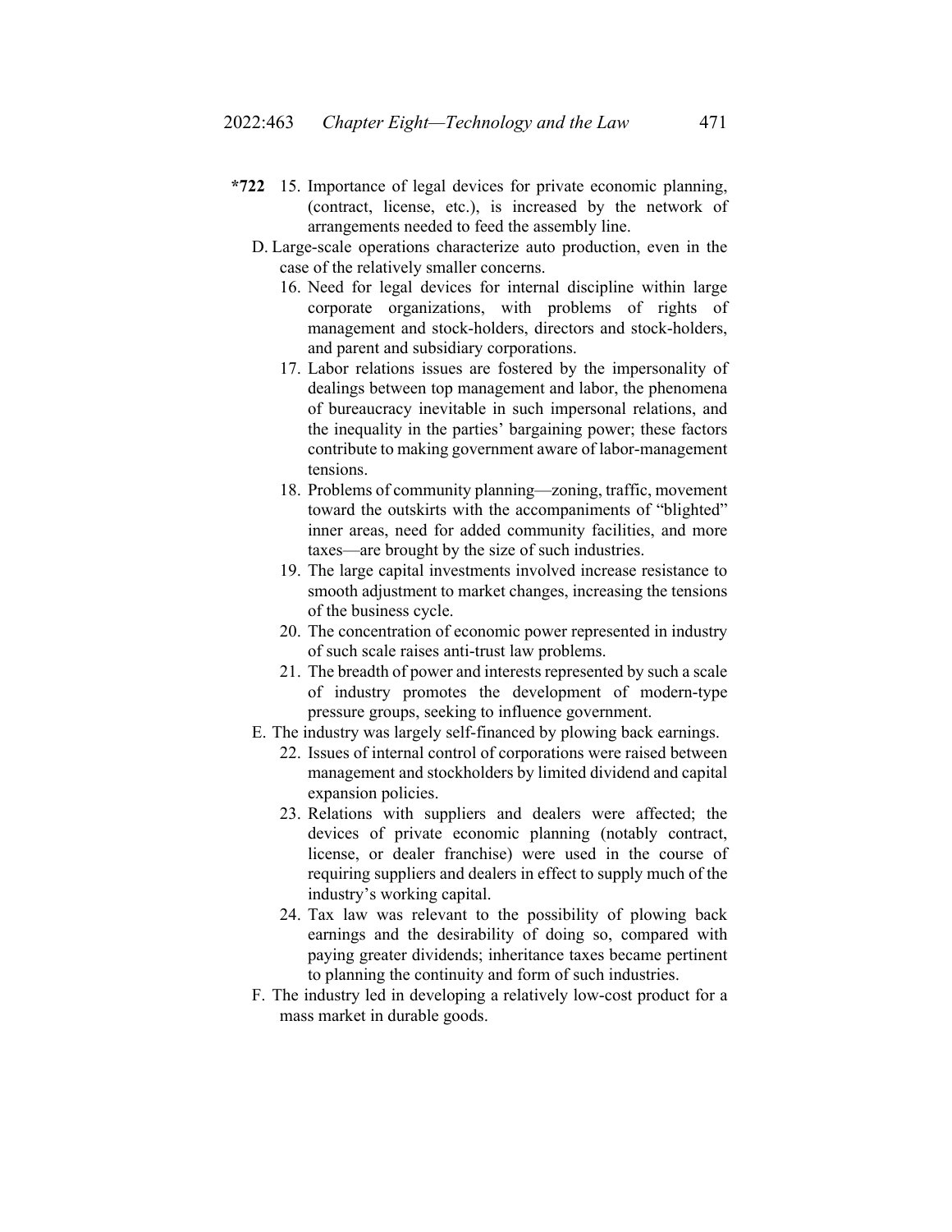**\*722** 15. Importance of legal devices for private economic planning, (contract, license, etc.), is increased by the network of arrangements needed to feed the assembly line.

D. Large-scale operations characterize auto production, even in the case of the relatively smaller concerns.

16. Need for legal devices for internal discipline within large corporate organizations, with problems of rights of management and stock-holders, directors and stock-holders, and parent and subsidiary corporations.
17. Labor relations issues are fostered by the impersonality of dealings between top management and labor, the phenomena of bureaucracy inevitable in such impersonal relations, and the inequality in the parties' bargaining power; these factors contribute to making government aware of labor-management tensions.
18. Problems of community planning—zoning, traffic, movement toward the outskirts with the accompaniments of "blighted" inner areas, need for added community facilities, and more taxes—are brought by the size of such industries.
19. The large capital investments involved increase resistance to smooth adjustment to market changes, increasing the tensions of the business cycle.
20. The concentration of economic power represented in industry of such scale raises anti-trust law problems.
21. The breadth of power and interests represented by such a scale of industry promotes the development of modern-type pressure groups, seeking to influence government.

E. The industry was largely self-financed by plowing back earnings.

22. Issues of internal control of corporations were raised between management and stockholders by limited dividend and capital expansion policies.
23. Relations with suppliers and dealers were affected; the devices of private economic planning (notably contract, license, or dealer franchise) were used in the course of requiring suppliers and dealers in effect to supply much of the industry's working capital.
24. Tax law was relevant to the possibility of plowing back earnings and the desirability of doing so, compared with paying greater dividends; inheritance taxes became pertinent to planning the continuity and form of such industries.

F. The industry led in developing a relatively low-cost product for a mass market in durable goods.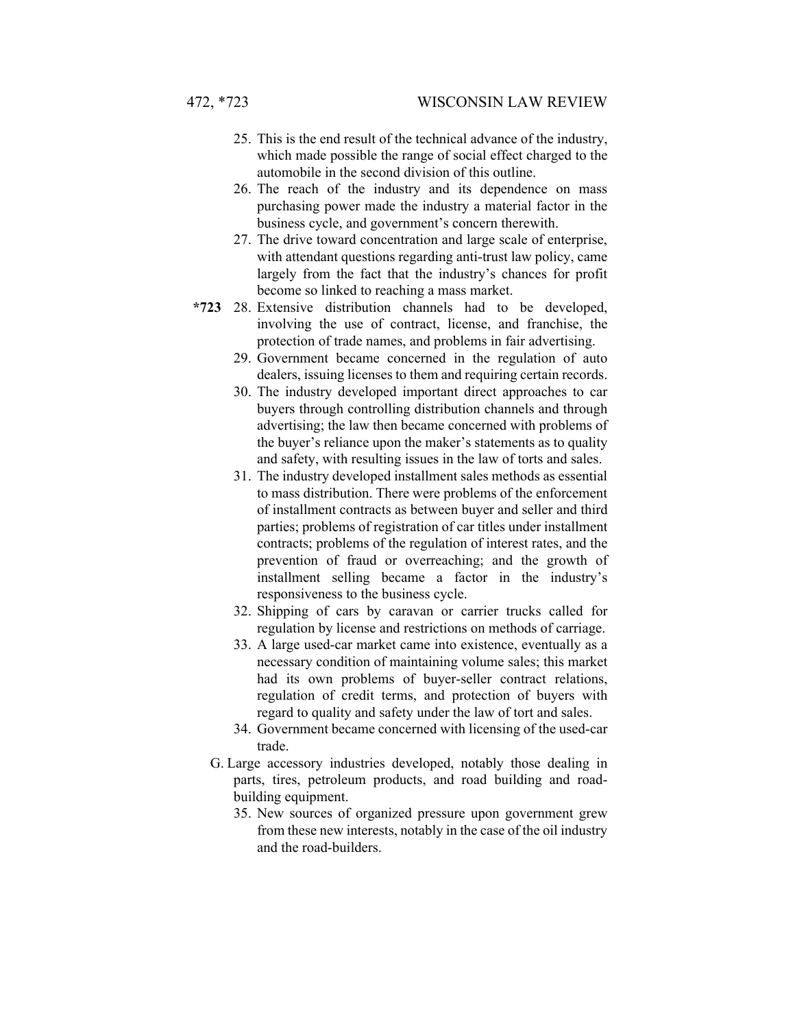25. This is the end result of the technical advance of the industry, which made possible the range of social effect charged to the automobile in the second division of this outline.
26. The reach of the industry and its dependence on mass purchasing power made the industry a material factor in the business cycle, and government's concern therewith.
27. The drive toward concentration and large scale of enterprise, with attendant questions regarding anti-trust law policy, came largely from the fact that the industry's chances for profit become so linked to reaching a mass market.

**\*723** 28. Extensive distribution channels had to be developed, involving the use of contract, license, and franchise, the protection of trade names, and problems in fair advertising.

29. Government became concerned in the regulation of auto dealers, issuing licenses to them and requiring certain records.
30. The industry developed important direct approaches to car buyers through controlling distribution channels and through advertising; the law then became concerned with problems of the buyer's reliance upon the maker's statements as to quality and safety, with resulting issues in the law of torts and sales.
31. The industry developed installment sales methods as essential to mass distribution. There were problems of the enforcement of installment contracts as between buyer and seller and third parties; problems of registration of car titles under installment contracts; problems of the regulation of interest rates, and the prevention of fraud or overreaching; and the growth of installment selling became a factor in the industry's responsiveness to the business cycle.
32. Shipping of cars by caravan or carrier trucks called for regulation by license and restrictions on methods of carriage.
33. A large used-car market came into existence, eventually as a necessary condition of maintaining volume sales; this market had its own problems of buyer-seller contract relations, regulation of credit terms, and protection of buyers with regard to quality and safety under the law of tort and sales.
34. Government became concerned with licensing of the used-car trade.

G. Large accessory industries developed, notably those dealing in parts, tires, petroleum products, and road building and road-building equipment.

35. New sources of organized pressure upon government grew from these new interests, notably in the case of the oil industry and the road-builders.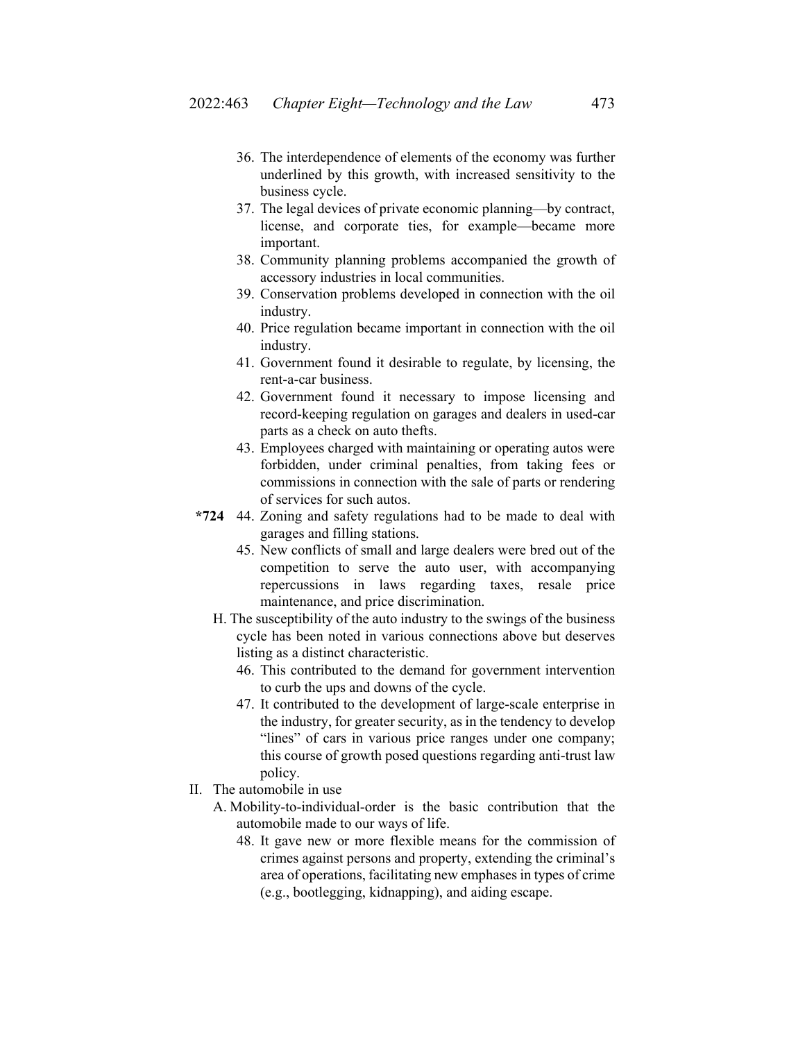36. The interdependence of elements of the economy was further underlined by this growth, with increased sensitivity to the business cycle.
37. The legal devices of private economic planning—by contract, license, and corporate ties, for example—became more important.
38. Community planning problems accompanied the growth of accessory industries in local communities.
39. Conservation problems developed in connection with the oil industry.
40. Price regulation became important in connection with the oil industry.
41. Government found it desirable to regulate, by licensing, the rent-a-car business.
42. Government found it necessary to impose licensing and record-keeping regulation on garages and dealers in used-car parts as a check on auto thefts.
43. Employees charged with maintaining or operating autos were forbidden, under criminal penalties, from taking fees or commissions in connection with the sale of parts or rendering of services for such autos.
44. **\*724** Zoning and safety regulations had to be made to deal with garages and filling stations.
45. New conflicts of small and large dealers were bred out of the competition to serve the auto user, with accompanying repercussions in laws regarding taxes, resale price maintenance, and price discrimination.

H. The susceptibility of the auto industry to the swings of the business cycle has been noted in various connections above but deserves listing as a distinct characteristic.

46. This contributed to the demand for government intervention to curb the ups and downs of the cycle.
47. It contributed to the development of large-scale enterprise in the industry, for greater security, as in the tendency to develop "lines" of cars in various price ranges under one company; this course of growth posed questions regarding anti-trust law policy.

II. The automobile in use

A. Mobility-to-individual-order is the basic contribution that the automobile made to our ways of life.

48. It gave new or more flexible means for the commission of crimes against persons and property, extending the criminal's area of operations, facilitating new emphases in types of crime (e.g., bootlegging, kidnapping), and aiding escape.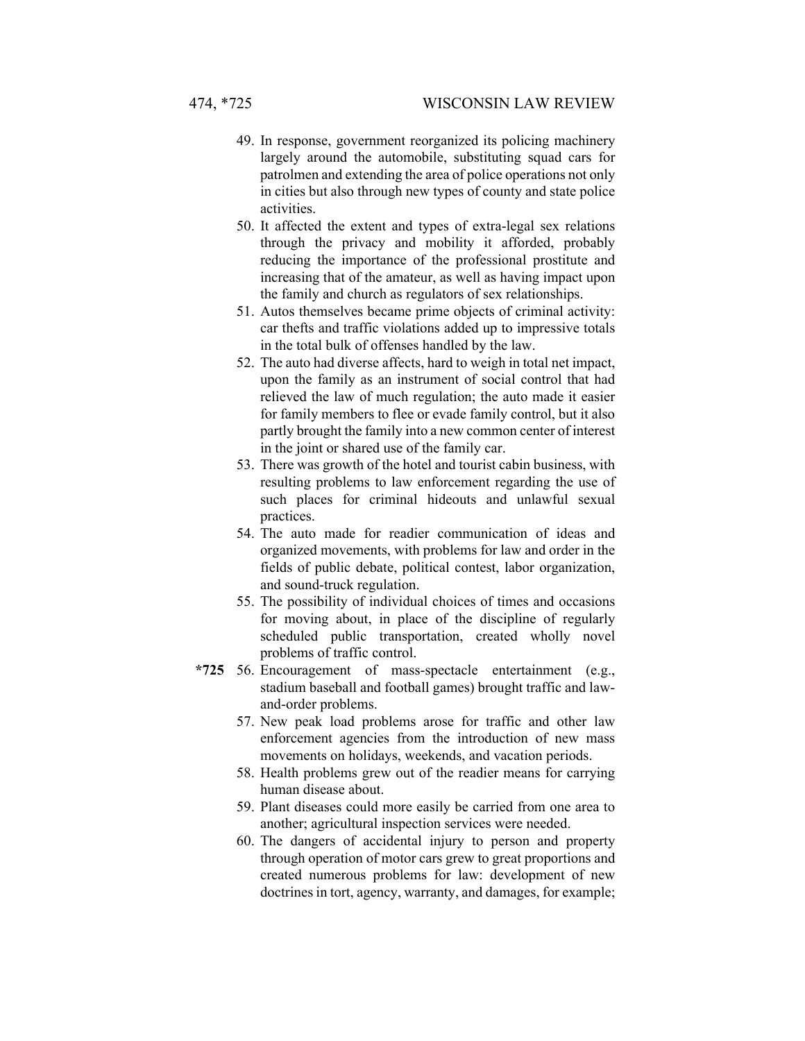49. In response, government reorganized its policing machinery largely around the automobile, substituting squad cars for patrolmen and extending the area of police operations not only in cities but also through new types of county and state police activities.
50. It affected the extent and types of extra-legal sex relations through the privacy and mobility it afforded, probably reducing the importance of the professional prostitute and increasing that of the amateur, as well as having impact upon the family and church as regulators of sex relationships.
51. Autos themselves became prime objects of criminal activity: car thefts and traffic violations added up to impressive totals in the total bulk of offenses handled by the law.
52. The auto had diverse affects, hard to weigh in total net impact, upon the family as an instrument of social control that had relieved the law of much regulation; the auto made it easier for family members to flee or evade family control, but it also partly brought the family into a new common center of interest in the joint or shared use of the family car.
53. There was growth of the hotel and tourist cabin business, with resulting problems to law enforcement regarding the use of such places for criminal hideouts and unlawful sexual practices.
54. The auto made for readier communication of ideas and organized movements, with problems for law and order in the fields of public debate, political contest, labor organization, and sound-truck regulation.
55. The possibility of individual choices of times and occasions for moving about, in place of the discipline of regularly scheduled public transportation, created wholly novel problems of traffic control.
56. **\*725** Encouragement of mass-spectacle entertainment (e.g., stadium baseball and football games) brought traffic and law-and-order problems.
57. New peak load problems arose for traffic and other law enforcement agencies from the introduction of new mass movements on holidays, weekends, and vacation periods.
58. Health problems grew out of the readier means for carrying human disease about.
59. Plant diseases could more easily be carried from one area to another; agricultural inspection services were needed.
60. The dangers of accidental injury to person and property through operation of motor cars grew to great proportions and created numerous problems for law: development of new doctrines in tort, agency, warranty, and damages, for example;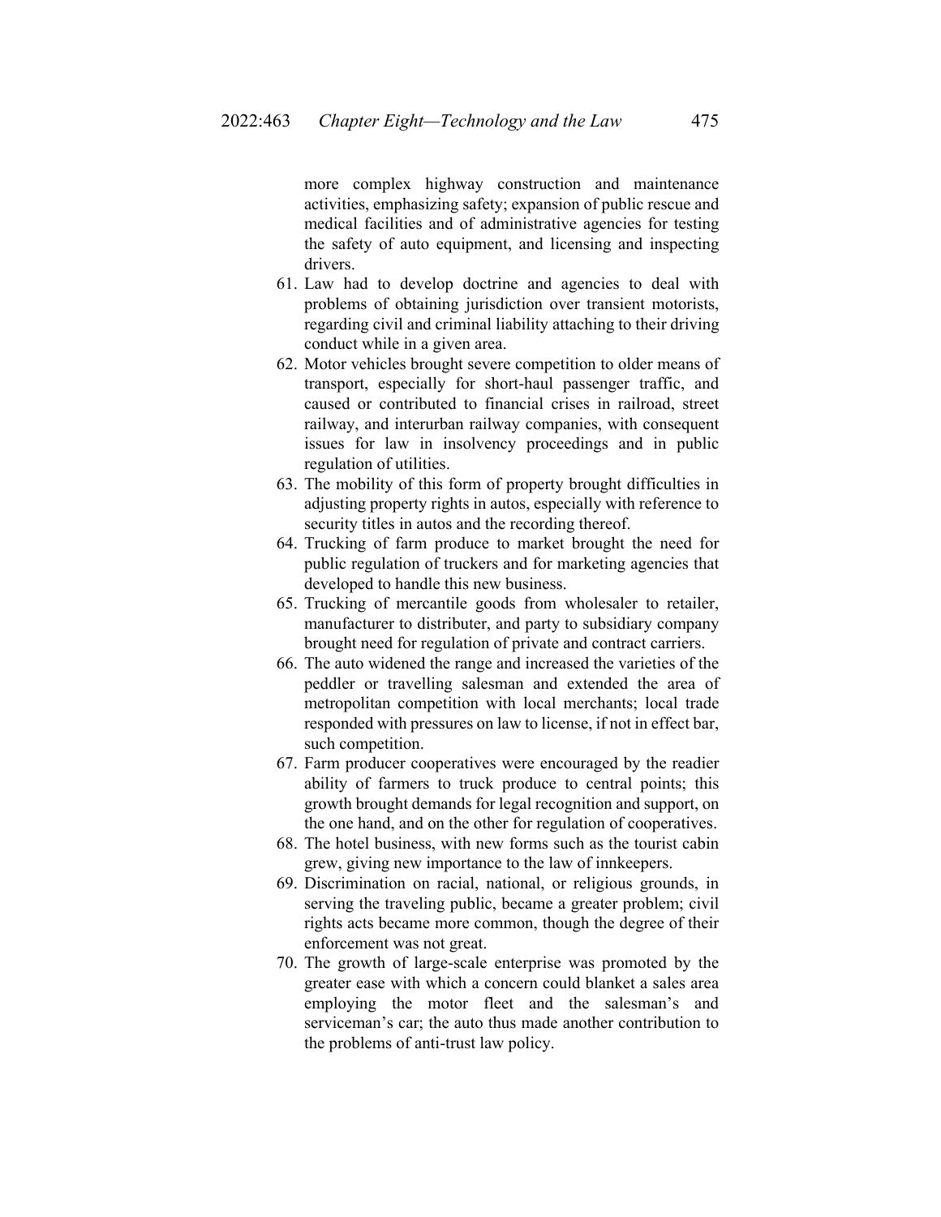more complex highway construction and maintenance activities, emphasizing safety; expansion of public rescue and medical facilities and of administrative agencies for testing the safety of auto equipment, and licensing and inspecting drivers.

61. Law had to develop doctrine and agencies to deal with problems of obtaining jurisdiction over transient motorists, regarding civil and criminal liability attaching to their driving conduct while in a given area.
62. Motor vehicles brought severe competition to older means of transport, especially for short-haul passenger traffic, and caused or contributed to financial crises in railroad, street railway, and interurban railway companies, with consequent issues for law in insolvency proceedings and in public regulation of utilities.
63. The mobility of this form of property brought difficulties in adjusting property rights in autos, especially with reference to security titles in autos and the recording thereof.
64. Trucking of farm produce to market brought the need for public regulation of truckers and for marketing agencies that developed to handle this new business.
65. Trucking of mercantile goods from wholesaler to retailer, manufacturer to distributer, and party to subsidiary company brought need for regulation of private and contract carriers.
66. The auto widened the range and increased the varieties of the peddler or travelling salesman and extended the area of metropolitan competition with local merchants; local trade responded with pressures on law to license, if not in effect bar, such competition.
67. Farm producer cooperatives were encouraged by the readier ability of farmers to truck produce to central points; this growth brought demands for legal recognition and support, on the one hand, and on the other for regulation of cooperatives.
68. The hotel business, with new forms such as the tourist cabin grew, giving new importance to the law of innkeepers.
69. Discrimination on racial, national, or religious grounds, in serving the traveling public, became a greater problem; civil rights acts became more common, though the degree of their enforcement was not great.
70. The growth of large-scale enterprise was promoted by the greater ease with which a concern could blanket a sales area employing the motor fleet and the salesman's and serviceman's car; the auto thus made another contribution to the problems of anti-trust law policy.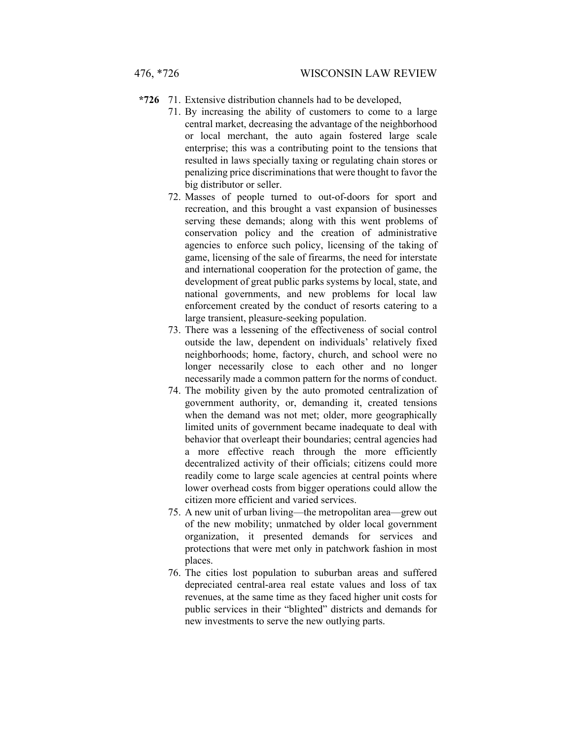*726 71. Extensive distribution channels had to be developed,

71. By increasing the ability of customers to come to a large central market, decreasing the advantage of the neighborhood or local merchant, the auto again fostered large scale enterprise; this was a contributing point to the tensions that resulted in laws specially taxing or regulating chain stores or penalizing price discriminations that were thought to favor the big distributor or seller.
72. Masses of people turned to out-of-doors for sport and recreation, and this brought a vast expansion of businesses serving these demands; along with this went problems of conservation policy and the creation of administrative agencies to enforce such policy, licensing of the taking of game, licensing of the sale of firearms, the need for interstate and international cooperation for the protection of game, the development of great public parks systems by local, state, and national governments, and new problems for local law enforcement created by the conduct of resorts catering to a large transient, pleasure-seeking population.
73. There was a lessening of the effectiveness of social control outside the law, dependent on individuals' relatively fixed neighborhoods; home, factory, church, and school were no longer necessarily close to each other and no longer necessarily made a common pattern for the norms of conduct.
74. The mobility given by the auto promoted centralization of government authority, or, demanding it, created tensions when the demand was not met; older, more geographically limited units of government became inadequate to deal with behavior that overleapt their boundaries; central agencies had a more effective reach through the more efficiently decentralized activity of their officials; citizens could more readily come to large scale agencies at central points where lower overhead costs from bigger operations could allow the citizen more efficient and varied services.
75. A new unit of urban living—the metropolitan area—grew out of the new mobility; unmatched by older local government organization, it presented demands for services and protections that were met only in patchwork fashion in most places.
76. The cities lost population to suburban areas and suffered depreciated central-area real estate values and loss of tax revenues, at the same time as they faced higher unit costs for public services in their "blighted" districts and demands for new investments to serve the new outlying parts.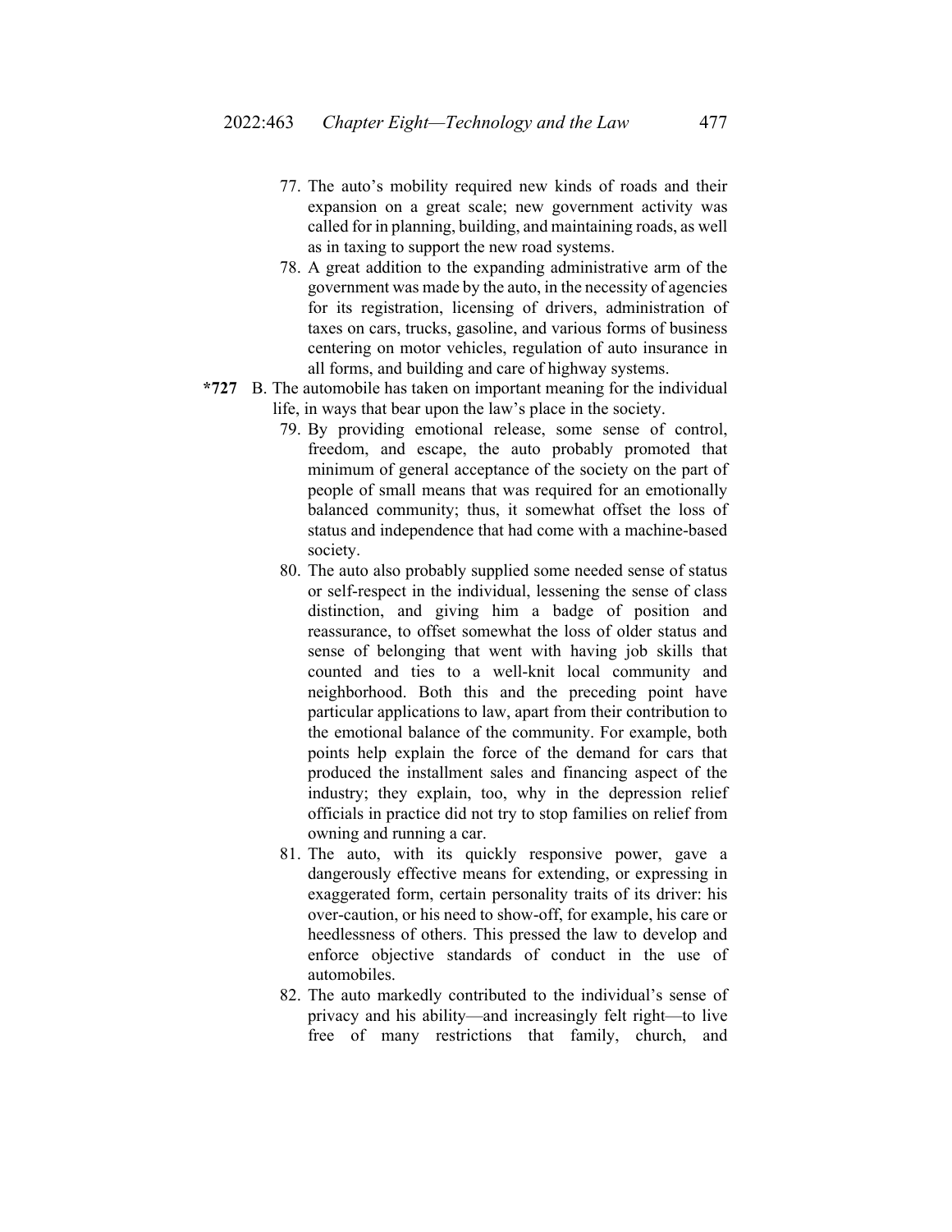77. The auto's mobility required new kinds of roads and their expansion on a great scale; new government activity was called for in planning, building, and maintaining roads, as well as in taxing to support the new road systems.
78. A great addition to the expanding administrative arm of the government was made by the auto, in the necessity of agencies for its registration, licensing of drivers, administration of taxes on cars, trucks, gasoline, and various forms of business centering on motor vehicles, regulation of auto insurance in all forms, and building and care of highway systems.

**\*727** B. The automobile has taken on important meaning for the individual life, in ways that bear upon the law's place in the society.

79. By providing emotional release, some sense of control, freedom, and escape, the auto probably promoted that minimum of general acceptance of the society on the part of people of small means that was required for an emotionally balanced community; thus, it somewhat offset the loss of status and independence that had come with a machine-based society.
80. The auto also probably supplied some needed sense of status or self-respect in the individual, lessening the sense of class distinction, and giving him a badge of position and reassurance, to offset somewhat the loss of older status and sense of belonging that went with having job skills that counted and ties to a well-knit local community and neighborhood. Both this and the preceding point have particular applications to law, apart from their contribution to the emotional balance of the community. For example, both points help explain the force of the demand for cars that produced the installment sales and financing aspect of the industry; they explain, too, why in the depression relief officials in practice did not try to stop families on relief from owning and running a car.
81. The auto, with its quickly responsive power, gave a dangerously effective means for extending, or expressing in exaggerated form, certain personality traits of its driver: his over-caution, or his need to show-off, for example, his care or heedlessness of others. This pressed the law to develop and enforce objective standards of conduct in the use of automobiles.
82. The auto markedly contributed to the individual's sense of privacy and his ability—and increasingly felt right—to live free of many restrictions that family, church, and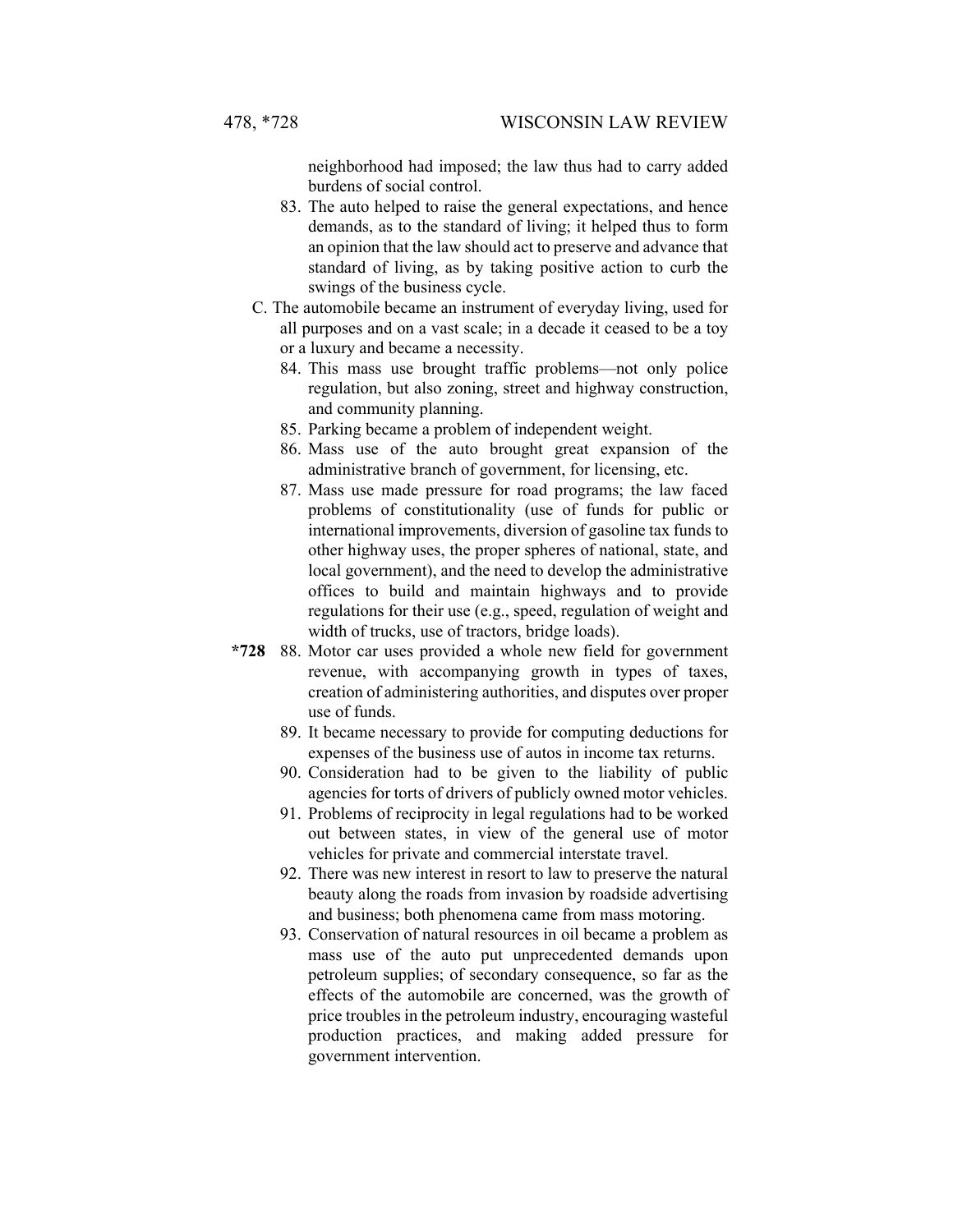neighborhood had imposed; the law thus had to carry added burdens of social control.

83. The auto helped to raise the general expectations, and hence demands, as to the standard of living; it helped thus to form an opinion that the law should act to preserve and advance that standard of living, as by taking positive action to curb the swings of the business cycle.

C. The automobile became an instrument of everyday living, used for all purposes and on a vast scale; in a decade it ceased to be a toy or a luxury and became a necessity.

84. This mass use brought traffic problems—not only police regulation, but also zoning, street and highway construction, and community planning.
85. Parking became a problem of independent weight.
86. Mass use of the auto brought great expansion of the administrative branch of government, for licensing, etc.
87. Mass use made pressure for road programs; the law faced problems of constitutionality (use of funds for public or international improvements, diversion of gasoline tax funds to other highway uses, the proper spheres of national, state, and local government), and the need to develop the administrative offices to build and maintain highways and to provide regulations for their use (e.g., speed, regulation of weight and width of trucks, use of tractors, bridge loads).
88. **\*728** Motor car uses provided a whole new field for government revenue, with accompanying growth in types of taxes, creation of administering authorities, and disputes over proper use of funds.
89. It became necessary to provide for computing deductions for expenses of the business use of autos in income tax returns.
90. Consideration had to be given to the liability of public agencies for torts of drivers of publicly owned motor vehicles.
91. Problems of reciprocity in legal regulations had to be worked out between states, in view of the general use of motor vehicles for private and commercial interstate travel.
92. There was new interest in resort to law to preserve the natural beauty along the roads from invasion by roadside advertising and business; both phenomena came from mass motoring.
93. Conservation of natural resources in oil became a problem as mass use of the auto put unprecedented demands upon petroleum supplies; of secondary consequence, so far as the effects of the automobile are concerned, was the growth of price troubles in the petroleum industry, encouraging wasteful production practices, and making added pressure for government intervention.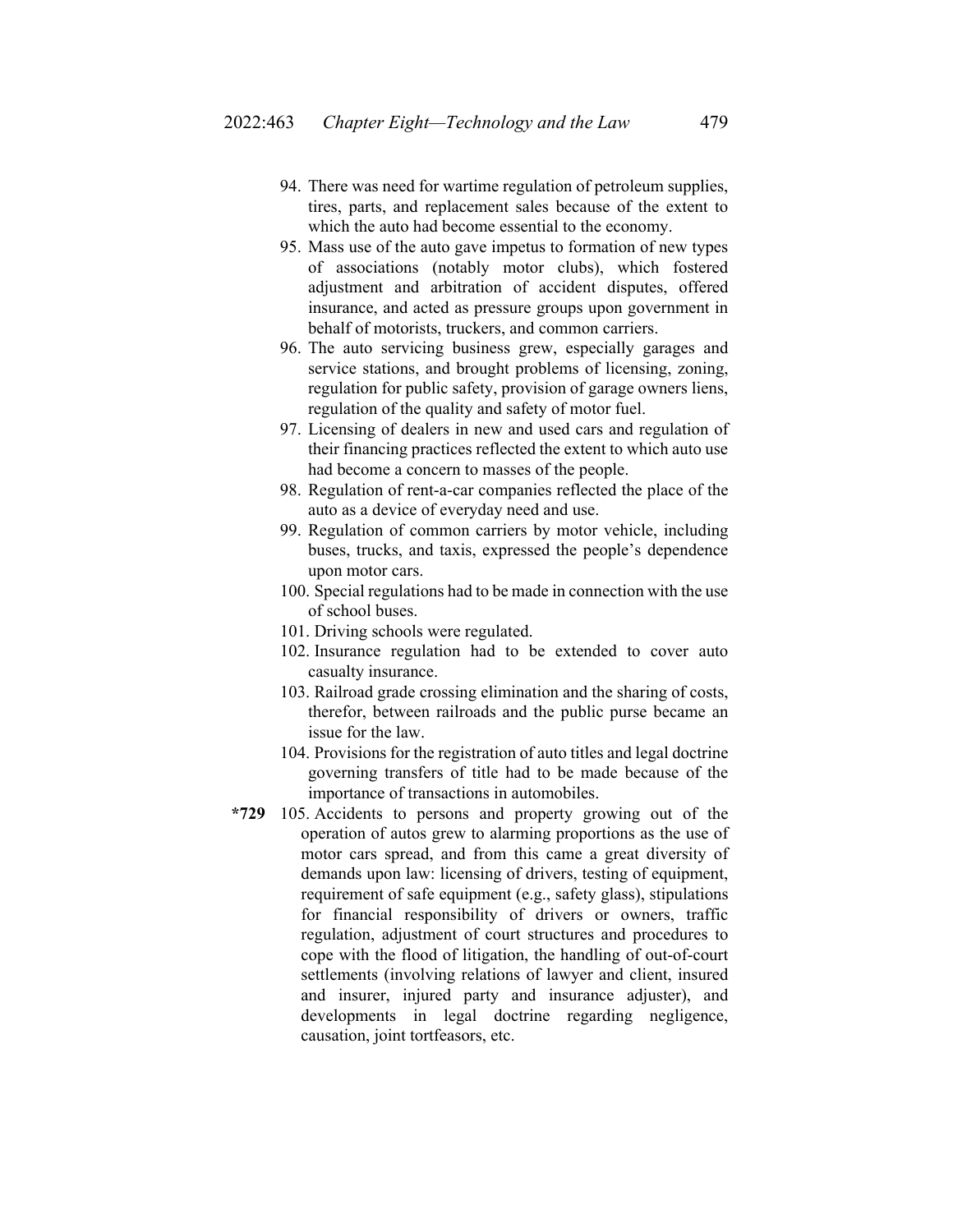94. There was need for wartime regulation of petroleum supplies, tires, parts, and replacement sales because of the extent to which the auto had become essential to the economy.
95. Mass use of the auto gave impetus to formation of new types of associations (notably motor clubs), which fostered adjustment and arbitration of accident disputes, offered insurance, and acted as pressure groups upon government in behalf of motorists, truckers, and common carriers.
96. The auto servicing business grew, especially garages and service stations, and brought problems of licensing, zoning, regulation for public safety, provision of garage owners liens, regulation of the quality and safety of motor fuel.
97. Licensing of dealers in new and used cars and regulation of their financing practices reflected the extent to which auto use had become a concern to masses of the people.
98. Regulation of rent-a-car companies reflected the place of the auto as a device of everyday need and use.
99. Regulation of common carriers by motor vehicle, including buses, trucks, and taxis, expressed the people's dependence upon motor cars.
100. Special regulations had to be made in connection with the use of school buses.
101. Driving schools were regulated.
102. Insurance regulation had to be extended to cover auto casualty insurance.
103. Railroad grade crossing elimination and the sharing of costs, therefor, between railroads and the public purse became an issue for the law.
104. Provisions for the registration of auto titles and legal doctrine governing transfers of title had to be made because of the importance of transactions in automobiles.

**\*729** 105. Accidents to persons and property growing out of the operation of autos grew to alarming proportions as the use of motor cars spread, and from this came a great diversity of demands upon law: licensing of drivers, testing of equipment, requirement of safe equipment (e.g., safety glass), stipulations for financial responsibility of drivers or owners, traffic regulation, adjustment of court structures and procedures to cope with the flood of litigation, the handling of out-of-court settlements (involving relations of lawyer and client, insured and insurer, injured party and insurance adjuster), and developments in legal doctrine regarding negligence, causation, joint tortfeasors, etc.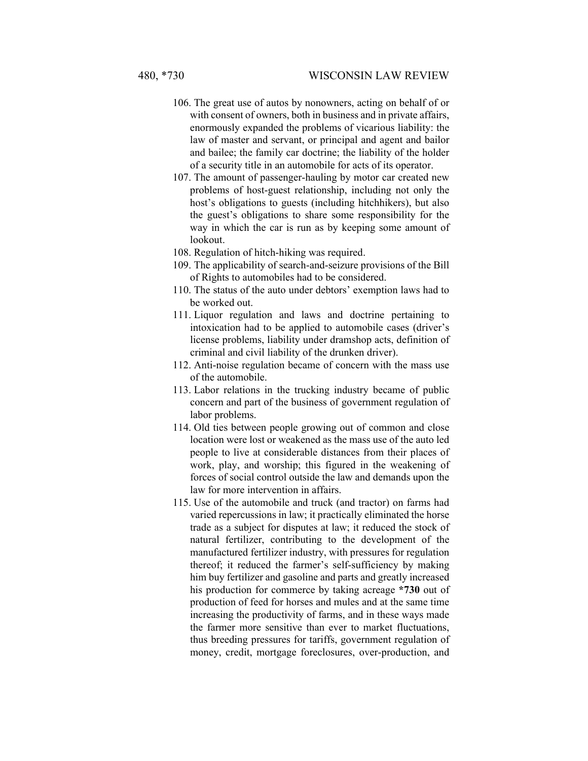106. The great use of autos by nonowners, acting on behalf of or with consent of owners, both in business and in private affairs, enormously expanded the problems of vicarious liability: the law of master and servant, or principal and agent and bailor and bailee; the family car doctrine; the liability of the holder of a security title in an automobile for acts of its operator.
107. The amount of passenger-hauling by motor car created new problems of host-guest relationship, including not only the host's obligations to guests (including hitchhikers), but also the guest's obligations to share some responsibility for the way in which the car is run as by keeping some amount of lookout.
108. Regulation of hitch-hiking was required.
109. The applicability of search-and-seizure provisions of the Bill of Rights to automobiles had to be considered.
110. The status of the auto under debtors' exemption laws had to be worked out.
111. Liquor regulation and laws and doctrine pertaining to intoxication had to be applied to automobile cases (driver's license problems, liability under dramshop acts, definition of criminal and civil liability of the drunken driver).
112. Anti-noise regulation became of concern with the mass use of the automobile.
113. Labor relations in the trucking industry became of public concern and part of the business of government regulation of labor problems.
114. Old ties between people growing out of common and close location were lost or weakened as the mass use of the auto led people to live at considerable distances from their places of work, play, and worship; this figured in the weakening of forces of social control outside the law and demands upon the law for more intervention in affairs.
115. Use of the automobile and truck (and tractor) on farms had varied repercussions in law; it practically eliminated the horse trade as a subject for disputes at law; it reduced the stock of natural fertilizer, contributing to the development of the manufactured fertilizer industry, with pressures for regulation thereof; it reduced the farmer's self-sufficiency by making him buy fertilizer and gasoline and parts and greatly increased his production for commerce by taking acreage **\*730** out of production of feed for horses and mules and at the same time increasing the productivity of farms, and in these ways made the farmer more sensitive than ever to market fluctuations, thus breeding pressures for tariffs, government regulation of money, credit, mortgage foreclosures, over-production, and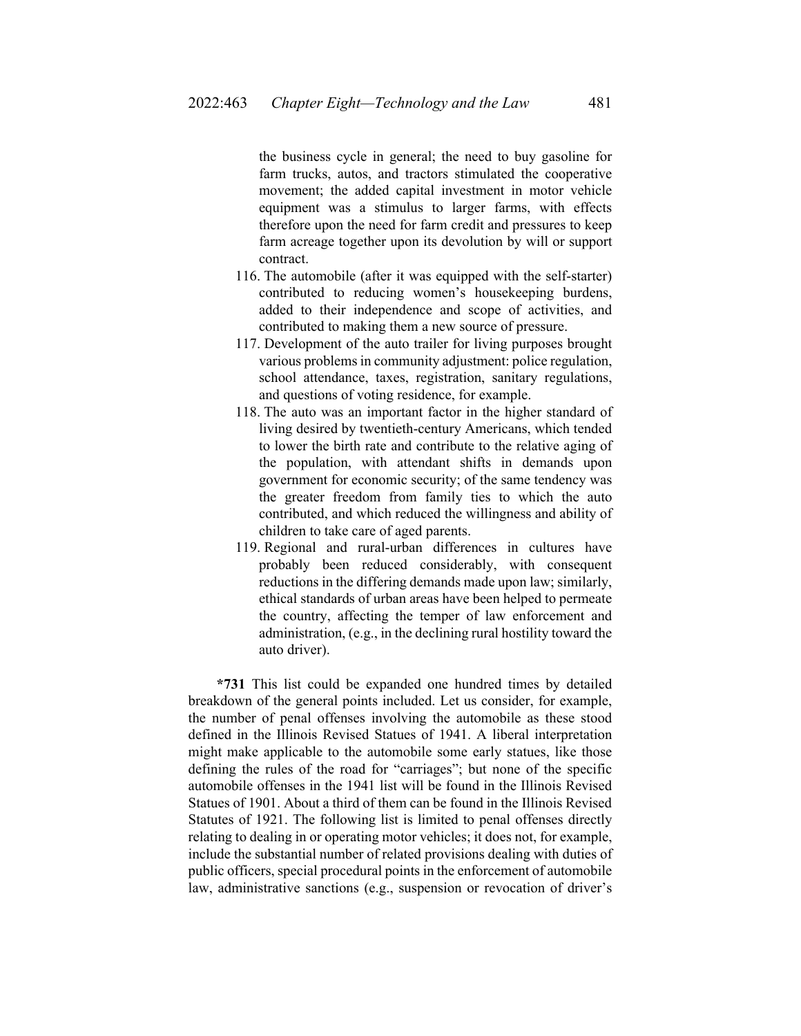the business cycle in general; the need to buy gasoline for farm trucks, autos, and tractors stimulated the cooperative movement; the added capital investment in motor vehicle equipment was a stimulus to larger farms, with effects therefore upon the need for farm credit and pressures to keep farm acreage together upon its devolution by will or support contract.

116. The automobile (after it was equipped with the self-starter) contributed to reducing women's housekeeping burdens, added to their independence and scope of activities, and contributed to making them a new source of pressure.
117. Development of the auto trailer for living purposes brought various problems in community adjustment: police regulation, school attendance, taxes, registration, sanitary regulations, and questions of voting residence, for example.
118. The auto was an important factor in the higher standard of living desired by twentieth-century Americans, which tended to lower the birth rate and contribute to the relative aging of the population, with attendant shifts in demands upon government for economic security; of the same tendency was the greater freedom from family ties to which the auto contributed, and which reduced the willingness and ability of children to take care of aged parents.
119. Regional and rural-urban differences in cultures have probably been reduced considerably, with consequent reductions in the differing demands made upon law; similarly, ethical standards of urban areas have been helped to permeate the country, affecting the temper of law enforcement and administration, (e.g., in the declining rural hostility toward the auto driver).

**\*731** This list could be expanded one hundred times by detailed breakdown of the general points included. Let us consider, for example, the number of penal offenses involving the automobile as these stood defined in the Illinois Revised Statues of 1941. A liberal interpretation might make applicable to the automobile some early statues, like those defining the rules of the road for "carriages"; but none of the specific automobile offenses in the 1941 list will be found in the Illinois Revised Statues of 1901. About a third of them can be found in the Illinois Revised Statues of 1921. The following list is limited to penal offenses directly relating to dealing in or operating motor vehicles; it does not, for example, include the substantial number of related provisions dealing with duties of public officers, special procedural points in the enforcement of automobile law, administrative sanctions (e.g., suspension or revocation of driver's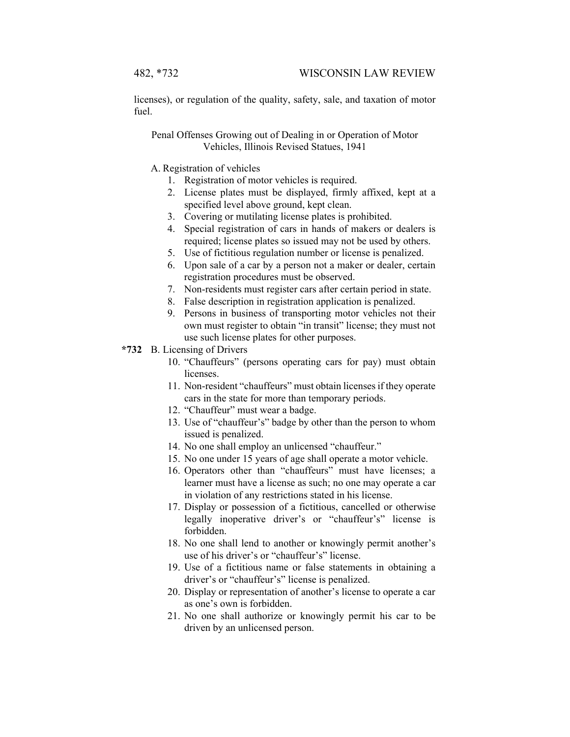licenses), or regulation of the quality, safety, sale, and taxation of motor fuel.

Penal Offenses Growing out of Dealing in or Operation of Motor Vehicles, Illinois Revised Statues, 1941

A. Registration of vehicles

1. Registration of motor vehicles is required.
2. License plates must be displayed, firmly affixed, kept at a specified level above ground, kept clean.
3. Covering or mutilating license plates is prohibited.
4. Special registration of cars in hands of makers or dealers is required; license plates so issued may not be used by others.
5. Use of fictitious regulation number or license is penalized.
6. Upon sale of a car by a person not a maker or dealer, certain registration procedures must be observed.
7. Non-residents must register cars after certain period in state.
8. False description in registration application is penalized.
9. Persons in business of transporting motor vehicles not their own must register to obtain "in transit" license; they must not use such license plates for other purposes.

**\*732** B. Licensing of Drivers

10. "Chauffeurs" (persons operating cars for pay) must obtain licenses.
11. Non-resident "chauffeurs" must obtain licenses if they operate cars in the state for more than temporary periods.
12. "Chauffeur" must wear a badge.
13. Use of "chauffeur's" badge by other than the person to whom issued is penalized.
14. No one shall employ an unlicensed "chauffeur."
15. No one under 15 years of age shall operate a motor vehicle.
16. Operators other than "chauffeurs" must have licenses; a learner must have a license as such; no one may operate a car in violation of any restrictions stated in his license.
17. Display or possession of a fictitious, cancelled or otherwise legally inoperative driver's or "chauffeur's" license is forbidden.
18. No one shall lend to another or knowingly permit another's use of his driver's or "chauffeur's" license.
19. Use of a fictitious name or false statements in obtaining a driver's or "chauffeur's" license is penalized.
20. Display or representation of another's license to operate a car as one's own is forbidden.
21. No one shall authorize or knowingly permit his car to be driven by an unlicensed person.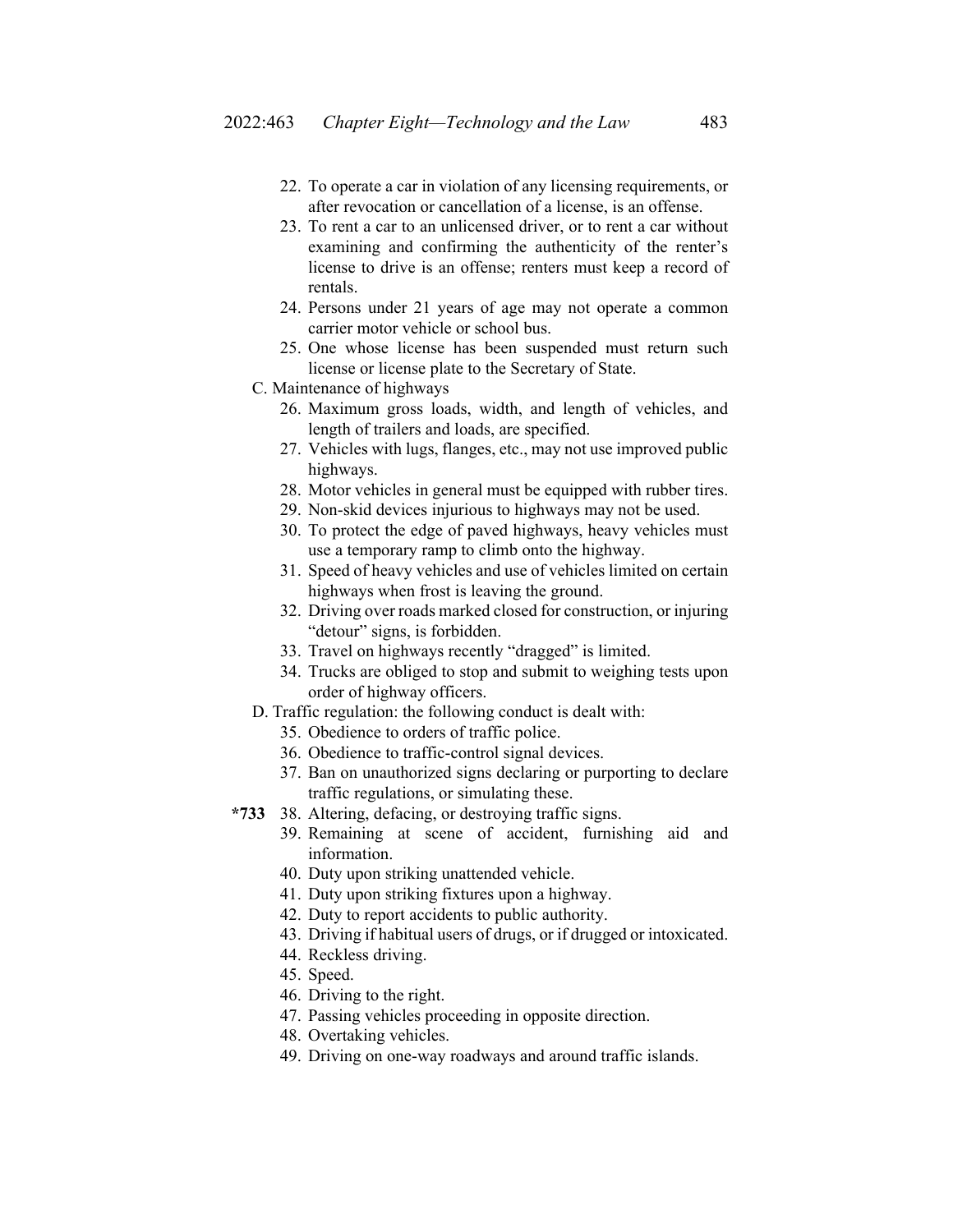22. To operate a car in violation of any licensing requirements, or after revocation or cancellation of a license, is an offense.
23. To rent a car to an unlicensed driver, or to rent a car without examining and confirming the authenticity of the renter's license to drive is an offense; renters must keep a record of rentals.
24. Persons under 21 years of age may not operate a common carrier motor vehicle or school bus.
25. One whose license has been suspended must return such license or license plate to the Secretary of State.

C. Maintenance of highways

26. Maximum gross loads, width, and length of vehicles, and length of trailers and loads, are specified.
27. Vehicles with lugs, flanges, etc., may not use improved public highways.
28. Motor vehicles in general must be equipped with rubber tires.
29. Non-skid devices injurious to highways may not be used.
30. To protect the edge of paved highways, heavy vehicles must use a temporary ramp to climb onto the highway.
31. Speed of heavy vehicles and use of vehicles limited on certain highways when frost is leaving the ground.
32. Driving over roads marked closed for construction, or injuring "detour" signs, is forbidden.
33. Travel on highways recently "dragged" is limited.
34. Trucks are obliged to stop and submit to weighing tests upon order of highway officers.

D. Traffic regulation: the following conduct is dealt with:

35. Obedience to orders of traffic police.
36. Obedience to traffic-control signal devices.
37. Ban on unauthorized signs declaring or purporting to declare traffic regulations, or simulating these.
38. *733 Altering, defacing, or destroying traffic signs.
39. Remaining at scene of accident, furnishing aid and information.
40. Duty upon striking unattended vehicle.
41. Duty upon striking fixtures upon a highway.
42. Duty to report accidents to public authority.
43. Driving if habitual users of drugs, or if drugged or intoxicated.
44. Reckless driving.
45. Speed.
46. Driving to the right.
47. Passing vehicles proceeding in opposite direction.
48. Overtaking vehicles.
49. Driving on one-way roadways and around traffic islands.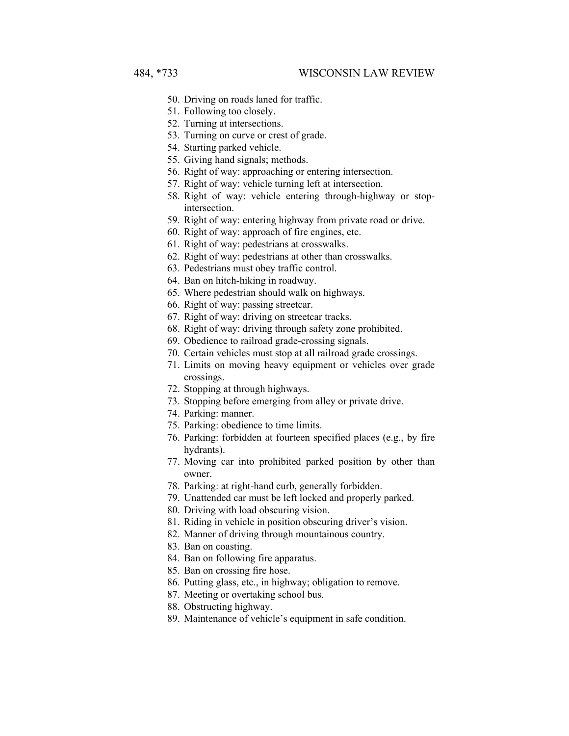50. Driving on roads laned for traffic.
51. Following too closely.
52. Turning at intersections.
53. Turning on curve or crest of grade.
54. Starting parked vehicle.
55. Giving hand signals; methods.
56. Right of way: approaching or entering intersection.
57. Right of way: vehicle turning left at intersection.
58. Right of way: vehicle entering through-highway or stop-intersection.
59. Right of way: entering highway from private road or drive.
60. Right of way: approach of fire engines, etc.
61. Right of way: pedestrians at crosswalks.
62. Right of way: pedestrians at other than crosswalks.
63. Pedestrians must obey traffic control.
64. Ban on hitch-hiking in roadway.
65. Where pedestrian should walk on highways.
66. Right of way: passing streetcar.
67. Right of way: driving on streetcar tracks.
68. Right of way: driving through safety zone prohibited.
69. Obedience to railroad grade-crossing signals.
70. Certain vehicles must stop at all railroad grade crossings.
71. Limits on moving heavy equipment or vehicles over grade crossings.
72. Stopping at through highways.
73. Stopping before emerging from alley or private drive.
74. Parking: manner.
75. Parking: obedience to time limits.
76. Parking: forbidden at fourteen specified places (e.g., by fire hydrants).
77. Moving car into prohibited parked position by other than owner.
78. Parking: at right-hand curb, generally forbidden.
79. Unattended car must be left locked and properly parked.
80. Driving with load obscuring vision.
81. Riding in vehicle in position obscuring driver's vision.
82. Manner of driving through mountainous country.
83. Ban on coasting.
84. Ban on following fire apparatus.
85. Ban on crossing fire hose.
86. Putting glass, etc., in highway; obligation to remove.
87. Meeting or overtaking school bus.
88. Obstructing highway.
89. Maintenance of vehicle's equipment in safe condition.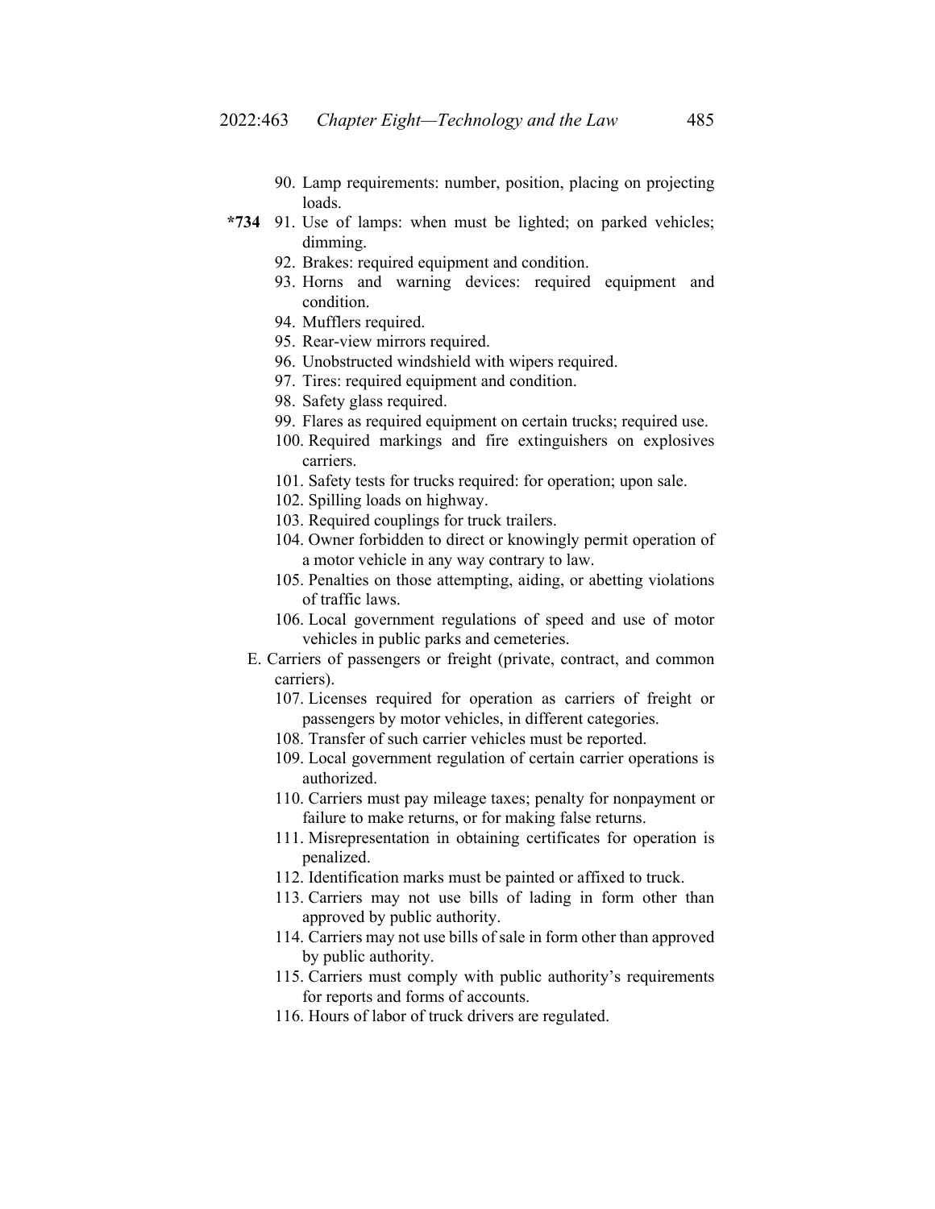90. Lamp requirements: number, position, placing on projecting loads.

**\*734** 91. Use of lamps: when must be lighted; on parked vehicles; dimming.

92. Brakes: required equipment and condition.

93. Horns and warning devices: required equipment and condition.

94. Mufflers required.

95. Rear-view mirrors required.

96. Unobstructed windshield with wipers required.

97. Tires: required equipment and condition.

98. Safety glass required.

99. Flares as required equipment on certain trucks; required use.

100. Required markings and fire extinguishers on explosives carriers.

101. Safety tests for trucks required: for operation; upon sale.

102. Spilling loads on highway.

103. Required couplings for truck trailers.

104. Owner forbidden to direct or knowingly permit operation of a motor vehicle in any way contrary to law.

105. Penalties on those attempting, aiding, or abetting violations of traffic laws.

106. Local government regulations of speed and use of motor vehicles in public parks and cemeteries.

E. Carriers of passengers or freight (private, contract, and common carriers).

107. Licenses required for operation as carriers of freight or passengers by motor vehicles, in different categories.

108. Transfer of such carrier vehicles must be reported.

109. Local government regulation of certain carrier operations is authorized.

110. Carriers must pay mileage taxes; penalty for nonpayment or failure to make returns, or for making false returns.

111. Misrepresentation in obtaining certificates for operation is penalized.

112. Identification marks must be painted or affixed to truck.

113. Carriers may not use bills of lading in form other than approved by public authority.

114. Carriers may not use bills of sale in form other than approved by public authority.

115. Carriers must comply with public authority's requirements for reports and forms of accounts.

116. Hours of labor of truck drivers are regulated.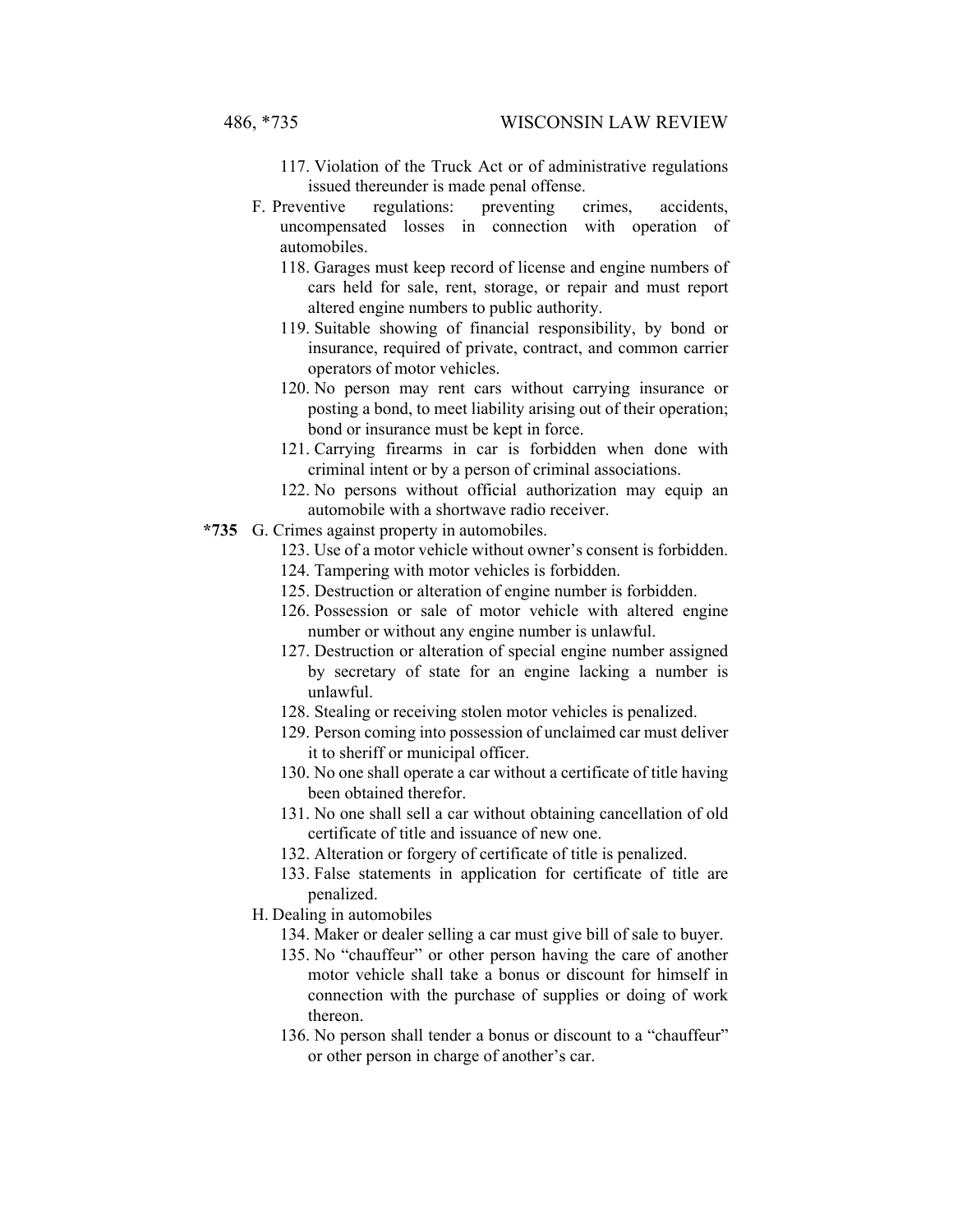117. Violation of the Truck Act or of administrative regulations issued thereunder is made penal offense.

F. Preventive regulations: preventing crimes, accidents, uncompensated losses in connection with operation of automobiles.

118. Garages must keep record of license and engine numbers of cars held for sale, rent, storage, or repair and must report altered engine numbers to public authority.

119. Suitable showing of financial responsibility, by bond or insurance, required of private, contract, and common carrier operators of motor vehicles.

120. No person may rent cars without carrying insurance or posting a bond, to meet liability arising out of their operation; bond or insurance must be kept in force.

121. Carrying firearms in car is forbidden when done with criminal intent or by a person of criminal associations.

122. No persons without official authorization may equip an automobile with a shortwave radio receiver.

**\*735** G. Crimes against property in automobiles.

123. Use of a motor vehicle without owner's consent is forbidden.

124. Tampering with motor vehicles is forbidden.

125. Destruction or alteration of engine number is forbidden.

126. Possession or sale of motor vehicle with altered engine number or without any engine number is unlawful.

127. Destruction or alteration of special engine number assigned by secretary of state for an engine lacking a number is unlawful.

128. Stealing or receiving stolen motor vehicles is penalized.

129. Person coming into possession of unclaimed car must deliver it to sheriff or municipal officer.

130. No one shall operate a car without a certificate of title having been obtained therefor.

131. No one shall sell a car without obtaining cancellation of old certificate of title and issuance of new one.

132. Alteration or forgery of certificate of title is penalized.

133. False statements in application for certificate of title are penalized.

H. Dealing in automobiles

134. Maker or dealer selling a car must give bill of sale to buyer.

135. No "chauffeur" or other person having the care of another motor vehicle shall take a bonus or discount for himself in connection with the purchase of supplies or doing of work thereon.

136. No person shall tender a bonus or discount to a "chauffeur" or other person in charge of another's car.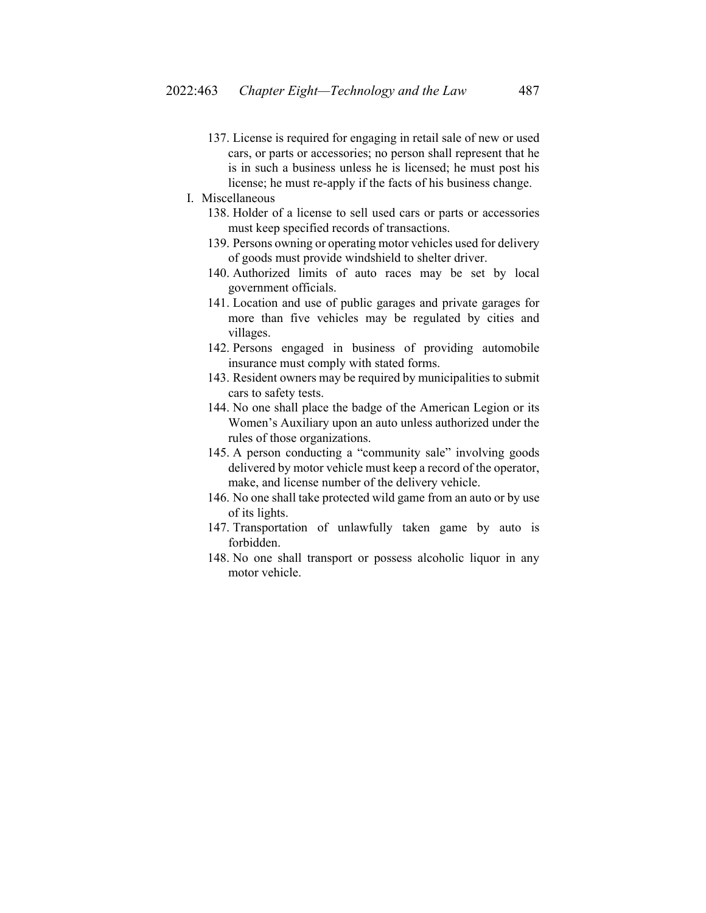137. License is required for engaging in retail sale of new or used cars, or parts or accessories; no person shall represent that he is in such a business unless he is licensed; he must post his license; he must re-apply if the facts of his business change.

I. Miscellaneous

138. Holder of a license to sell used cars or parts or accessories must keep specified records of transactions.
139. Persons owning or operating motor vehicles used for delivery of goods must provide windshield to shelter driver.
140. Authorized limits of auto races may be set by local government officials.
141. Location and use of public garages and private garages for more than five vehicles may be regulated by cities and villages.
142. Persons engaged in business of providing automobile insurance must comply with stated forms.
143. Resident owners may be required by municipalities to submit cars to safety tests.
144. No one shall place the badge of the American Legion or its Women's Auxiliary upon an auto unless authorized under the rules of those organizations.
145. A person conducting a "community sale" involving goods delivered by motor vehicle must keep a record of the operator, make, and license number of the delivery vehicle.
146. No one shall take protected wild game from an auto or by use of its lights.
147. Transportation of unlawfully taken game by auto is forbidden.
148. No one shall transport or possess alcoholic liquor in any motor vehicle.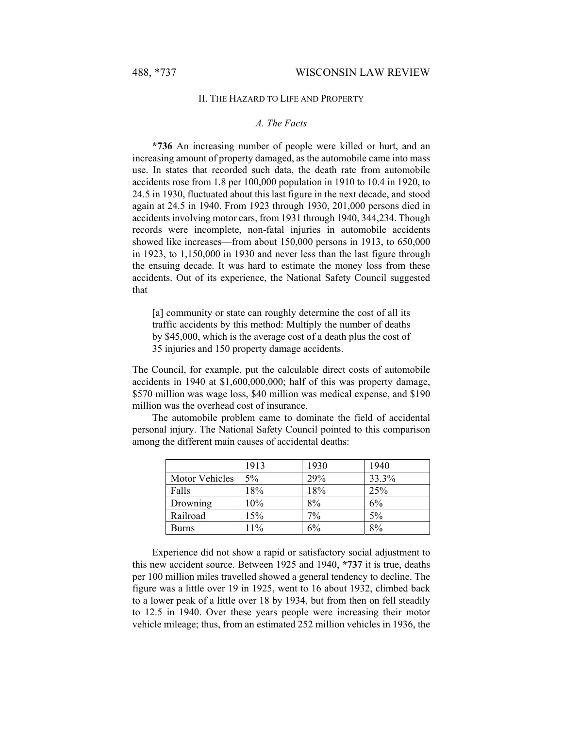## II. The Hazard to Life and Property

### *A. The Facts*

**\*736** An increasing number of people were killed or hurt, and an increasing amount of property damaged, as the automobile came into mass use. In states that recorded such data, the death rate from automobile accidents rose from 1.8 per 100,000 population in 1910 to 10.4 in 1920, to 24.5 in 1930, fluctuated about this last figure in the next decade, and stood again at 24.5 in 1940. From 1923 through 1930, 201,000 persons died in accidents involving motor cars, from 1931 through 1940, 344,234. Though records were incomplete, non-fatal injuries in automobile accidents showed like increases—from about 150,000 persons in 1913, to 650,000 in 1923, to 1,150,000 in 1930 and never less than the last figure through the ensuing decade. It was hard to estimate the money loss from these accidents. Out of its experience, the National Safety Council suggested that

> [a] community or state can roughly determine the cost of all its traffic accidents by this method: Multiply the number of deaths by $45,000, which is the average cost of a death plus the cost of 35 injuries and 150 property damage accidents.

The Council, for example, put the calculable direct costs of automobile accidents in 1940 at $1,600,000,000; half of this was property damage, $570 million was wage loss, $40 million was medical expense, and $190 million was the overhead cost of insurance.

The automobile problem came to dominate the field of accidental personal injury. The National Safety Council pointed to this comparison among the different main causes of accidental deaths:

| | 1913 | 1930 | 1940 |
|---|---|---|---|
| Motor Vehicles | 5% | 29% | 33.3% |
| Falls | 18% | 18% | 25% |
| Drowning | 10% | 8% | 6% |
| Railroad | 15% | 7% | 5% |
| Burns | 11% | 6% | 8% |

Experience did not show a rapid or satisfactory social adjustment to this new accident source. Between 1925 and 1940, **\*737** it is true, deaths per 100 million miles travelled showed a general tendency to decline. The figure was a little over 19 in 1925, went to 16 about 1932, climbed back to a lower peak of a little over 18 by 1934, but from then on fell steadily to 12.5 in 1940. Over these years people were increasing their motor vehicle mileage; thus, from an estimated 252 million vehicles in 1936, the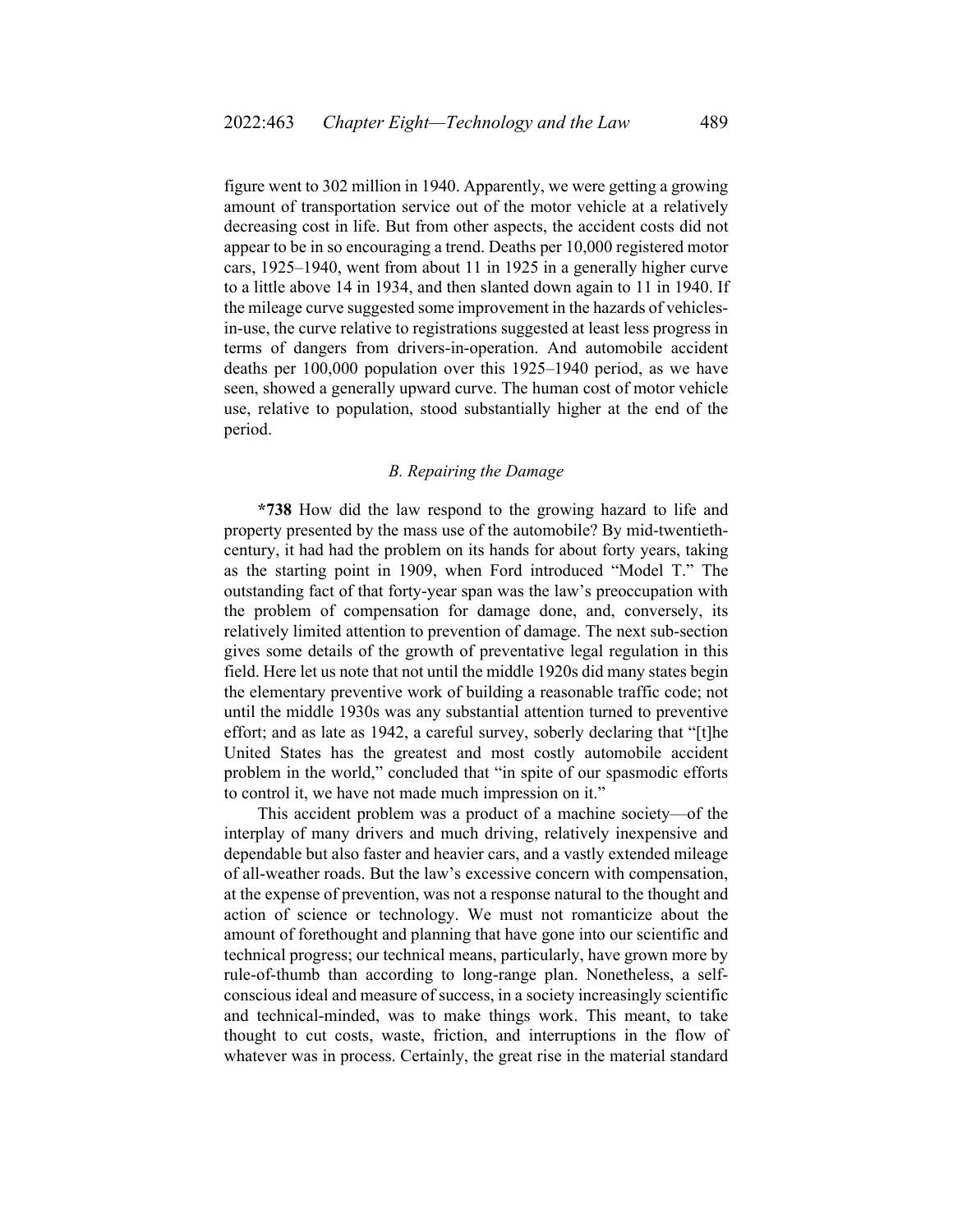figure went to 302 million in 1940. Apparently, we were getting a growing amount of transportation service out of the motor vehicle at a relatively decreasing cost in life. But from other aspects, the accident costs did not appear to be in so encouraging a trend. Deaths per 10,000 registered motor cars, 1925–1940, went from about 11 in 1925 in a generally higher curve to a little above 14 in 1934, and then slanted down again to 11 in 1940. If the mileage curve suggested some improvement in the hazards of vehicles-in-use, the curve relative to registrations suggested at least less progress in terms of dangers from drivers-in-operation. And automobile accident deaths per 100,000 population over this 1925–1940 period, as we have seen, showed a generally upward curve. The human cost of motor vehicle use, relative to population, stood substantially higher at the end of the period.

### *B. Repairing the Damage*

**\*738** How did the law respond to the growing hazard to life and property presented by the mass use of the automobile? By mid-twentieth-century, it had had the problem on its hands for about forty years, taking as the starting point in 1909, when Ford introduced "Model T." The outstanding fact of that forty-year span was the law's preoccupation with the problem of compensation for damage done, and, conversely, its relatively limited attention to prevention of damage. The next sub-section gives some details of the growth of preventative legal regulation in this field. Here let us note that not until the middle 1920s did many states begin the elementary preventive work of building a reasonable traffic code; not until the middle 1930s was any substantial attention turned to preventive effort; and as late as 1942, a careful survey, soberly declaring that "[t]he United States has the greatest and most costly automobile accident problem in the world," concluded that "in spite of our spasmodic efforts to control it, we have not made much impression on it."

This accident problem was a product of a machine society—of the interplay of many drivers and much driving, relatively inexpensive and dependable but also faster and heavier cars, and a vastly extended mileage of all-weather roads. But the law's excessive concern with compensation, at the expense of prevention, was not a response natural to the thought and action of science or technology. We must not romanticize about the amount of forethought and planning that have gone into our scientific and technical progress; our technical means, particularly, have grown more by rule-of-thumb than according to long-range plan. Nonetheless, a self-conscious ideal and measure of success, in a society increasingly scientific and technical-minded, was to make things work. This meant, to take thought to cut costs, waste, friction, and interruptions in the flow of whatever was in process. Certainly, the great rise in the material standard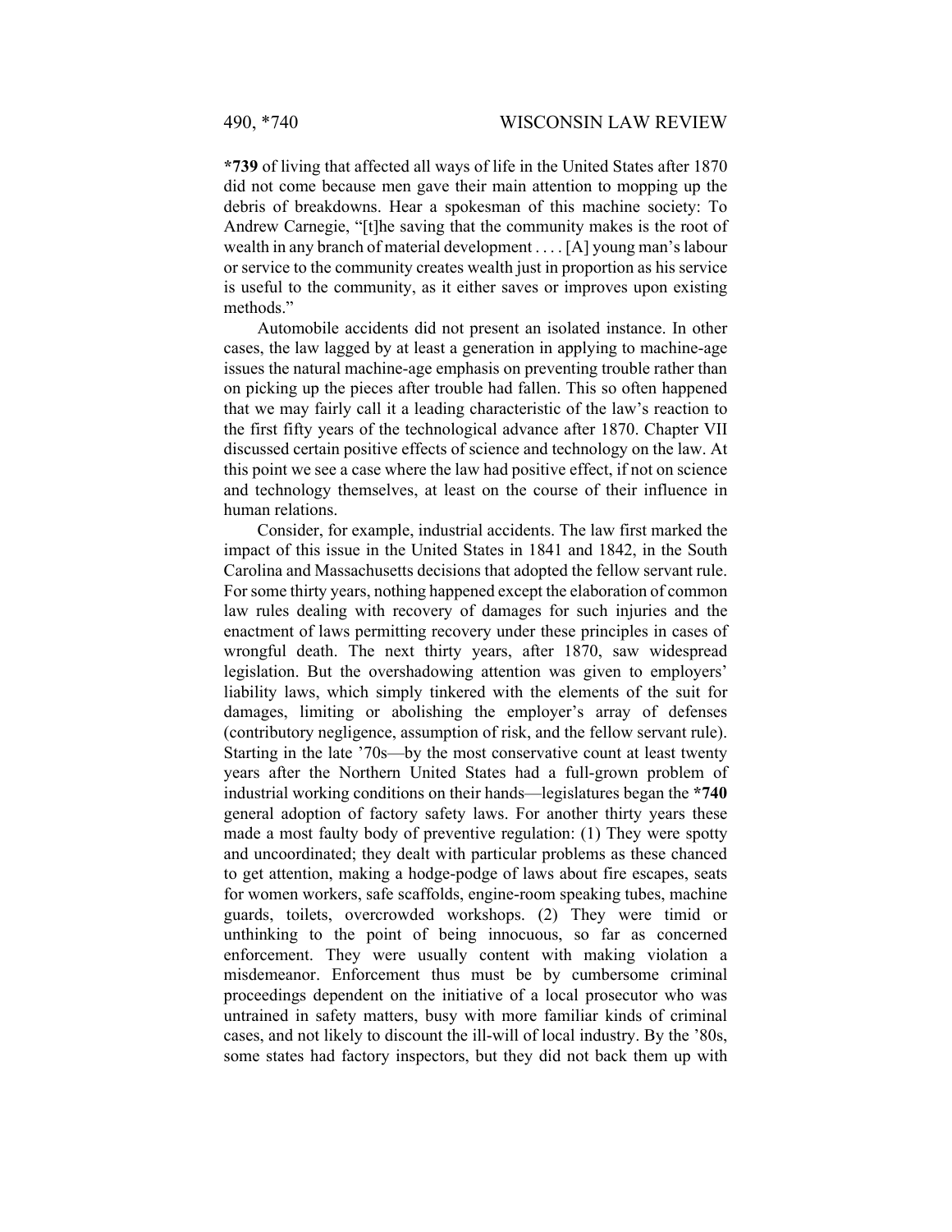**\*739** of living that affected all ways of life in the United States after 1870 did not come because men gave their main attention to mopping up the debris of breakdowns. Hear a spokesman of this machine society: To Andrew Carnegie, "[t]he saving that the community makes is the root of wealth in any branch of material development . . . . [A] young man's labour or service to the community creates wealth just in proportion as his service is useful to the community, as it either saves or improves upon existing methods."

Automobile accidents did not present an isolated instance. In other cases, the law lagged by at least a generation in applying to machine-age issues the natural machine-age emphasis on preventing trouble rather than on picking up the pieces after trouble had fallen. This so often happened that we may fairly call it a leading characteristic of the law's reaction to the first fifty years of the technological advance after 1870. Chapter VII discussed certain positive effects of science and technology on the law. At this point we see a case where the law had positive effect, if not on science and technology themselves, at least on the course of their influence in human relations.

Consider, for example, industrial accidents. The law first marked the impact of this issue in the United States in 1841 and 1842, in the South Carolina and Massachusetts decisions that adopted the fellow servant rule. For some thirty years, nothing happened except the elaboration of common law rules dealing with recovery of damages for such injuries and the enactment of laws permitting recovery under these principles in cases of wrongful death. The next thirty years, after 1870, saw widespread legislation. But the overshadowing attention was given to employers' liability laws, which simply tinkered with the elements of the suit for damages, limiting or abolishing the employer's array of defenses (contributory negligence, assumption of risk, and the fellow servant rule). Starting in the late '70s—by the most conservative count at least twenty years after the Northern United States had a full-grown problem of industrial working conditions on their hands—legislatures began the **\*740** general adoption of factory safety laws. For another thirty years these made a most faulty body of preventive regulation: (1) They were spotty and uncoordinated; they dealt with particular problems as these chanced to get attention, making a hodge-podge of laws about fire escapes, seats for women workers, safe scaffolds, engine-room speaking tubes, machine guards, toilets, overcrowded workshops. (2) They were timid or unthinking to the point of being innocuous, so far as concerned enforcement. They were usually content with making violation a misdemeanor. Enforcement thus must be by cumbersome criminal proceedings dependent on the initiative of a local prosecutor who was untrained in safety matters, busy with more familiar kinds of criminal cases, and not likely to discount the ill-will of local industry. By the '80s, some states had factory inspectors, but they did not back them up with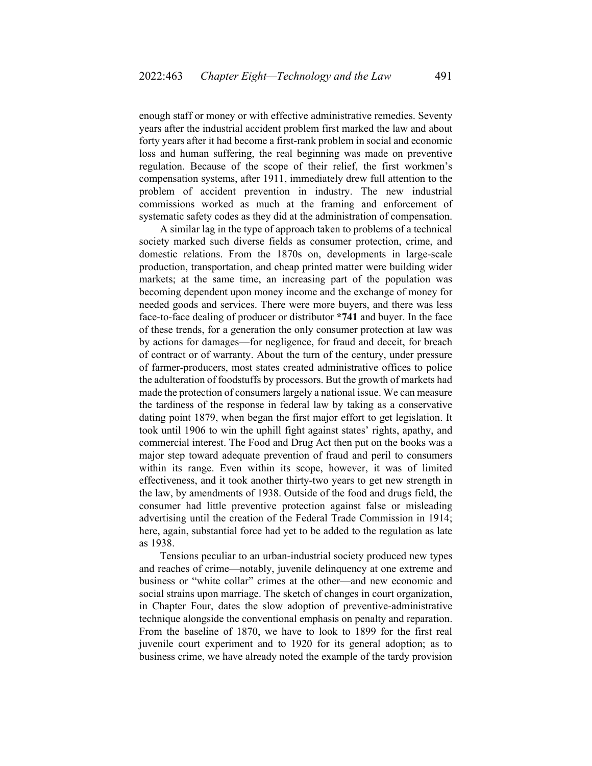enough staff or money or with effective administrative remedies. Seventy years after the industrial accident problem first marked the law and about forty years after it had become a first-rank problem in social and economic loss and human suffering, the real beginning was made on preventive regulation. Because of the scope of their relief, the first workmen's compensation systems, after 1911, immediately drew full attention to the problem of accident prevention in industry. The new industrial commissions worked as much at the framing and enforcement of systematic safety codes as they did at the administration of compensation.

A similar lag in the type of approach taken to problems of a technical society marked such diverse fields as consumer protection, crime, and domestic relations. From the 1870s on, developments in large-scale production, transportation, and cheap printed matter were building wider markets; at the same time, an increasing part of the population was becoming dependent upon money income and the exchange of money for needed goods and services. There were more buyers, and there was less face-to-face dealing of producer or distributor **\*741** and buyer. In the face of these trends, for a generation the only consumer protection at law was by actions for damages—for negligence, for fraud and deceit, for breach of contract or of warranty. About the turn of the century, under pressure of farmer-producers, most states created administrative offices to police the adulteration of foodstuffs by processors. But the growth of markets had made the protection of consumers largely a national issue. We can measure the tardiness of the response in federal law by taking as a conservative dating point 1879, when began the first major effort to get legislation. It took until 1906 to win the uphill fight against states' rights, apathy, and commercial interest. The Food and Drug Act then put on the books was a major step toward adequate prevention of fraud and peril to consumers within its range. Even within its scope, however, it was of limited effectiveness, and it took another thirty-two years to get new strength in the law, by amendments of 1938. Outside of the food and drugs field, the consumer had little preventive protection against false or misleading advertising until the creation of the Federal Trade Commission in 1914; here, again, substantial force had yet to be added to the regulation as late as 1938.

Tensions peculiar to an urban-industrial society produced new types and reaches of crime—notably, juvenile delinquency at one extreme and business or "white collar" crimes at the other—and new economic and social strains upon marriage. The sketch of changes in court organization, in Chapter Four, dates the slow adoption of preventive-administrative technique alongside the conventional emphasis on penalty and reparation. From the baseline of 1870, we have to look to 1899 for the first real juvenile court experiment and to 1920 for its general adoption; as to business crime, we have already noted the example of the tardy provision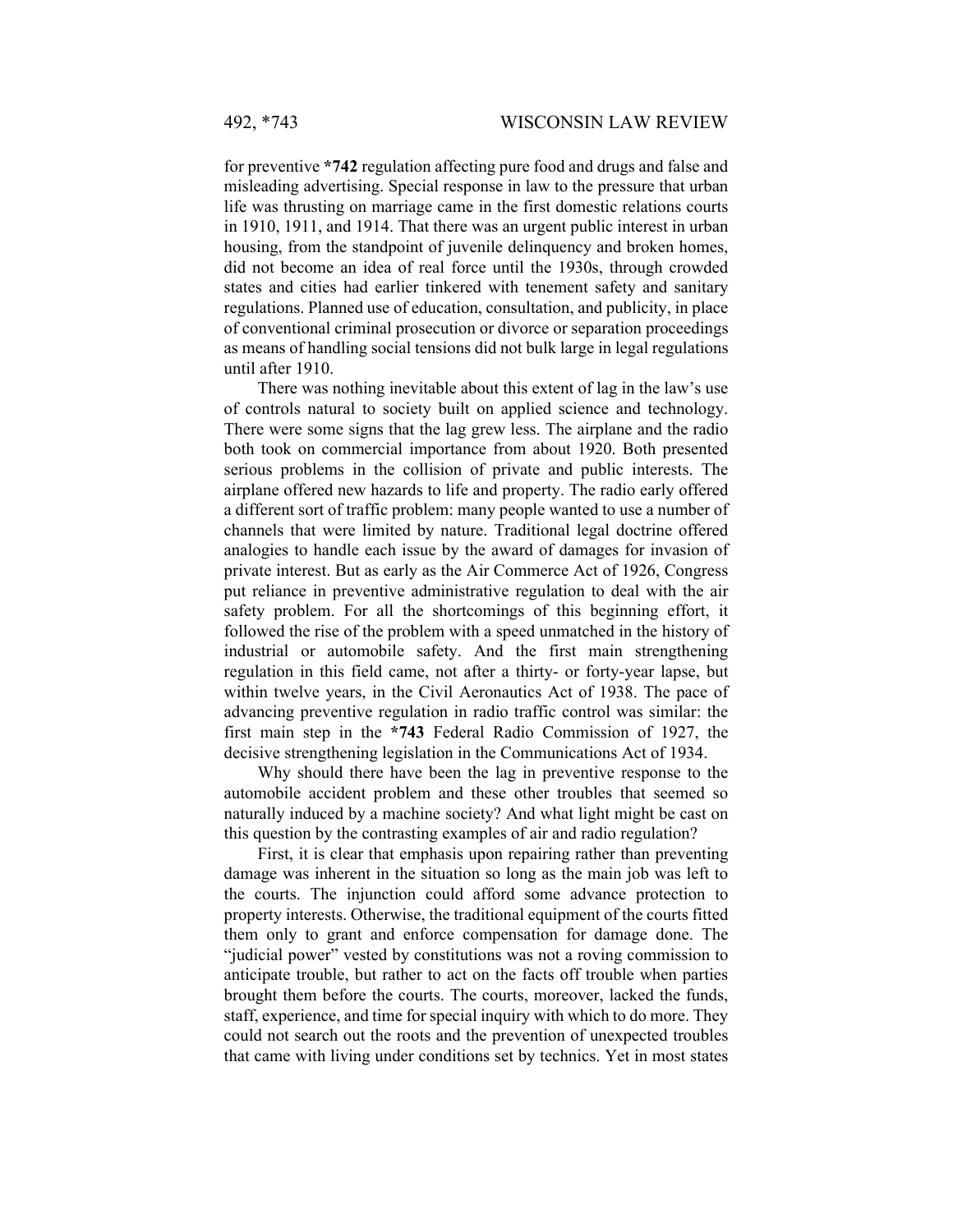for preventive **\*742** regulation affecting pure food and drugs and false and misleading advertising. Special response in law to the pressure that urban life was thrusting on marriage came in the first domestic relations courts in 1910, 1911, and 1914. That there was an urgent public interest in urban housing, from the standpoint of juvenile delinquency and broken homes, did not become an idea of real force until the 1930s, through crowded states and cities had earlier tinkered with tenement safety and sanitary regulations. Planned use of education, consultation, and publicity, in place of conventional criminal prosecution or divorce or separation proceedings as means of handling social tensions did not bulk large in legal regulations until after 1910.

There was nothing inevitable about this extent of lag in the law's use of controls natural to society built on applied science and technology. There were some signs that the lag grew less. The airplane and the radio both took on commercial importance from about 1920. Both presented serious problems in the collision of private and public interests. The airplane offered new hazards to life and property. The radio early offered a different sort of traffic problem: many people wanted to use a number of channels that were limited by nature. Traditional legal doctrine offered analogies to handle each issue by the award of damages for invasion of private interest. But as early as the Air Commerce Act of 1926, Congress put reliance in preventive administrative regulation to deal with the air safety problem. For all the shortcomings of this beginning effort, it followed the rise of the problem with a speed unmatched in the history of industrial or automobile safety. And the first main strengthening regulation in this field came, not after a thirty- or forty-year lapse, but within twelve years, in the Civil Aeronautics Act of 1938. The pace of advancing preventive regulation in radio traffic control was similar: the first main step in the **\*743** Federal Radio Commission of 1927, the decisive strengthening legislation in the Communications Act of 1934.

Why should there have been the lag in preventive response to the automobile accident problem and these other troubles that seemed so naturally induced by a machine society? And what light might be cast on this question by the contrasting examples of air and radio regulation?

First, it is clear that emphasis upon repairing rather than preventing damage was inherent in the situation so long as the main job was left to the courts. The injunction could afford some advance protection to property interests. Otherwise, the traditional equipment of the courts fitted them only to grant and enforce compensation for damage done. The "judicial power" vested by constitutions was not a roving commission to anticipate trouble, but rather to act on the facts off trouble when parties brought them before the courts. The courts, moreover, lacked the funds, staff, experience, and time for special inquiry with which to do more. They could not search out the roots and the prevention of unexpected troubles that came with living under conditions set by technics. Yet in most states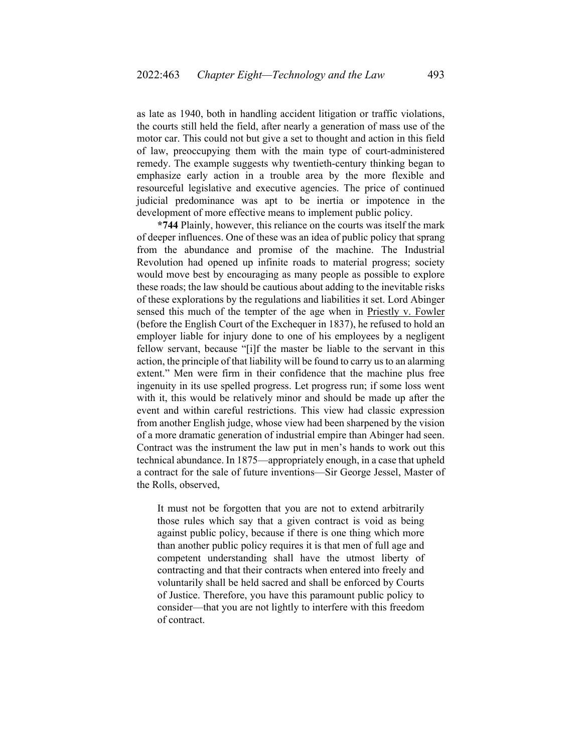as late as 1940, both in handling accident litigation or traffic violations, the courts still held the field, after nearly a generation of mass use of the motor car. This could not but give a set to thought and action in this field of law, preoccupying them with the main type of court-administered remedy. The example suggests why twentieth-century thinking began to emphasize early action in a trouble area by the more flexible and resourceful legislative and executive agencies. The price of continued judicial predominance was apt to be inertia or impotence in the development of more effective means to implement public policy.

**\*744** Plainly, however, this reliance on the courts was itself the mark of deeper influences. One of these was an idea of public policy that sprang from the abundance and promise of the machine. The Industrial Revolution had opened up infinite roads to material progress; society would move best by encouraging as many people as possible to explore these roads; the law should be cautious about adding to the inevitable risks of these explorations by the regulations and liabilities it set. Lord Abinger sensed this much of the tempter of the age when in Priestly v. Fowler (before the English Court of the Exchequer in 1837), he refused to hold an employer liable for injury done to one of his employees by a negligent fellow servant, because "[i]f the master be liable to the servant in this action, the principle of that liability will be found to carry us to an alarming extent." Men were firm in their confidence that the machine plus free ingenuity in its use spelled progress. Let progress run; if some loss went with it, this would be relatively minor and should be made up after the event and within careful restrictions. This view had classic expression from another English judge, whose view had been sharpened by the vision of a more dramatic generation of industrial empire than Abinger had seen. Contract was the instrument the law put in men's hands to work out this technical abundance. In 1875—appropriately enough, in a case that upheld a contract for the sale of future inventions—Sir George Jessel, Master of the Rolls, observed,

> It must not be forgotten that you are not to extend arbitrarily those rules which say that a given contract is void as being against public policy, because if there is one thing which more than another public policy requires it is that men of full age and competent understanding shall have the utmost liberty of contracting and that their contracts when entered into freely and voluntarily shall be held sacred and shall be enforced by Courts of Justice. Therefore, you have this paramount public policy to consider—that you are not lightly to interfere with this freedom of contract.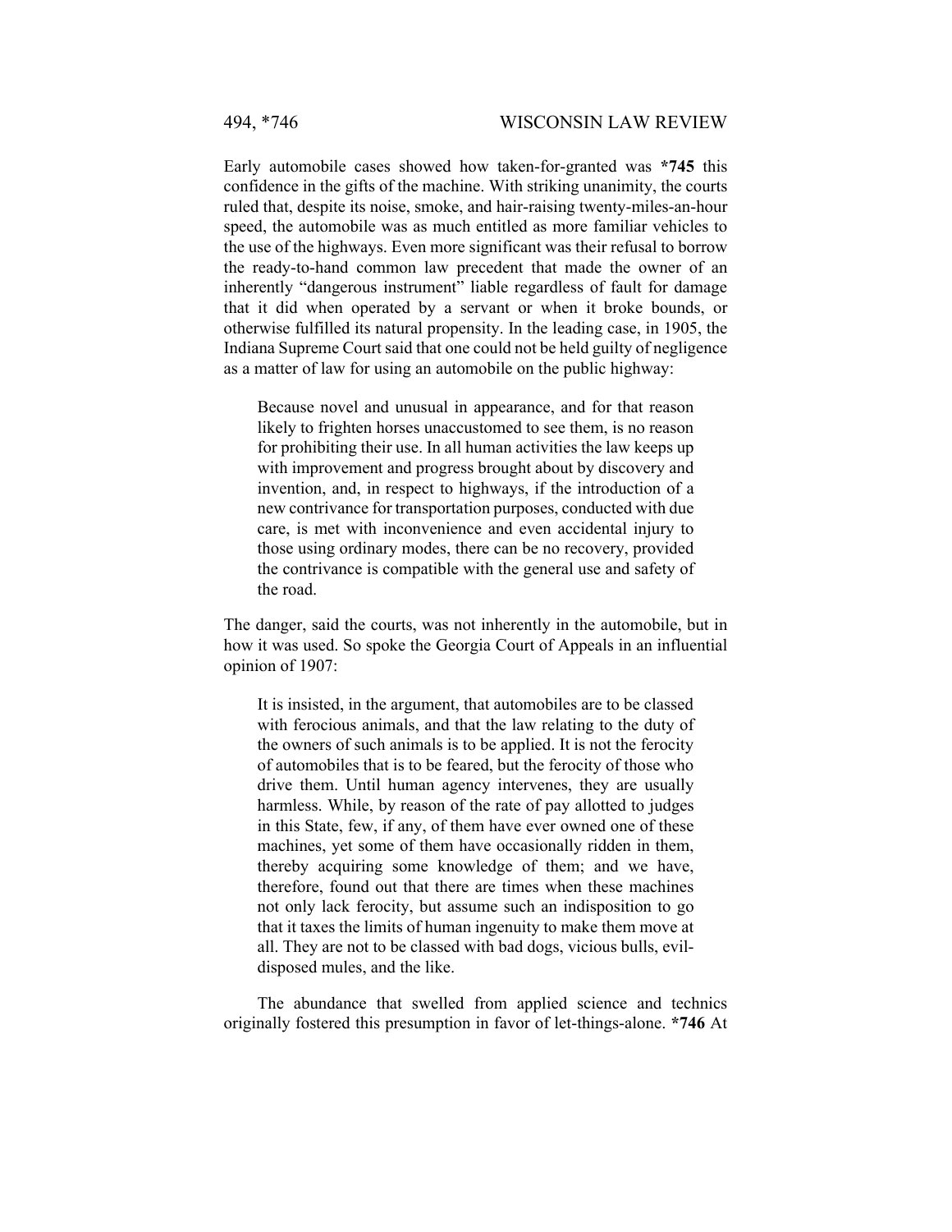Early automobile cases showed how taken-for-granted was **\*745** this confidence in the gifts of the machine. With striking unanimity, the courts ruled that, despite its noise, smoke, and hair-raising twenty-miles-an-hour speed, the automobile was as much entitled as more familiar vehicles to the use of the highways. Even more significant was their refusal to borrow the ready-to-hand common law precedent that made the owner of an inherently "dangerous instrument" liable regardless of fault for damage that it did when operated by a servant or when it broke bounds, or otherwise fulfilled its natural propensity. In the leading case, in 1905, the Indiana Supreme Court said that one could not be held guilty of negligence as a matter of law for using an automobile on the public highway:

> Because novel and unusual in appearance, and for that reason likely to frighten horses unaccustomed to see them, is no reason for prohibiting their use. In all human activities the law keeps up with improvement and progress brought about by discovery and invention, and, in respect to highways, if the introduction of a new contrivance for transportation purposes, conducted with due care, is met with inconvenience and even accidental injury to those using ordinary modes, there can be no recovery, provided the contrivance is compatible with the general use and safety of the road.

The danger, said the courts, was not inherently in the automobile, but in how it was used. So spoke the Georgia Court of Appeals in an influential opinion of 1907:

> It is insisted, in the argument, that automobiles are to be classed with ferocious animals, and that the law relating to the duty of the owners of such animals is to be applied. It is not the ferocity of automobiles that is to be feared, but the ferocity of those who drive them. Until human agency intervenes, they are usually harmless. While, by reason of the rate of pay allotted to judges in this State, few, if any, of them have ever owned one of these machines, yet some of them have occasionally ridden in them, thereby acquiring some knowledge of them; and we have, therefore, found out that there are times when these machines not only lack ferocity, but assume such an indisposition to go that it taxes the limits of human ingenuity to make them move at all. They are not to be classed with bad dogs, vicious bulls, evil-disposed mules, and the like.

The abundance that swelled from applied science and technics originally fostered this presumption in favor of let-things-alone. **\*746** At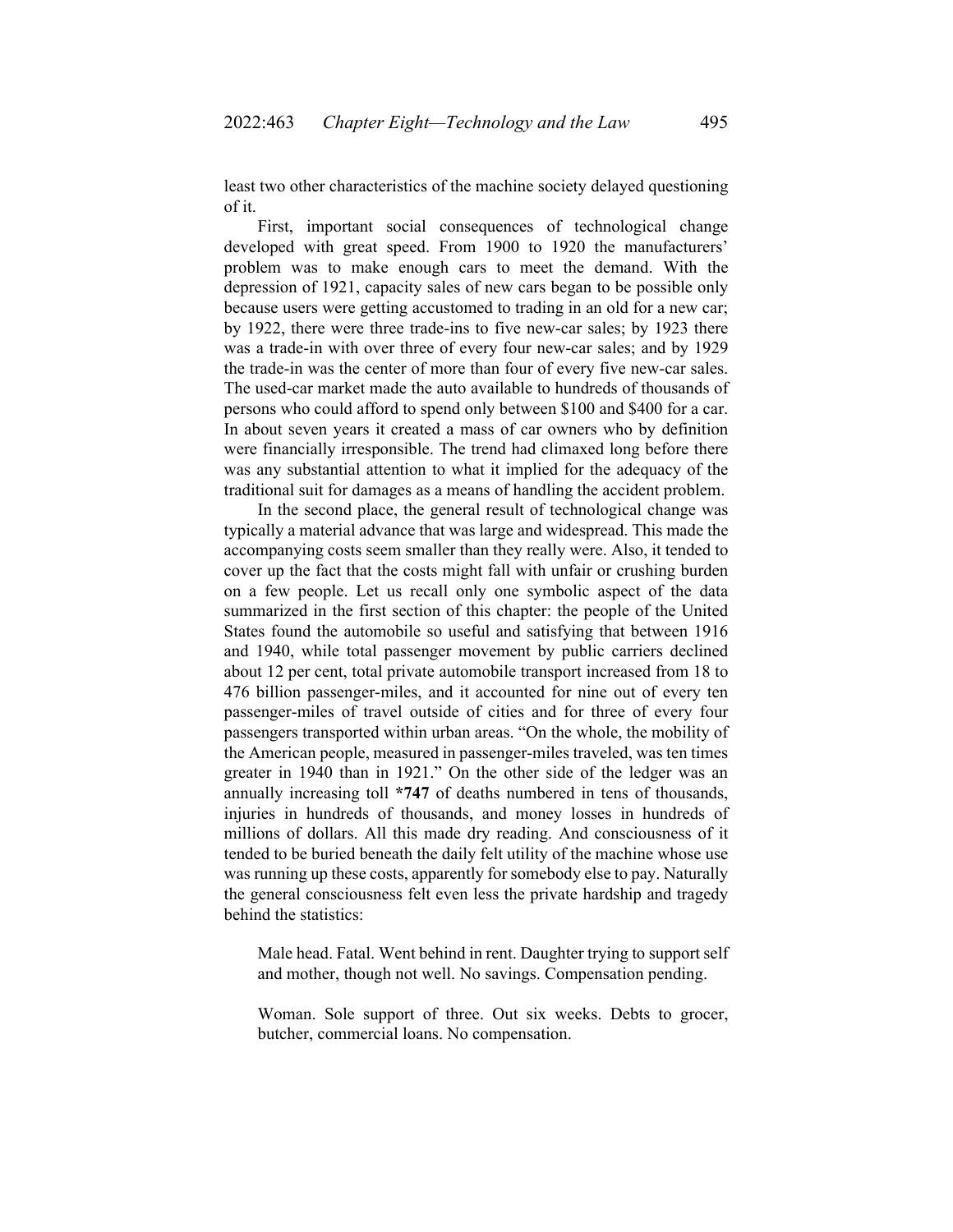least two other characteristics of the machine society delayed questioning of it.

First, important social consequences of technological change developed with great speed. From 1900 to 1920 the manufacturers' problem was to make enough cars to meet the demand. With the depression of 1921, capacity sales of new cars began to be possible only because users were getting accustomed to trading in an old for a new car; by 1922, there were three trade-ins to five new-car sales; by 1923 there was a trade-in with over three of every four new-car sales; and by 1929 the trade-in was the center of more than four of every five new-car sales. The used-car market made the auto available to hundreds of thousands of persons who could afford to spend only between $100 and $400 for a car. In about seven years it created a mass of car owners who by definition were financially irresponsible. The trend had climaxed long before there was any substantial attention to what it implied for the adequacy of the traditional suit for damages as a means of handling the accident problem.

In the second place, the general result of technological change was typically a material advance that was large and widespread. This made the accompanying costs seem smaller than they really were. Also, it tended to cover up the fact that the costs might fall with unfair or crushing burden on a few people. Let us recall only one symbolic aspect of the data summarized in the first section of this chapter: the people of the United States found the automobile so useful and satisfying that between 1916 and 1940, while total passenger movement by public carriers declined about 12 per cent, total private automobile transport increased from 18 to 476 billion passenger-miles, and it accounted for nine out of every ten passenger-miles of travel outside of cities and for three of every four passengers transported within urban areas. "On the whole, the mobility of the American people, measured in passenger-miles traveled, was ten times greater in 1940 than in 1921." On the other side of the ledger was an annually increasing toll **\*747** of deaths numbered in tens of thousands, injuries in hundreds of thousands, and money losses in hundreds of millions of dollars. All this made dry reading. And consciousness of it tended to be buried beneath the daily felt utility of the machine whose use was running up these costs, apparently for somebody else to pay. Naturally the general consciousness felt even less the private hardship and tragedy behind the statistics:

> Male head. Fatal. Went behind in rent. Daughter trying to support self and mother, though not well. No savings. Compensation pending.
>
> Woman. Sole support of three. Out six weeks. Debts to grocer, butcher, commercial loans. No compensation.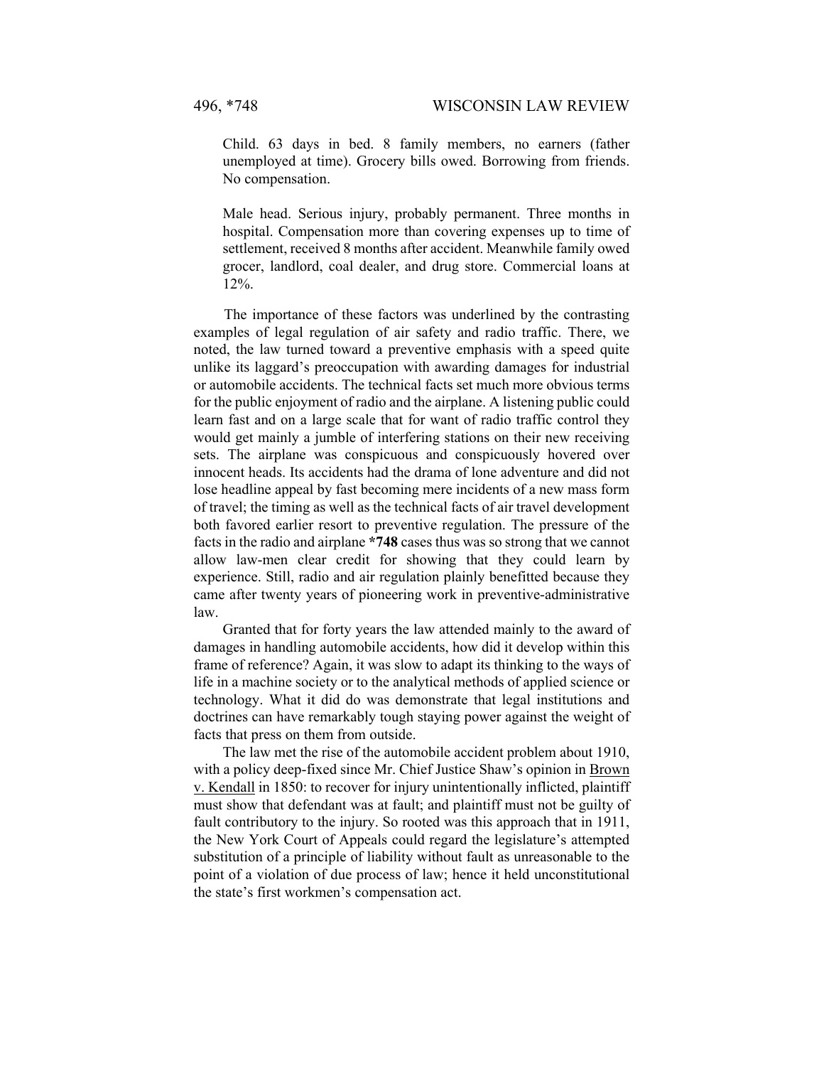Child. 63 days in bed. 8 family members, no earners (father unemployed at time). Grocery bills owed. Borrowing from friends. No compensation.

Male head. Serious injury, probably permanent. Three months in hospital. Compensation more than covering expenses up to time of settlement, received 8 months after accident. Meanwhile family owed grocer, landlord, coal dealer, and drug store. Commercial loans at 12%.

The importance of these factors was underlined by the contrasting examples of legal regulation of air safety and radio traffic. There, we noted, the law turned toward a preventive emphasis with a speed quite unlike its laggard's preoccupation with awarding damages for industrial or automobile accidents. The technical facts set much more obvious terms for the public enjoyment of radio and the airplane. A listening public could learn fast and on a large scale that for want of radio traffic control they would get mainly a jumble of interfering stations on their new receiving sets. The airplane was conspicuous and conspicuously hovered over innocent heads. Its accidents had the drama of lone adventure and did not lose headline appeal by fast becoming mere incidents of a new mass form of travel; the timing as well as the technical facts of air travel development both favored earlier resort to preventive regulation. The pressure of the facts in the radio and airplane **\*748** cases thus was so strong that we cannot allow law-men clear credit for showing that they could learn by experience. Still, radio and air regulation plainly benefitted because they came after twenty years of pioneering work in preventive-administrative law.

Granted that for forty years the law attended mainly to the award of damages in handling automobile accidents, how did it develop within this frame of reference? Again, it was slow to adapt its thinking to the ways of life in a machine society or to the analytical methods of applied science or technology. What it did do was demonstrate that legal institutions and doctrines can have remarkably tough staying power against the weight of facts that press on them from outside.

The law met the rise of the automobile accident problem about 1910, with a policy deep-fixed since Mr. Chief Justice Shaw's opinion in Brown v. Kendall in 1850: to recover for injury unintentionally inflicted, plaintiff must show that defendant was at fault; and plaintiff must not be guilty of fault contributory to the injury. So rooted was this approach that in 1911, the New York Court of Appeals could regard the legislature's attempted substitution of a principle of liability without fault as unreasonable to the point of a violation of due process of law; hence it held unconstitutional the state's first workmen's compensation act.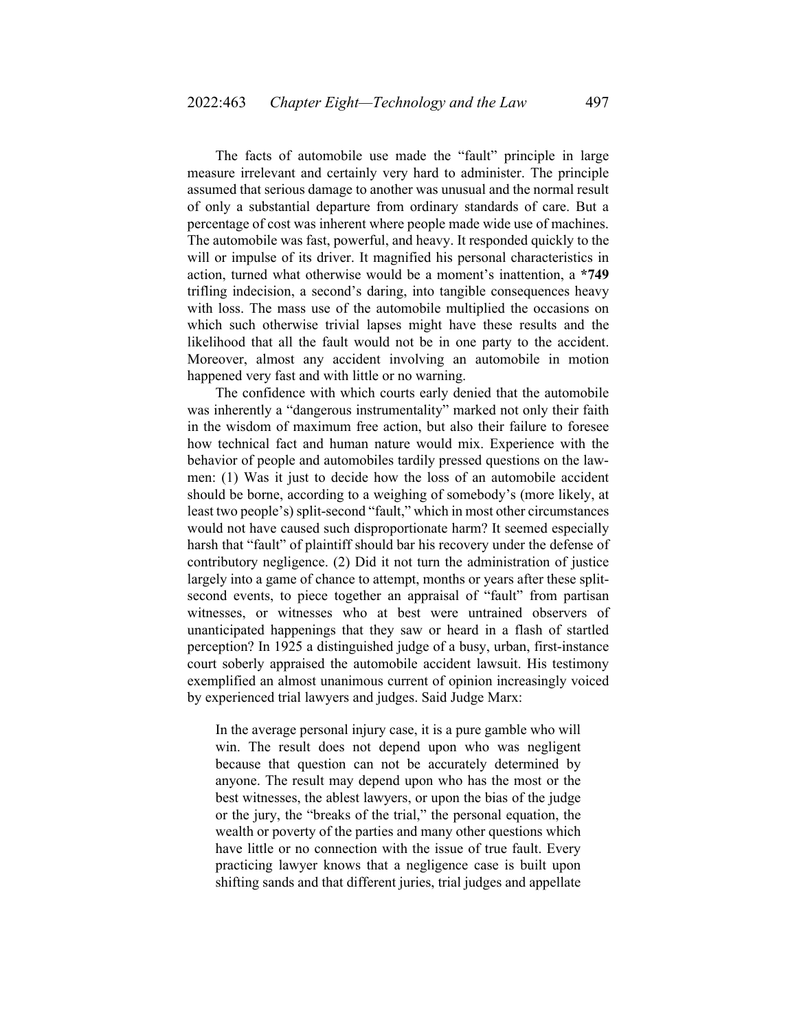The facts of automobile use made the "fault" principle in large measure irrelevant and certainly very hard to administer. The principle assumed that serious damage to another was unusual and the normal result of only a substantial departure from ordinary standards of care. But a percentage of cost was inherent where people made wide use of machines. The automobile was fast, powerful, and heavy. It responded quickly to the will or impulse of its driver. It magnified his personal characteristics in action, turned what otherwise would be a moment's inattention, a **\*749** trifling indecision, a second's daring, into tangible consequences heavy with loss. The mass use of the automobile multiplied the occasions on which such otherwise trivial lapses might have these results and the likelihood that all the fault would not be in one party to the accident. Moreover, almost any accident involving an automobile in motion happened very fast and with little or no warning.

The confidence with which courts early denied that the automobile was inherently a "dangerous instrumentality" marked not only their faith in the wisdom of maximum free action, but also their failure to foresee how technical fact and human nature would mix. Experience with the behavior of people and automobiles tardily pressed questions on the lawmen: (1) Was it just to decide how the loss of an automobile accident should be borne, according to a weighing of somebody's (more likely, at least two people's) split-second "fault," which in most other circumstances would not have caused such disproportionate harm? It seemed especially harsh that "fault" of plaintiff should bar his recovery under the defense of contributory negligence. (2) Did it not turn the administration of justice largely into a game of chance to attempt, months or years after these split-second events, to piece together an appraisal of "fault" from partisan witnesses, or witnesses who at best were untrained observers of unanticipated happenings that they saw or heard in a flash of startled perception? In 1925 a distinguished judge of a busy, urban, first-instance court soberly appraised the automobile accident lawsuit. His testimony exemplified an almost unanimous current of opinion increasingly voiced by experienced trial lawyers and judges. Said Judge Marx:

> In the average personal injury case, it is a pure gamble who will win. The result does not depend upon who was negligent because that question can not be accurately determined by anyone. The result may depend upon who has the most or the best witnesses, the ablest lawyers, or upon the bias of the judge or the jury, the "breaks of the trial," the personal equation, the wealth or poverty of the parties and many other questions which have little or no connection with the issue of true fault. Every practicing lawyer knows that a negligence case is built upon shifting sands and that different juries, trial judges and appellate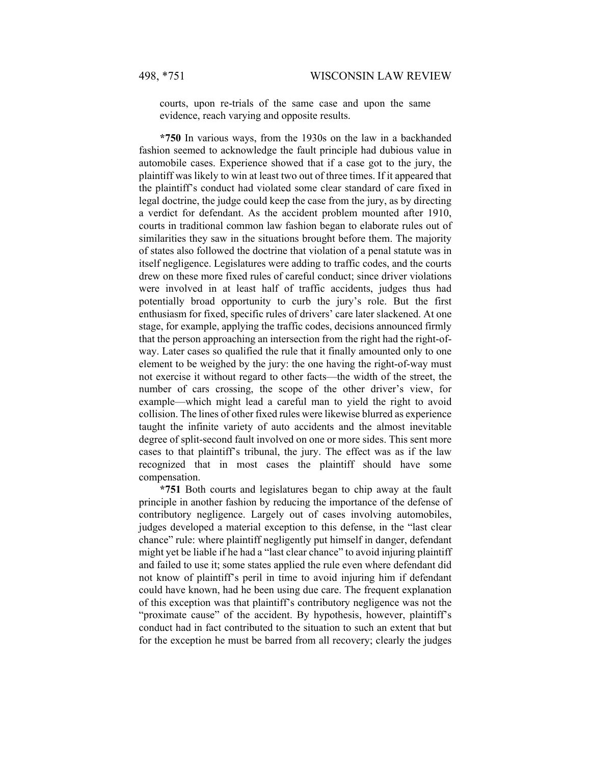courts, upon re-trials of the same case and upon the same evidence, reach varying and opposite results.

**\*750** In various ways, from the 1930s on the law in a backhanded fashion seemed to acknowledge the fault principle had dubious value in automobile cases. Experience showed that if a case got to the jury, the plaintiff was likely to win at least two out of three times. If it appeared that the plaintiff's conduct had violated some clear standard of care fixed in legal doctrine, the judge could keep the case from the jury, as by directing a verdict for defendant. As the accident problem mounted after 1910, courts in traditional common law fashion began to elaborate rules out of similarities they saw in the situations brought before them. The majority of states also followed the doctrine that violation of a penal statute was in itself negligence. Legislatures were adding to traffic codes, and the courts drew on these more fixed rules of careful conduct; since driver violations were involved in at least half of traffic accidents, judges thus had potentially broad opportunity to curb the jury's role. But the first enthusiasm for fixed, specific rules of drivers' care later slackened. At one stage, for example, applying the traffic codes, decisions announced firmly that the person approaching an intersection from the right had the right-of-way. Later cases so qualified the rule that it finally amounted only to one element to be weighed by the jury: the one having the right-of-way must not exercise it without regard to other facts—the width of the street, the number of cars crossing, the scope of the other driver's view, for example—which might lead a careful man to yield the right to avoid collision. The lines of other fixed rules were likewise blurred as experience taught the infinite variety of auto accidents and the almost inevitable degree of split-second fault involved on one or more sides. This sent more cases to that plaintiff's tribunal, the jury. The effect was as if the law recognized that in most cases the plaintiff should have some compensation.

**\*751** Both courts and legislatures began to chip away at the fault principle in another fashion by reducing the importance of the defense of contributory negligence. Largely out of cases involving automobiles, judges developed a material exception to this defense, in the "last clear chance" rule: where plaintiff negligently put himself in danger, defendant might yet be liable if he had a "last clear chance" to avoid injuring plaintiff and failed to use it; some states applied the rule even where defendant did not know of plaintiff's peril in time to avoid injuring him if defendant could have known, had he been using due care. The frequent explanation of this exception was that plaintiff's contributory negligence was not the "proximate cause" of the accident. By hypothesis, however, plaintiff's conduct had in fact contributed to the situation to such an extent that but for the exception he must be barred from all recovery; clearly the judges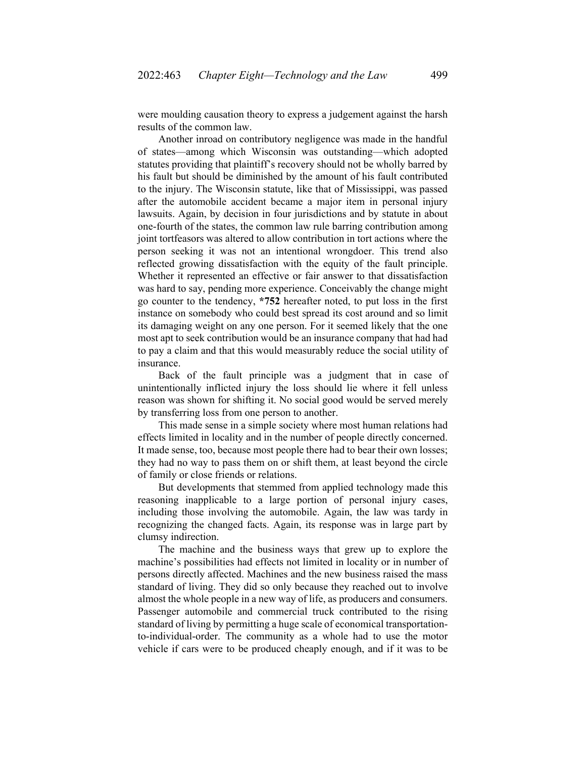were moulding causation theory to express a judgement against the harsh results of the common law.

Another inroad on contributory negligence was made in the handful of states—among which Wisconsin was outstanding—which adopted statutes providing that plaintiff's recovery should not be wholly barred by his fault but should be diminished by the amount of his fault contributed to the injury. The Wisconsin statute, like that of Mississippi, was passed after the automobile accident became a major item in personal injury lawsuits. Again, by decision in four jurisdictions and by statute in about one-fourth of the states, the common law rule barring contribution among joint tortfeasors was altered to allow contribution in tort actions where the person seeking it was not an intentional wrongdoer. This trend also reflected growing dissatisfaction with the equity of the fault principle. Whether it represented an effective or fair answer to that dissatisfaction was hard to say, pending more experience. Conceivably the change might go counter to the tendency, **\*752** hereafter noted, to put loss in the first instance on somebody who could best spread its cost around and so limit its damaging weight on any one person. For it seemed likely that the one most apt to seek contribution would be an insurance company that had had to pay a claim and that this would measurably reduce the social utility of insurance.

Back of the fault principle was a judgment that in case of unintentionally inflicted injury the loss should lie where it fell unless reason was shown for shifting it. No social good would be served merely by transferring loss from one person to another.

This made sense in a simple society where most human relations had effects limited in locality and in the number of people directly concerned. It made sense, too, because most people there had to bear their own losses; they had no way to pass them on or shift them, at least beyond the circle of family or close friends or relations.

But developments that stemmed from applied technology made this reasoning inapplicable to a large portion of personal injury cases, including those involving the automobile. Again, the law was tardy in recognizing the changed facts. Again, its response was in large part by clumsy indirection.

The machine and the business ways that grew up to explore the machine's possibilities had effects not limited in locality or in number of persons directly affected. Machines and the new business raised the mass standard of living. They did so only because they reached out to involve almost the whole people in a new way of life, as producers and consumers. Passenger automobile and commercial truck contributed to the rising standard of living by permitting a huge scale of economical transportation-to-individual-order. The community as a whole had to use the motor vehicle if cars were to be produced cheaply enough, and if it was to be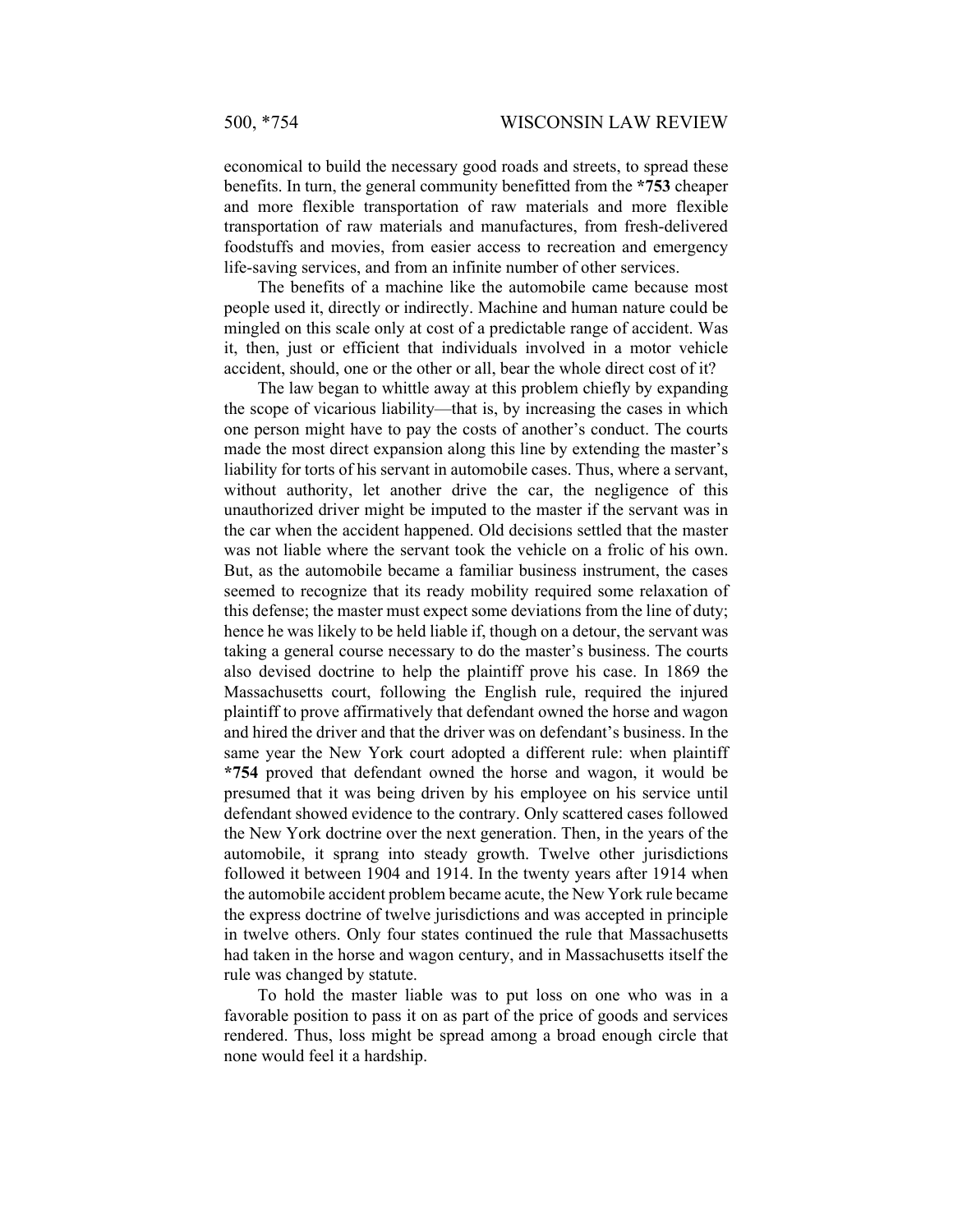economical to build the necessary good roads and streets, to spread these benefits. In turn, the general community benefitted from the **\*753** cheaper and more flexible transportation of raw materials and more flexible transportation of raw materials and manufactures, from fresh-delivered foodstuffs and movies, from easier access to recreation and emergency life-saving services, and from an infinite number of other services.

The benefits of a machine like the automobile came because most people used it, directly or indirectly. Machine and human nature could be mingled on this scale only at cost of a predictable range of accident. Was it, then, just or efficient that individuals involved in a motor vehicle accident, should, one or the other or all, bear the whole direct cost of it?

The law began to whittle away at this problem chiefly by expanding the scope of vicarious liability—that is, by increasing the cases in which one person might have to pay the costs of another's conduct. The courts made the most direct expansion along this line by extending the master's liability for torts of his servant in automobile cases. Thus, where a servant, without authority, let another drive the car, the negligence of this unauthorized driver might be imputed to the master if the servant was in the car when the accident happened. Old decisions settled that the master was not liable where the servant took the vehicle on a frolic of his own. But, as the automobile became a familiar business instrument, the cases seemed to recognize that its ready mobility required some relaxation of this defense; the master must expect some deviations from the line of duty; hence he was likely to be held liable if, though on a detour, the servant was taking a general course necessary to do the master's business. The courts also devised doctrine to help the plaintiff prove his case. In 1869 the Massachusetts court, following the English rule, required the injured plaintiff to prove affirmatively that defendant owned the horse and wagon and hired the driver and that the driver was on defendant's business. In the same year the New York court adopted a different rule: when plaintiff **\*754** proved that defendant owned the horse and wagon, it would be presumed that it was being driven by his employee on his service until defendant showed evidence to the contrary. Only scattered cases followed the New York doctrine over the next generation. Then, in the years of the automobile, it sprang into steady growth. Twelve other jurisdictions followed it between 1904 and 1914. In the twenty years after 1914 when the automobile accident problem became acute, the New York rule became the express doctrine of twelve jurisdictions and was accepted in principle in twelve others. Only four states continued the rule that Massachusetts had taken in the horse and wagon century, and in Massachusetts itself the rule was changed by statute.

To hold the master liable was to put loss on one who was in a favorable position to pass it on as part of the price of goods and services rendered. Thus, loss might be spread among a broad enough circle that none would feel it a hardship.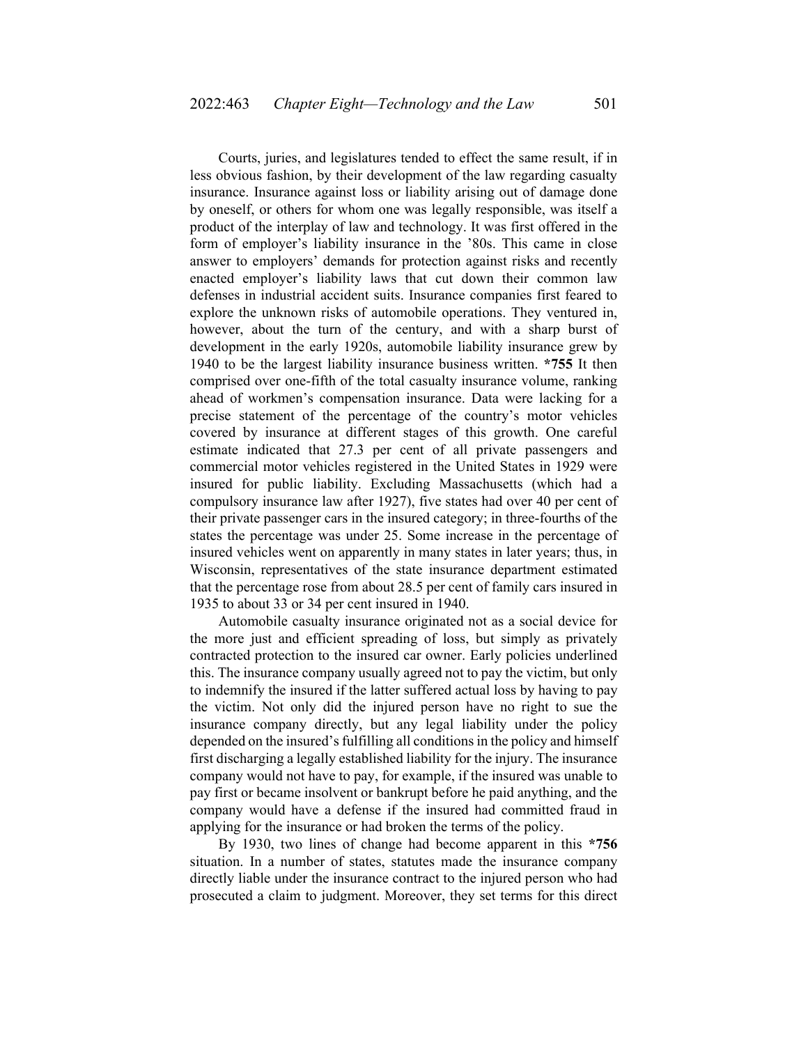Courts, juries, and legislatures tended to effect the same result, if in less obvious fashion, by their development of the law regarding casualty insurance. Insurance against loss or liability arising out of damage done by oneself, or others for whom one was legally responsible, was itself a product of the interplay of law and technology. It was first offered in the form of employer's liability insurance in the '80s. This came in close answer to employers' demands for protection against risks and recently enacted employer's liability laws that cut down their common law defenses in industrial accident suits. Insurance companies first feared to explore the unknown risks of automobile operations. They ventured in, however, about the turn of the century, and with a sharp burst of development in the early 1920s, automobile liability insurance grew by 1940 to be the largest liability insurance business written. **\*755** It then comprised over one-fifth of the total casualty insurance volume, ranking ahead of workmen's compensation insurance. Data were lacking for a precise statement of the percentage of the country's motor vehicles covered by insurance at different stages of this growth. One careful estimate indicated that 27.3 per cent of all private passengers and commercial motor vehicles registered in the United States in 1929 were insured for public liability. Excluding Massachusetts (which had a compulsory insurance law after 1927), five states had over 40 per cent of their private passenger cars in the insured category; in three-fourths of the states the percentage was under 25. Some increase in the percentage of insured vehicles went on apparently in many states in later years; thus, in Wisconsin, representatives of the state insurance department estimated that the percentage rose from about 28.5 per cent of family cars insured in 1935 to about 33 or 34 per cent insured in 1940.

Automobile casualty insurance originated not as a social device for the more just and efficient spreading of loss, but simply as privately contracted protection to the insured car owner. Early policies underlined this. The insurance company usually agreed not to pay the victim, but only to indemnify the insured if the latter suffered actual loss by having to pay the victim. Not only did the injured person have no right to sue the insurance company directly, but any legal liability under the policy depended on the insured's fulfilling all conditions in the policy and himself first discharging a legally established liability for the injury. The insurance company would not have to pay, for example, if the insured was unable to pay first or became insolvent or bankrupt before he paid anything, and the company would have a defense if the insured had committed fraud in applying for the insurance or had broken the terms of the policy.

By 1930, two lines of change had become apparent in this **\*756** situation. In a number of states, statutes made the insurance company directly liable under the insurance contract to the injured person who had prosecuted a claim to judgment. Moreover, they set terms for this direct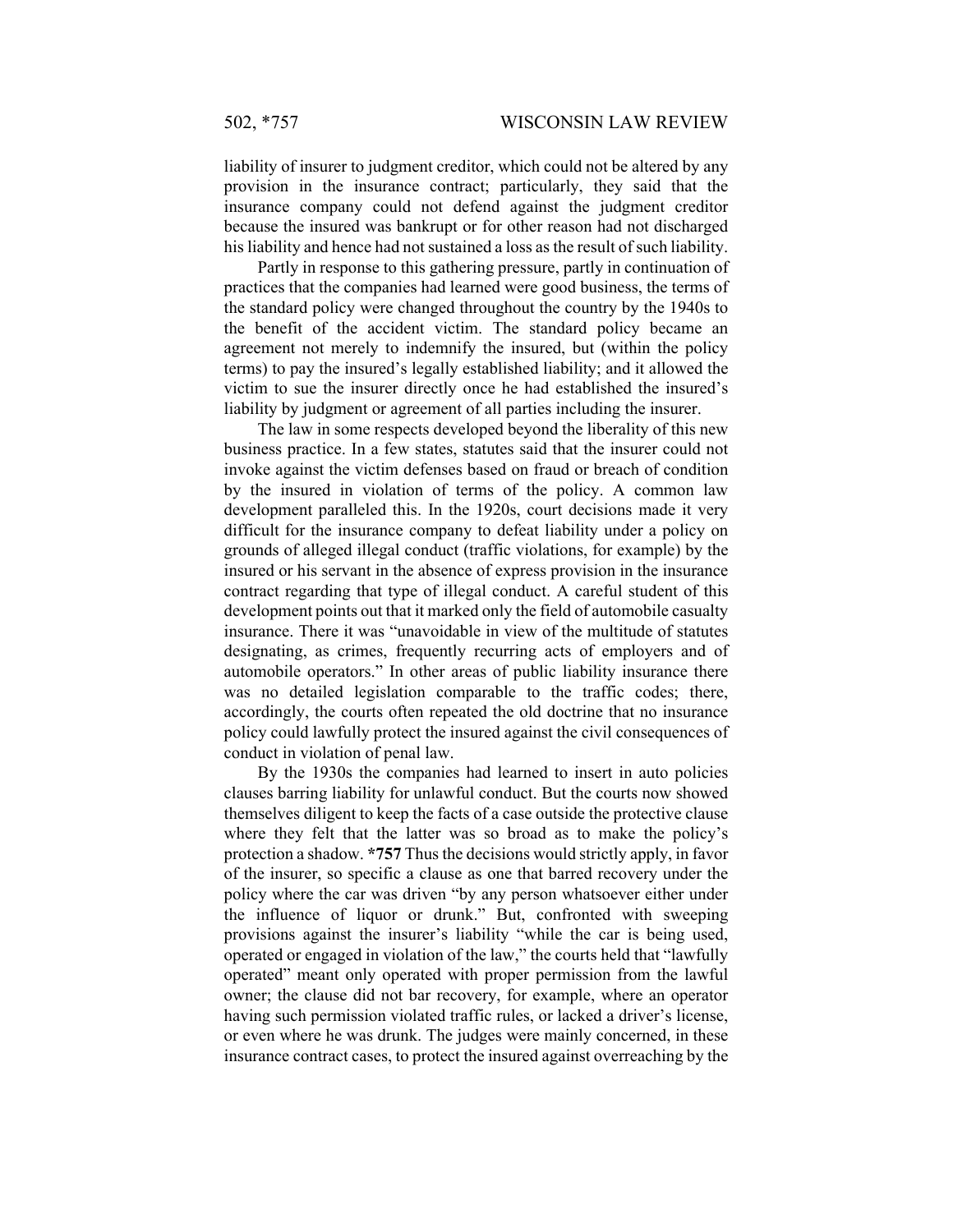liability of insurer to judgment creditor, which could not be altered by any provision in the insurance contract; particularly, they said that the insurance company could not defend against the judgment creditor because the insured was bankrupt or for other reason had not discharged his liability and hence had not sustained a loss as the result of such liability.

Partly in response to this gathering pressure, partly in continuation of practices that the companies had learned were good business, the terms of the standard policy were changed throughout the country by the 1940s to the benefit of the accident victim. The standard policy became an agreement not merely to indemnify the insured, but (within the policy terms) to pay the insured's legally established liability; and it allowed the victim to sue the insurer directly once he had established the insured's liability by judgment or agreement of all parties including the insurer.

The law in some respects developed beyond the liberality of this new business practice. In a few states, statutes said that the insurer could not invoke against the victim defenses based on fraud or breach of condition by the insured in violation of terms of the policy. A common law development paralleled this. In the 1920s, court decisions made it very difficult for the insurance company to defeat liability under a policy on grounds of alleged illegal conduct (traffic violations, for example) by the insured or his servant in the absence of express provision in the insurance contract regarding that type of illegal conduct. A careful student of this development points out that it marked only the field of automobile casualty insurance. There it was "unavoidable in view of the multitude of statutes designating, as crimes, frequently recurring acts of employers and of automobile operators." In other areas of public liability insurance there was no detailed legislation comparable to the traffic codes; there, accordingly, the courts often repeated the old doctrine that no insurance policy could lawfully protect the insured against the civil consequences of conduct in violation of penal law.

By the 1930s the companies had learned to insert in auto policies clauses barring liability for unlawful conduct. But the courts now showed themselves diligent to keep the facts of a case outside the protective clause where they felt that the latter was so broad as to make the policy's protection a shadow. **\*757** Thus the decisions would strictly apply, in favor of the insurer, so specific a clause as one that barred recovery under the policy where the car was driven "by any person whatsoever either under the influence of liquor or drunk." But, confronted with sweeping provisions against the insurer's liability "while the car is being used, operated or engaged in violation of the law," the courts held that "lawfully operated" meant only operated with proper permission from the lawful owner; the clause did not bar recovery, for example, where an operator having such permission violated traffic rules, or lacked a driver's license, or even where he was drunk. The judges were mainly concerned, in these insurance contract cases, to protect the insured against overreaching by the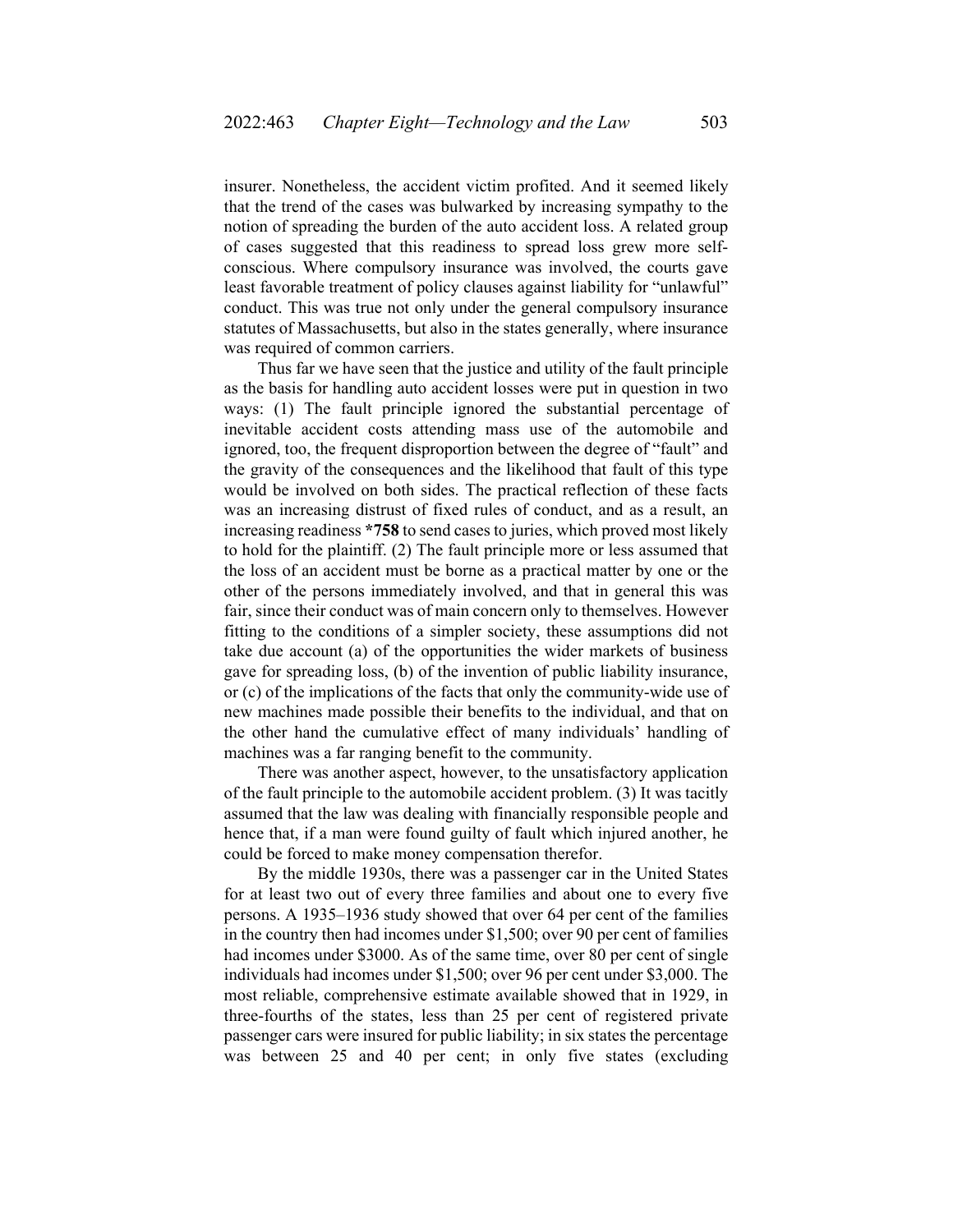insurer. Nonetheless, the accident victim profited. And it seemed likely that the trend of the cases was bulwarked by increasing sympathy to the notion of spreading the burden of the auto accident loss. A related group of cases suggested that this readiness to spread loss grew more self-conscious. Where compulsory insurance was involved, the courts gave least favorable treatment of policy clauses against liability for "unlawful" conduct. This was true not only under the general compulsory insurance statutes of Massachusetts, but also in the states generally, where insurance was required of common carriers.

Thus far we have seen that the justice and utility of the fault principle as the basis for handling auto accident losses were put in question in two ways: (1) The fault principle ignored the substantial percentage of inevitable accident costs attending mass use of the automobile and ignored, too, the frequent disproportion between the degree of "fault" and the gravity of the consequences and the likelihood that fault of this type would be involved on both sides. The practical reflection of these facts was an increasing distrust of fixed rules of conduct, and as a result, an increasing readiness **\*758** to send cases to juries, which proved most likely to hold for the plaintiff. (2) The fault principle more or less assumed that the loss of an accident must be borne as a practical matter by one or the other of the persons immediately involved, and that in general this was fair, since their conduct was of main concern only to themselves. However fitting to the conditions of a simpler society, these assumptions did not take due account (a) of the opportunities the wider markets of business gave for spreading loss, (b) of the invention of public liability insurance, or (c) of the implications of the facts that only the community-wide use of new machines made possible their benefits to the individual, and that on the other hand the cumulative effect of many individuals' handling of machines was a far ranging benefit to the community.

There was another aspect, however, to the unsatisfactory application of the fault principle to the automobile accident problem. (3) It was tacitly assumed that the law was dealing with financially responsible people and hence that, if a man were found guilty of fault which injured another, he could be forced to make money compensation therefor.

By the middle 1930s, there was a passenger car in the United States for at least two out of every three families and about one to every five persons. A 1935–1936 study showed that over 64 per cent of the families in the country then had incomes under $1,500; over 90 per cent of families had incomes under $3000. As of the same time, over 80 per cent of single individuals had incomes under $1,500; over 96 per cent under $3,000. The most reliable, comprehensive estimate available showed that in 1929, in three-fourths of the states, less than 25 per cent of registered private passenger cars were insured for public liability; in six states the percentage was between 25 and 40 per cent; in only five states (excluding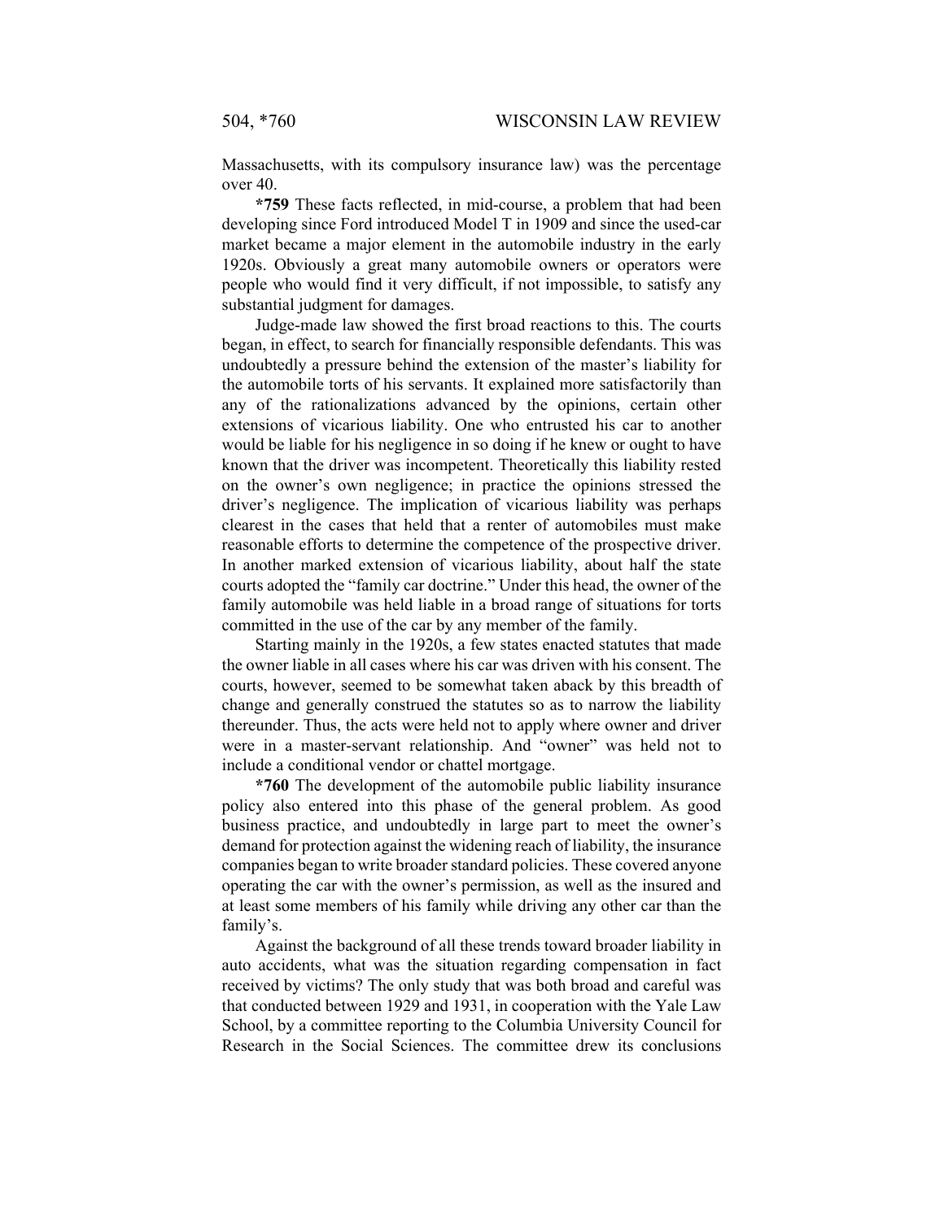Massachusetts, with its compulsory insurance law) was the percentage over 40.

**\*759** These facts reflected, in mid-course, a problem that had been developing since Ford introduced Model T in 1909 and since the used-car market became a major element in the automobile industry in the early 1920s. Obviously a great many automobile owners or operators were people who would find it very difficult, if not impossible, to satisfy any substantial judgment for damages.

Judge-made law showed the first broad reactions to this. The courts began, in effect, to search for financially responsible defendants. This was undoubtedly a pressure behind the extension of the master's liability for the automobile torts of his servants. It explained more satisfactorily than any of the rationalizations advanced by the opinions, certain other extensions of vicarious liability. One who entrusted his car to another would be liable for his negligence in so doing if he knew or ought to have known that the driver was incompetent. Theoretically this liability rested on the owner's own negligence; in practice the opinions stressed the driver's negligence. The implication of vicarious liability was perhaps clearest in the cases that held that a renter of automobiles must make reasonable efforts to determine the competence of the prospective driver. In another marked extension of vicarious liability, about half the state courts adopted the "family car doctrine." Under this head, the owner of the family automobile was held liable in a broad range of situations for torts committed in the use of the car by any member of the family.

Starting mainly in the 1920s, a few states enacted statutes that made the owner liable in all cases where his car was driven with his consent. The courts, however, seemed to be somewhat taken aback by this breadth of change and generally construed the statutes so as to narrow the liability thereunder. Thus, the acts were held not to apply where owner and driver were in a master-servant relationship. And "owner" was held not to include a conditional vendor or chattel mortgage.

**\*760** The development of the automobile public liability insurance policy also entered into this phase of the general problem. As good business practice, and undoubtedly in large part to meet the owner's demand for protection against the widening reach of liability, the insurance companies began to write broader standard policies. These covered anyone operating the car with the owner's permission, as well as the insured and at least some members of his family while driving any other car than the family's.

Against the background of all these trends toward broader liability in auto accidents, what was the situation regarding compensation in fact received by victims? The only study that was both broad and careful was that conducted between 1929 and 1931, in cooperation with the Yale Law School, by a committee reporting to the Columbia University Council for Research in the Social Sciences. The committee drew its conclusions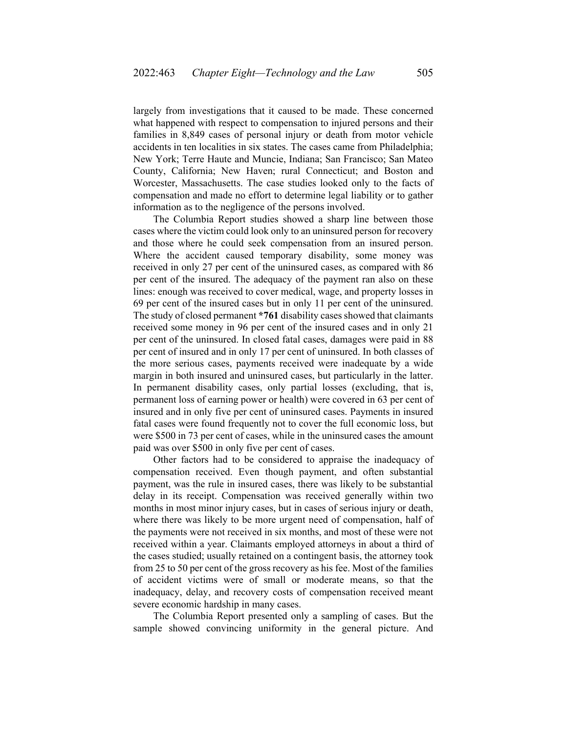largely from investigations that it caused to be made. These concerned what happened with respect to compensation to injured persons and their families in 8,849 cases of personal injury or death from motor vehicle accidents in ten localities in six states. The cases came from Philadelphia; New York; Terre Haute and Muncie, Indiana; San Francisco; San Mateo County, California; New Haven; rural Connecticut; and Boston and Worcester, Massachusetts. The case studies looked only to the facts of compensation and made no effort to determine legal liability or to gather information as to the negligence of the persons involved.

The Columbia Report studies showed a sharp line between those cases where the victim could look only to an uninsured person for recovery and those where he could seek compensation from an insured person. Where the accident caused temporary disability, some money was received in only 27 per cent of the uninsured cases, as compared with 86 per cent of the insured. The adequacy of the payment ran also on these lines: enough was received to cover medical, wage, and property losses in 69 per cent of the insured cases but in only 11 per cent of the uninsured. The study of closed permanent **\*761** disability cases showed that claimants received some money in 96 per cent of the insured cases and in only 21 per cent of the uninsured. In closed fatal cases, damages were paid in 88 per cent of insured and in only 17 per cent of uninsured. In both classes of the more serious cases, payments received were inadequate by a wide margin in both insured and uninsured cases, but particularly in the latter. In permanent disability cases, only partial losses (excluding, that is, permanent loss of earning power or health) were covered in 63 per cent of insured and in only five per cent of uninsured cases. Payments in insured fatal cases were found frequently not to cover the full economic loss, but were $500 in 73 per cent of cases, while in the uninsured cases the amount paid was over $500 in only five per cent of cases.

Other factors had to be considered to appraise the inadequacy of compensation received. Even though payment, and often substantial payment, was the rule in insured cases, there was likely to be substantial delay in its receipt. Compensation was received generally within two months in most minor injury cases, but in cases of serious injury or death, where there was likely to be more urgent need of compensation, half of the payments were not received in six months, and most of these were not received within a year. Claimants employed attorneys in about a third of the cases studied; usually retained on a contingent basis, the attorney took from 25 to 50 per cent of the gross recovery as his fee. Most of the families of accident victims were of small or moderate means, so that the inadequacy, delay, and recovery costs of compensation received meant severe economic hardship in many cases.

The Columbia Report presented only a sampling of cases. But the sample showed convincing uniformity in the general picture. And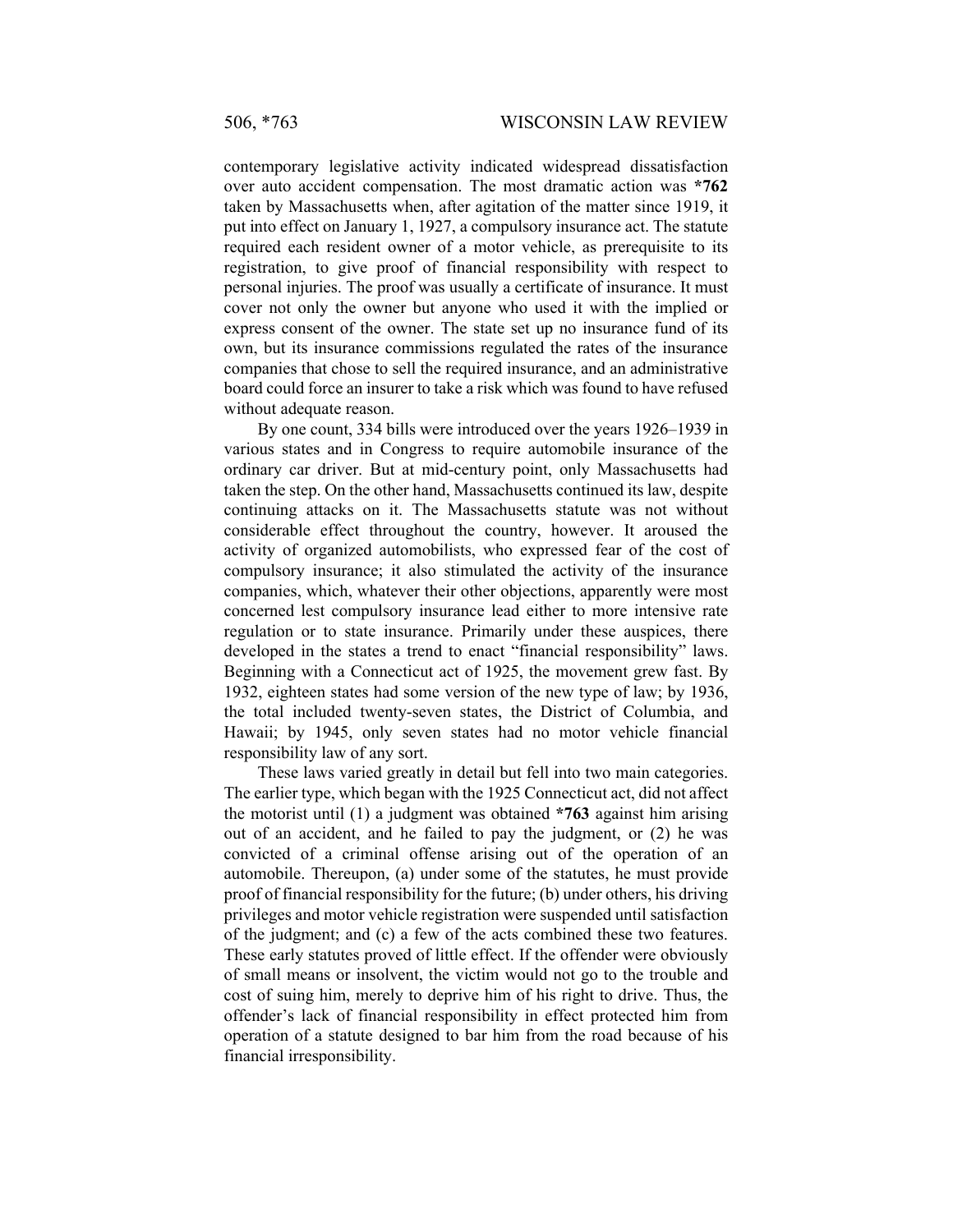contemporary legislative activity indicated widespread dissatisfaction over auto accident compensation. The most dramatic action was **\*762** taken by Massachusetts when, after agitation of the matter since 1919, it put into effect on January 1, 1927, a compulsory insurance act. The statute required each resident owner of a motor vehicle, as prerequisite to its registration, to give proof of financial responsibility with respect to personal injuries. The proof was usually a certificate of insurance. It must cover not only the owner but anyone who used it with the implied or express consent of the owner. The state set up no insurance fund of its own, but its insurance commissions regulated the rates of the insurance companies that chose to sell the required insurance, and an administrative board could force an insurer to take a risk which was found to have refused without adequate reason.

By one count, 334 bills were introduced over the years 1926–1939 in various states and in Congress to require automobile insurance of the ordinary car driver. But at mid-century point, only Massachusetts had taken the step. On the other hand, Massachusetts continued its law, despite continuing attacks on it. The Massachusetts statute was not without considerable effect throughout the country, however. It aroused the activity of organized automobilists, who expressed fear of the cost of compulsory insurance; it also stimulated the activity of the insurance companies, which, whatever their other objections, apparently were most concerned lest compulsory insurance lead either to more intensive rate regulation or to state insurance. Primarily under these auspices, there developed in the states a trend to enact "financial responsibility" laws. Beginning with a Connecticut act of 1925, the movement grew fast. By 1932, eighteen states had some version of the new type of law; by 1936, the total included twenty-seven states, the District of Columbia, and Hawaii; by 1945, only seven states had no motor vehicle financial responsibility law of any sort.

These laws varied greatly in detail but fell into two main categories. The earlier type, which began with the 1925 Connecticut act, did not affect the motorist until (1) a judgment was obtained **\*763** against him arising out of an accident, and he failed to pay the judgment, or (2) he was convicted of a criminal offense arising out of the operation of an automobile. Thereupon, (a) under some of the statutes, he must provide proof of financial responsibility for the future; (b) under others, his driving privileges and motor vehicle registration were suspended until satisfaction of the judgment; and (c) a few of the acts combined these two features. These early statutes proved of little effect. If the offender were obviously of small means or insolvent, the victim would not go to the trouble and cost of suing him, merely to deprive him of his right to drive. Thus, the offender's lack of financial responsibility in effect protected him from operation of a statute designed to bar him from the road because of his financial irresponsibility.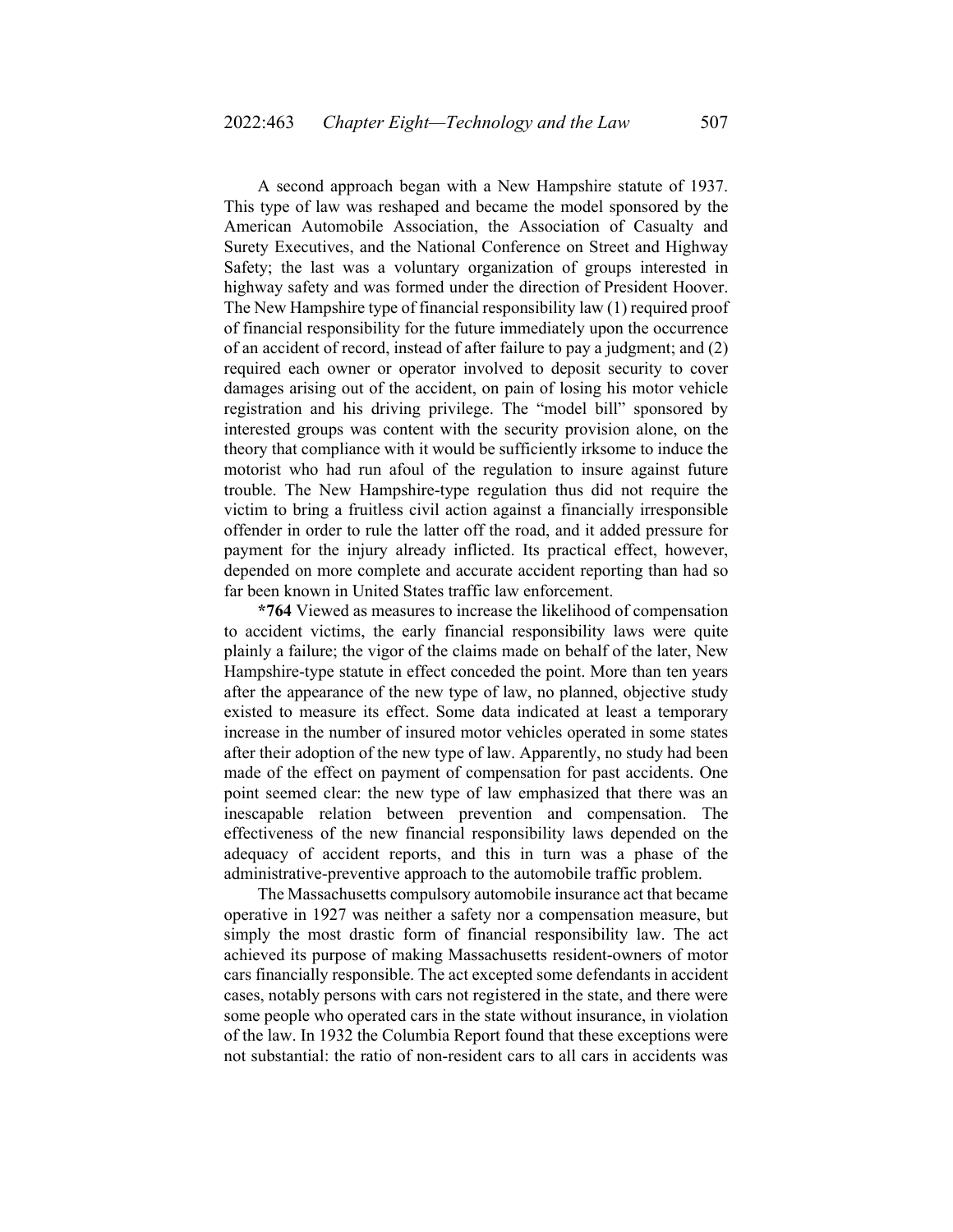A second approach began with a New Hampshire statute of 1937. This type of law was reshaped and became the model sponsored by the American Automobile Association, the Association of Casualty and Surety Executives, and the National Conference on Street and Highway Safety; the last was a voluntary organization of groups interested in highway safety and was formed under the direction of President Hoover. The New Hampshire type of financial responsibility law (1) required proof of financial responsibility for the future immediately upon the occurrence of an accident of record, instead of after failure to pay a judgment; and (2) required each owner or operator involved to deposit security to cover damages arising out of the accident, on pain of losing his motor vehicle registration and his driving privilege. The "model bill" sponsored by interested groups was content with the security provision alone, on the theory that compliance with it would be sufficiently irksome to induce the motorist who had run afoul of the regulation to insure against future trouble. The New Hampshire-type regulation thus did not require the victim to bring a fruitless civil action against a financially irresponsible offender in order to rule the latter off the road, and it added pressure for payment for the injury already inflicted. Its practical effect, however, depended on more complete and accurate accident reporting than had so far been known in United States traffic law enforcement.

**\*764** Viewed as measures to increase the likelihood of compensation to accident victims, the early financial responsibility laws were quite plainly a failure; the vigor of the claims made on behalf of the later, New Hampshire-type statute in effect conceded the point. More than ten years after the appearance of the new type of law, no planned, objective study existed to measure its effect. Some data indicated at least a temporary increase in the number of insured motor vehicles operated in some states after their adoption of the new type of law. Apparently, no study had been made of the effect on payment of compensation for past accidents. One point seemed clear: the new type of law emphasized that there was an inescapable relation between prevention and compensation. The effectiveness of the new financial responsibility laws depended on the adequacy of accident reports, and this in turn was a phase of the administrative-preventive approach to the automobile traffic problem.

The Massachusetts compulsory automobile insurance act that became operative in 1927 was neither a safety nor a compensation measure, but simply the most drastic form of financial responsibility law. The act achieved its purpose of making Massachusetts resident-owners of motor cars financially responsible. The act excepted some defendants in accident cases, notably persons with cars not registered in the state, and there were some people who operated cars in the state without insurance, in violation of the law. In 1932 the Columbia Report found that these exceptions were not substantial: the ratio of non-resident cars to all cars in accidents was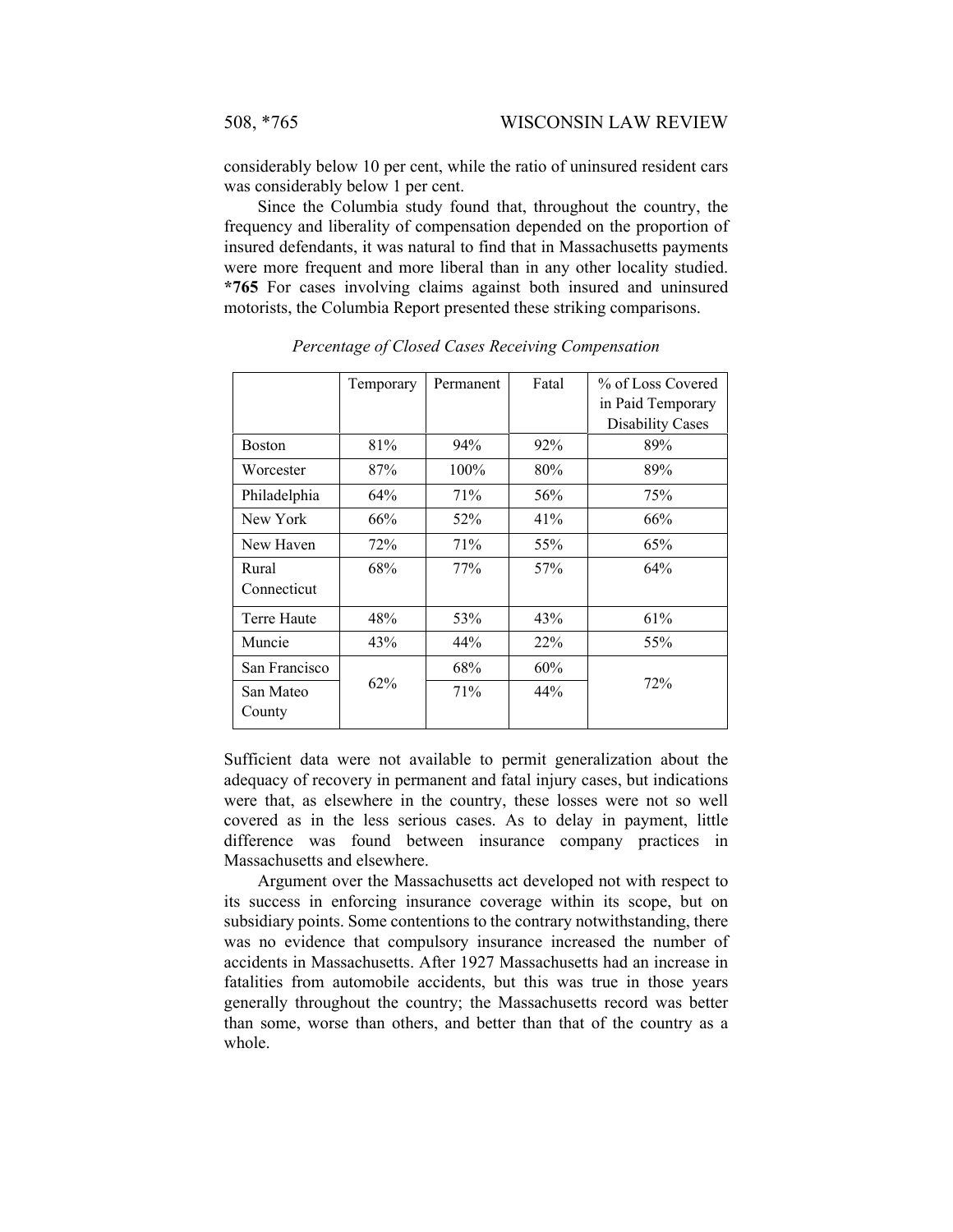considerably below 10 per cent, while the ratio of uninsured resident cars was considerably below 1 per cent.

Since the Columbia study found that, throughout the country, the frequency and liberality of compensation depended on the proportion of insured defendants, it was natural to find that in Massachusetts payments were more frequent and more liberal than in any other locality studied. **\*765** For cases involving claims against both insured and uninsured motorists, the Columbia Report presented these striking comparisons.

*Percentage of Closed Cases Receiving Compensation*

| | Temporary | Permanent | Fatal | % of Loss Covered in Paid Temporary Disability Cases |
|---|---|---|---|---|
| Boston | 81% | 94% | 92% | 89% |
| Worcester | 87% | 100% | 80% | 89% |
| Philadelphia | 64% | 71% | 56% | 75% |
| New York | 66% | 52% | 41% | 66% |
| New Haven | 72% | 71% | 55% | 65% |
| Rural Connecticut | 68% | 77% | 57% | 64% |
| Terre Haute | 48% | 53% | 43% | 61% |
| Muncie | 43% | 44% | 22% | 55% |
| San Francisco | 62% | 68% | 60% | 72% |
| San Mateo County | | 71% | 44% | |

Sufficient data were not available to permit generalization about the adequacy of recovery in permanent and fatal injury cases, but indications were that, as elsewhere in the country, these losses were not so well covered as in the less serious cases. As to delay in payment, little difference was found between insurance company practices in Massachusetts and elsewhere.

Argument over the Massachusetts act developed not with respect to its success in enforcing insurance coverage within its scope, but on subsidiary points. Some contentions to the contrary notwithstanding, there was no evidence that compulsory insurance increased the number of accidents in Massachusetts. After 1927 Massachusetts had an increase in fatalities from automobile accidents, but this was true in those years generally throughout the country; the Massachusetts record was better than some, worse than others, and better than that of the country as a whole.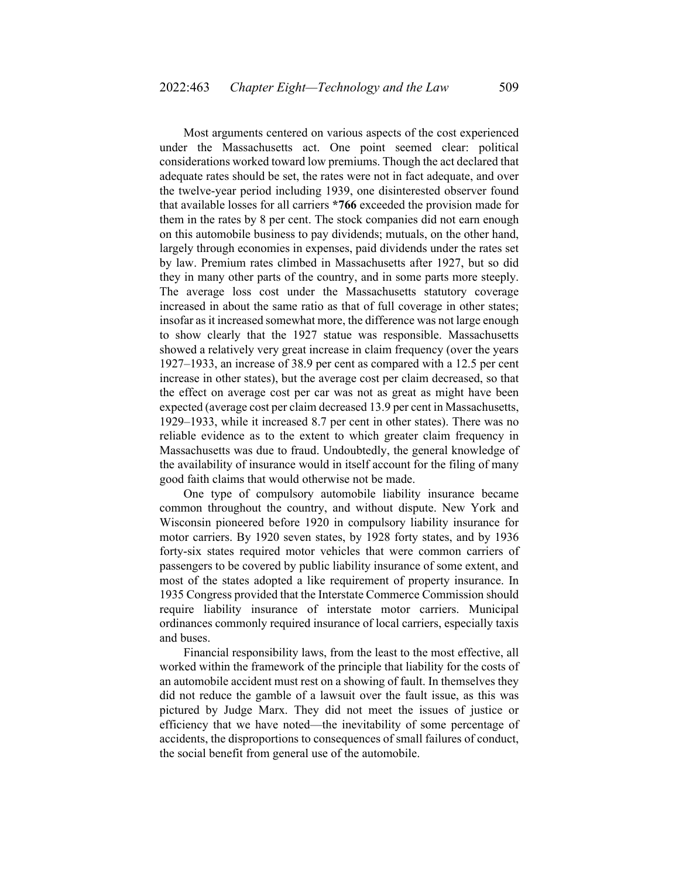Most arguments centered on various aspects of the cost experienced under the Massachusetts act. One point seemed clear: political considerations worked toward low premiums. Though the act declared that adequate rates should be set, the rates were not in fact adequate, and over the twelve-year period including 1939, one disinterested observer found that available losses for all carriers **\*766** exceeded the provision made for them in the rates by 8 per cent. The stock companies did not earn enough on this automobile business to pay dividends; mutuals, on the other hand, largely through economies in expenses, paid dividends under the rates set by law. Premium rates climbed in Massachusetts after 1927, but so did they in many other parts of the country, and in some parts more steeply. The average loss cost under the Massachusetts statutory coverage increased in about the same ratio as that of full coverage in other states; insofar as it increased somewhat more, the difference was not large enough to show clearly that the 1927 statue was responsible. Massachusetts showed a relatively very great increase in claim frequency (over the years 1927–1933, an increase of 38.9 per cent as compared with a 12.5 per cent increase in other states), but the average cost per claim decreased, so that the effect on average cost per car was not as great as might have been expected (average cost per claim decreased 13.9 per cent in Massachusetts, 1929–1933, while it increased 8.7 per cent in other states). There was no reliable evidence as to the extent to which greater claim frequency in Massachusetts was due to fraud. Undoubtedly, the general knowledge of the availability of insurance would in itself account for the filing of many good faith claims that would otherwise not be made.

One type of compulsory automobile liability insurance became common throughout the country, and without dispute. New York and Wisconsin pioneered before 1920 in compulsory liability insurance for motor carriers. By 1920 seven states, by 1928 forty states, and by 1936 forty-six states required motor vehicles that were common carriers of passengers to be covered by public liability insurance of some extent, and most of the states adopted a like requirement of property insurance. In 1935 Congress provided that the Interstate Commerce Commission should require liability insurance of interstate motor carriers. Municipal ordinances commonly required insurance of local carriers, especially taxis and buses.

Financial responsibility laws, from the least to the most effective, all worked within the framework of the principle that liability for the costs of an automobile accident must rest on a showing of fault. In themselves they did not reduce the gamble of a lawsuit over the fault issue, as this was pictured by Judge Marx. They did not meet the issues of justice or efficiency that we have noted—the inevitability of some percentage of accidents, the disproportions to consequences of small failures of conduct, the social benefit from general use of the automobile.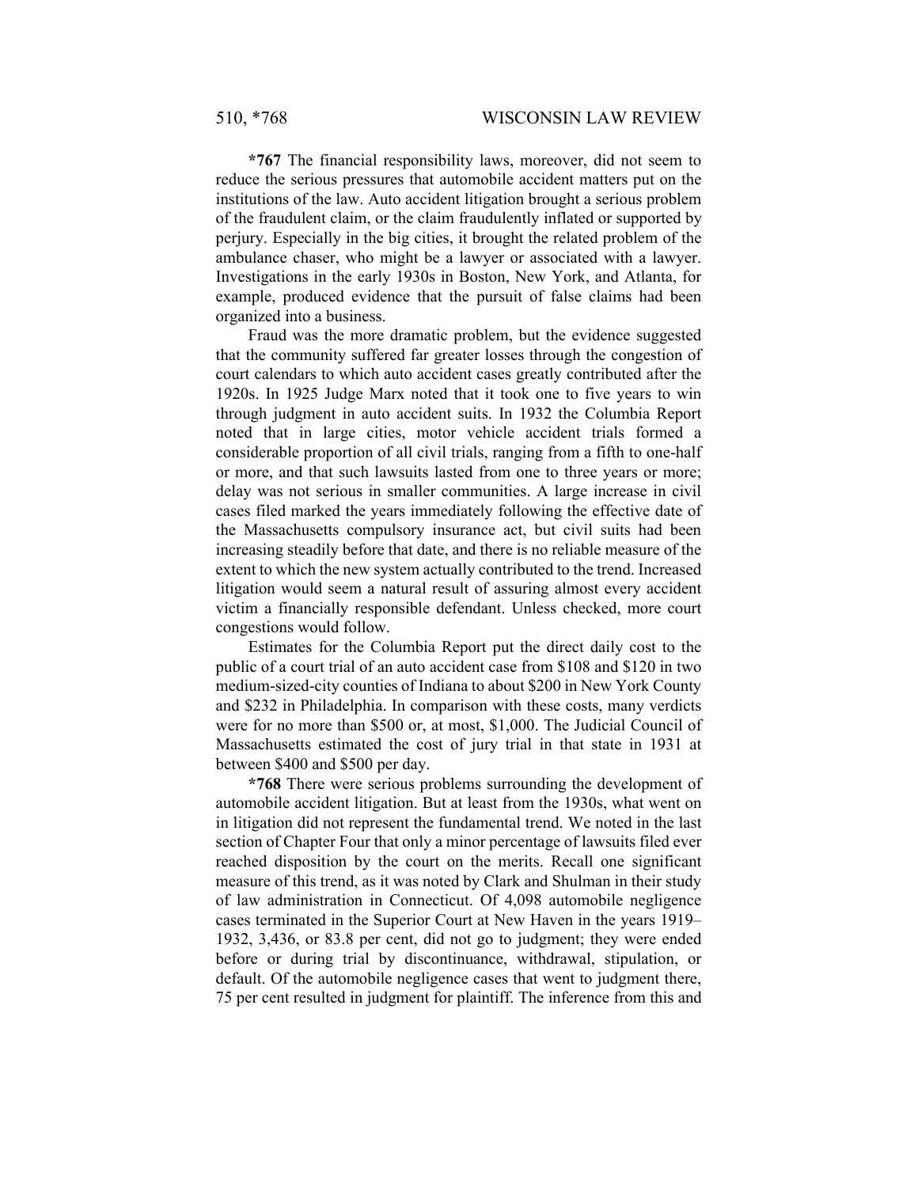**\*767** The financial responsibility laws, moreover, did not seem to reduce the serious pressures that automobile accident matters put on the institutions of the law. Auto accident litigation brought a serious problem of the fraudulent claim, or the claim fraudulently inflated or supported by perjury. Especially in the big cities, it brought the related problem of the ambulance chaser, who might be a lawyer or associated with a lawyer. Investigations in the early 1930s in Boston, New York, and Atlanta, for example, produced evidence that the pursuit of false claims had been organized into a business.

Fraud was the more dramatic problem, but the evidence suggested that the community suffered far greater losses through the congestion of court calendars to which auto accident cases greatly contributed after the 1920s. In 1925 Judge Marx noted that it took one to five years to win through judgment in auto accident suits. In 1932 the Columbia Report noted that in large cities, motor vehicle accident trials formed a considerable proportion of all civil trials, ranging from a fifth to one-half or more, and that such lawsuits lasted from one to three years or more; delay was not serious in smaller communities. A large increase in civil cases filed marked the years immediately following the effective date of the Massachusetts compulsory insurance act, but civil suits had been increasing steadily before that date, and there is no reliable measure of the extent to which the new system actually contributed to the trend. Increased litigation would seem a natural result of assuring almost every accident victim a financially responsible defendant. Unless checked, more court congestions would follow.

Estimates for the Columbia Report put the direct daily cost to the public of a court trial of an auto accident case from $108 and $120 in two medium-sized-city counties of Indiana to about $200 in New York County and $232 in Philadelphia. In comparison with these costs, many verdicts were for no more than $500 or, at most, $1,000. The Judicial Council of Massachusetts estimated the cost of jury trial in that state in 1931 at between $400 and $500 per day.

**\*768** There were serious problems surrounding the development of automobile accident litigation. But at least from the 1930s, what went on in litigation did not represent the fundamental trend. We noted in the last section of Chapter Four that only a minor percentage of lawsuits filed ever reached disposition by the court on the merits. Recall one significant measure of this trend, as it was noted by Clark and Shulman in their study of law administration in Connecticut. Of 4,098 automobile negligence cases terminated in the Superior Court at New Haven in the years 1919–1932, 3,436, or 83.8 per cent, did not go to judgment; they were ended before or during trial by discontinuance, withdrawal, stipulation, or default. Of the automobile negligence cases that went to judgment there, 75 per cent resulted in judgment for plaintiff. The inference from this and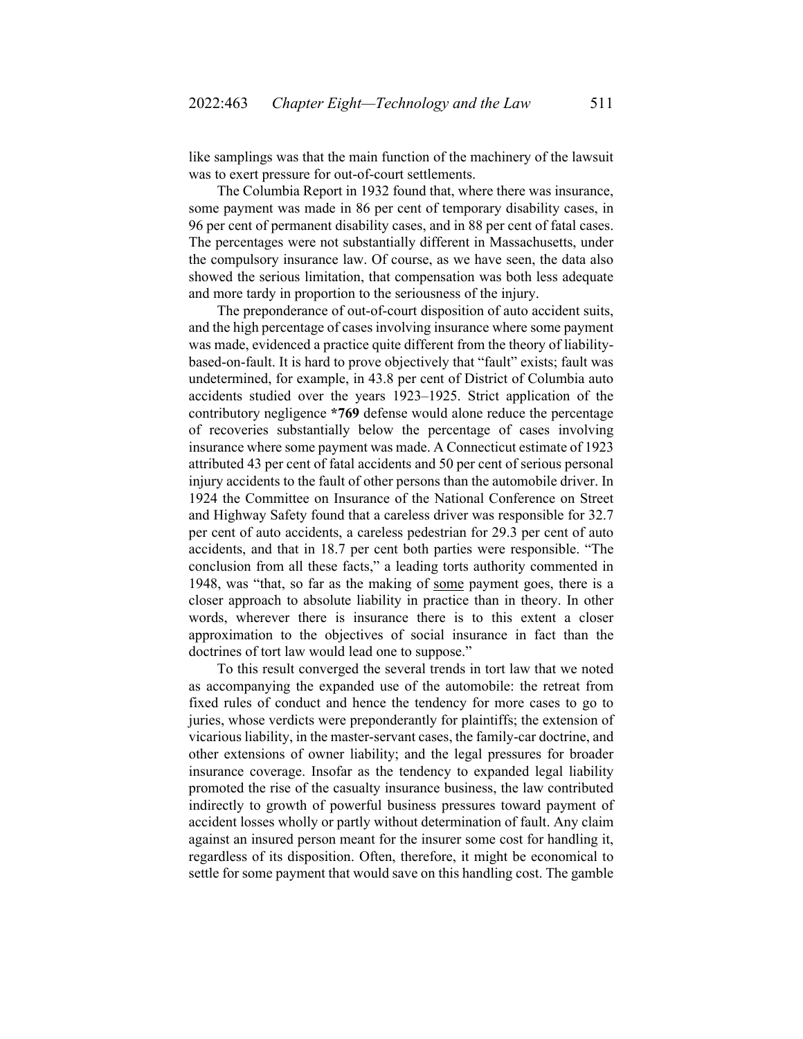like samplings was that the main function of the machinery of the lawsuit was to exert pressure for out-of-court settlements.

The Columbia Report in 1932 found that, where there was insurance, some payment was made in 86 per cent of temporary disability cases, in 96 per cent of permanent disability cases, and in 88 per cent of fatal cases. The percentages were not substantially different in Massachusetts, under the compulsory insurance law. Of course, as we have seen, the data also showed the serious limitation, that compensation was both less adequate and more tardy in proportion to the seriousness of the injury.

The preponderance of out-of-court disposition of auto accident suits, and the high percentage of cases involving insurance where some payment was made, evidenced a practice quite different from the theory of liability-based-on-fault. It is hard to prove objectively that "fault" exists; fault was undetermined, for example, in 43.8 per cent of District of Columbia auto accidents studied over the years 1923–1925. Strict application of the contributory negligence **\*769** defense would alone reduce the percentage of recoveries substantially below the percentage of cases involving insurance where some payment was made. A Connecticut estimate of 1923 attributed 43 per cent of fatal accidents and 50 per cent of serious personal injury accidents to the fault of other persons than the automobile driver. In 1924 the Committee on Insurance of the National Conference on Street and Highway Safety found that a careless driver was responsible for 32.7 per cent of auto accidents, a careless pedestrian for 29.3 per cent of auto accidents, and that in 18.7 per cent both parties were responsible. "The conclusion from all these facts," a leading torts authority commented in 1948, was "that, so far as the making of <u>some</u> payment goes, there is a closer approach to absolute liability in practice than in theory. In other words, wherever there is insurance there is to this extent a closer approximation to the objectives of social insurance in fact than the doctrines of tort law would lead one to suppose."

To this result converged the several trends in tort law that we noted as accompanying the expanded use of the automobile: the retreat from fixed rules of conduct and hence the tendency for more cases to go to juries, whose verdicts were preponderantly for plaintiffs; the extension of vicarious liability, in the master-servant cases, the family-car doctrine, and other extensions of owner liability; and the legal pressures for broader insurance coverage. Insofar as the tendency to expanded legal liability promoted the rise of the casualty insurance business, the law contributed indirectly to growth of powerful business pressures toward payment of accident losses wholly or partly without determination of fault. Any claim against an insured person meant for the insurer some cost for handling it, regardless of its disposition. Often, therefore, it might be economical to settle for some payment that would save on this handling cost. The gamble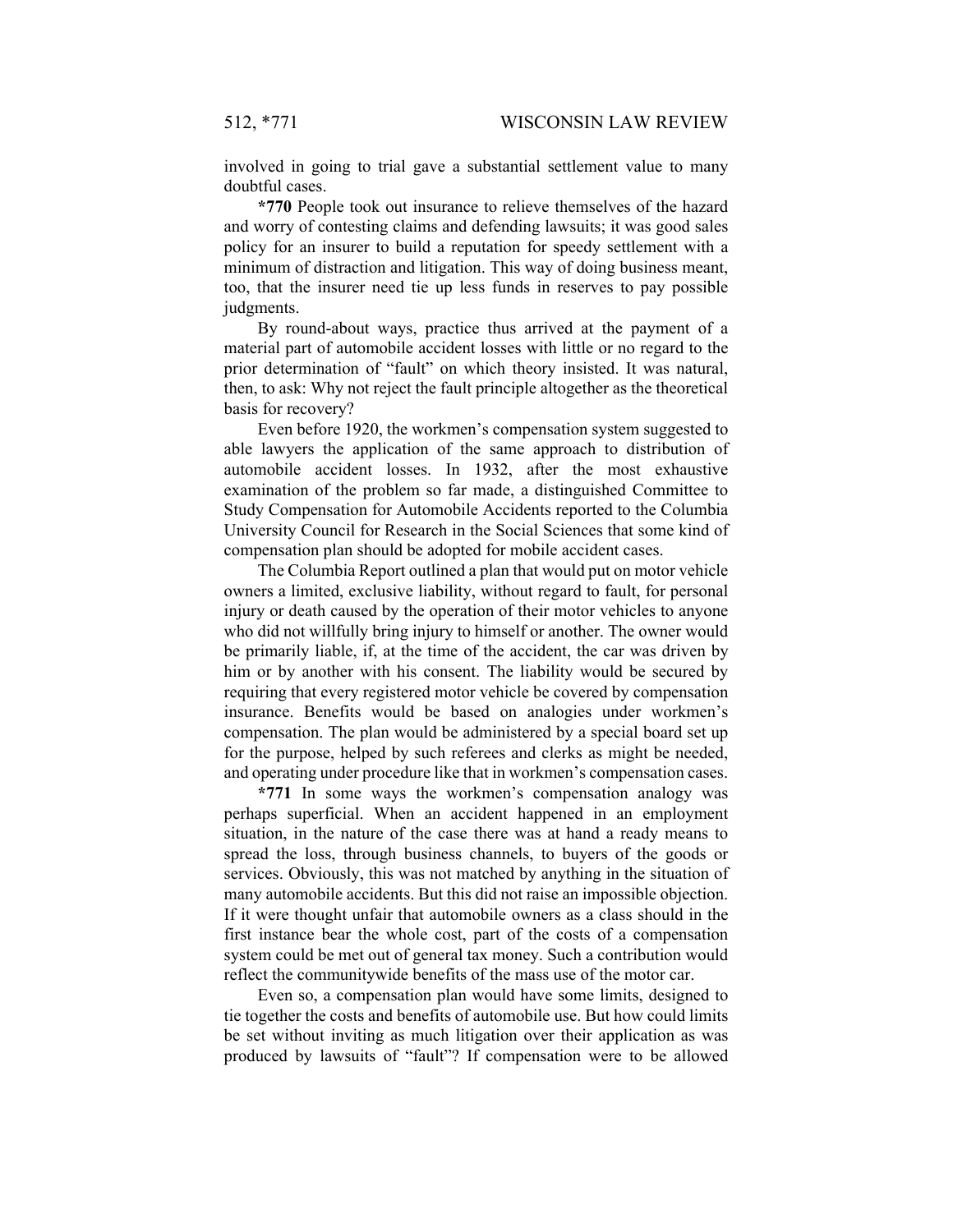involved in going to trial gave a substantial settlement value to many doubtful cases.

**\*770** People took out insurance to relieve themselves of the hazard and worry of contesting claims and defending lawsuits; it was good sales policy for an insurer to build a reputation for speedy settlement with a minimum of distraction and litigation. This way of doing business meant, too, that the insurer need tie up less funds in reserves to pay possible judgments.

By round-about ways, practice thus arrived at the payment of a material part of automobile accident losses with little or no regard to the prior determination of "fault" on which theory insisted. It was natural, then, to ask: Why not reject the fault principle altogether as the theoretical basis for recovery?

Even before 1920, the workmen's compensation system suggested to able lawyers the application of the same approach to distribution of automobile accident losses. In 1932, after the most exhaustive examination of the problem so far made, a distinguished Committee to Study Compensation for Automobile Accidents reported to the Columbia University Council for Research in the Social Sciences that some kind of compensation plan should be adopted for mobile accident cases.

The Columbia Report outlined a plan that would put on motor vehicle owners a limited, exclusive liability, without regard to fault, for personal injury or death caused by the operation of their motor vehicles to anyone who did not willfully bring injury to himself or another. The owner would be primarily liable, if, at the time of the accident, the car was driven by him or by another with his consent. The liability would be secured by requiring that every registered motor vehicle be covered by compensation insurance. Benefits would be based on analogies under workmen's compensation. The plan would be administered by a special board set up for the purpose, helped by such referees and clerks as might be needed, and operating under procedure like that in workmen's compensation cases.

**\*771** In some ways the workmen's compensation analogy was perhaps superficial. When an accident happened in an employment situation, in the nature of the case there was at hand a ready means to spread the loss, through business channels, to buyers of the goods or services. Obviously, this was not matched by anything in the situation of many automobile accidents. But this did not raise an impossible objection. If it were thought unfair that automobile owners as a class should in the first instance bear the whole cost, part of the costs of a compensation system could be met out of general tax money. Such a contribution would reflect the communitywide benefits of the mass use of the motor car.

Even so, a compensation plan would have some limits, designed to tie together the costs and benefits of automobile use. But how could limits be set without inviting as much litigation over their application as was produced by lawsuits of "fault"? If compensation were to be allowed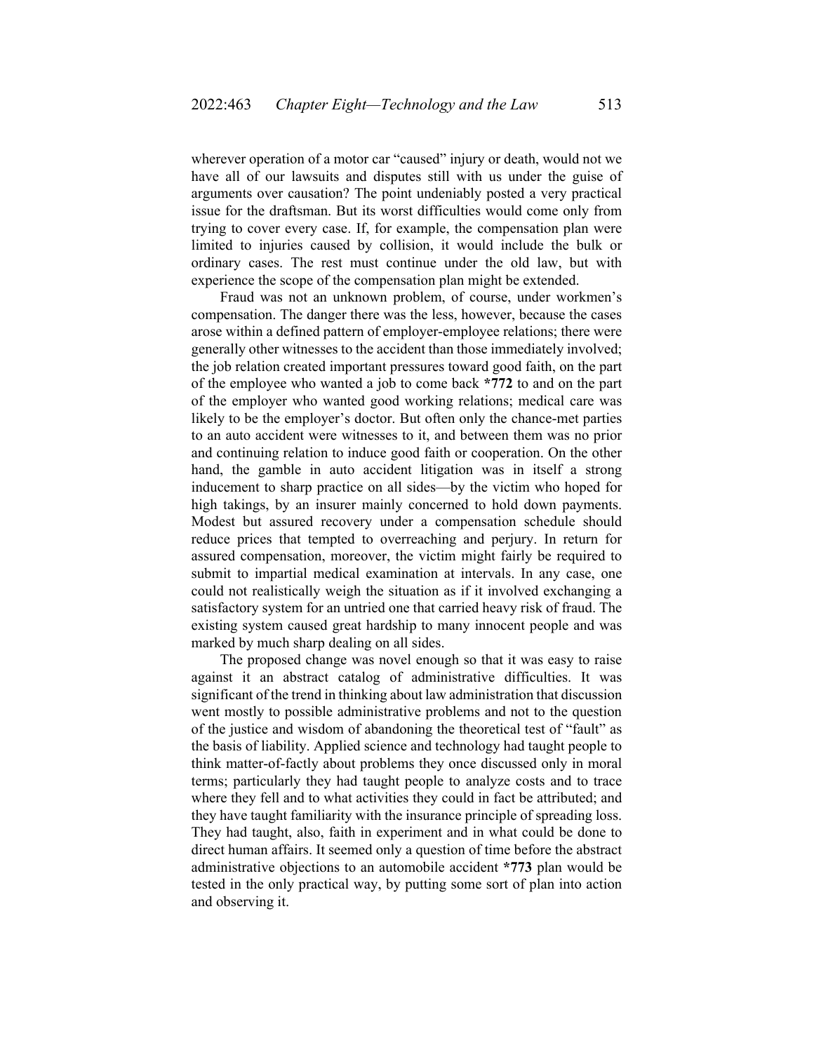wherever operation of a motor car "caused" injury or death, would not we have all of our lawsuits and disputes still with us under the guise of arguments over causation? The point undeniably posted a very practical issue for the draftsman. But its worst difficulties would come only from trying to cover every case. If, for example, the compensation plan were limited to injuries caused by collision, it would include the bulk or ordinary cases. The rest must continue under the old law, but with experience the scope of the compensation plan might be extended.

Fraud was not an unknown problem, of course, under workmen's compensation. The danger there was the less, however, because the cases arose within a defined pattern of employer-employee relations; there were generally other witnesses to the accident than those immediately involved; the job relation created important pressures toward good faith, on the part of the employee who wanted a job to come back **\*772** to and on the part of the employer who wanted good working relations; medical care was likely to be the employer's doctor. But often only the chance-met parties to an auto accident were witnesses to it, and between them was no prior and continuing relation to induce good faith or cooperation. On the other hand, the gamble in auto accident litigation was in itself a strong inducement to sharp practice on all sides—by the victim who hoped for high takings, by an insurer mainly concerned to hold down payments. Modest but assured recovery under a compensation schedule should reduce prices that tempted to overreaching and perjury. In return for assured compensation, moreover, the victim might fairly be required to submit to impartial medical examination at intervals. In any case, one could not realistically weigh the situation as if it involved exchanging a satisfactory system for an untried one that carried heavy risk of fraud. The existing system caused great hardship to many innocent people and was marked by much sharp dealing on all sides.

The proposed change was novel enough so that it was easy to raise against it an abstract catalog of administrative difficulties. It was significant of the trend in thinking about law administration that discussion went mostly to possible administrative problems and not to the question of the justice and wisdom of abandoning the theoretical test of "fault" as the basis of liability. Applied science and technology had taught people to think matter-of-factly about problems they once discussed only in moral terms; particularly they had taught people to analyze costs and to trace where they fell and to what activities they could in fact be attributed; and they have taught familiarity with the insurance principle of spreading loss. They had taught, also, faith in experiment and in what could be done to direct human affairs. It seemed only a question of time before the abstract administrative objections to an automobile accident **\*773** plan would be tested in the only practical way, by putting some sort of plan into action and observing it.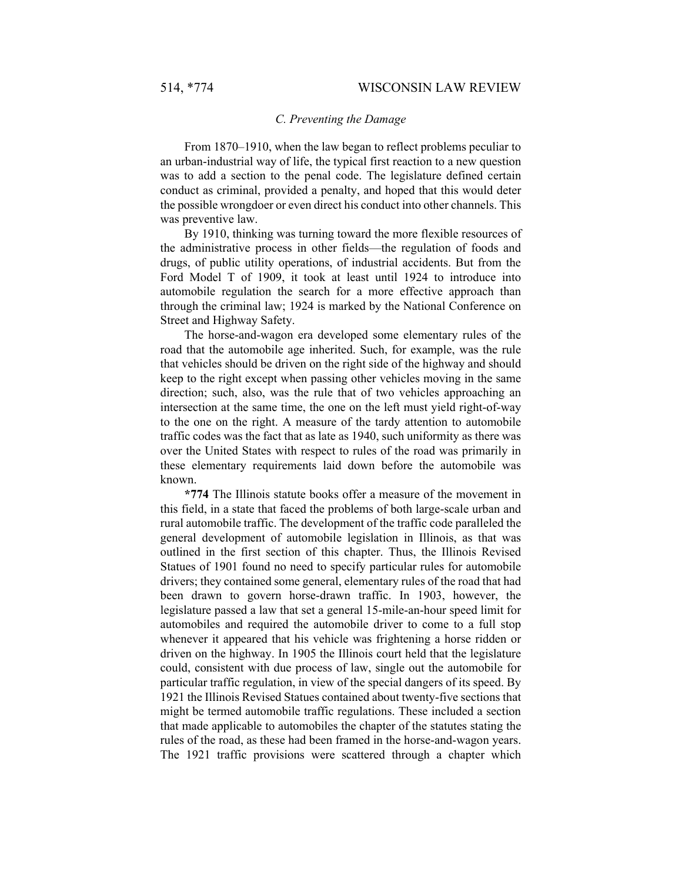### *C. Preventing the Damage*

From 1870–1910, when the law began to reflect problems peculiar to an urban-industrial way of life, the typical first reaction to a new question was to add a section to the penal code. The legislature defined certain conduct as criminal, provided a penalty, and hoped that this would deter the possible wrongdoer or even direct his conduct into other channels. This was preventive law.

By 1910, thinking was turning toward the more flexible resources of the administrative process in other fields—the regulation of foods and drugs, of public utility operations, of industrial accidents. But from the Ford Model T of 1909, it took at least until 1924 to introduce into automobile regulation the search for a more effective approach than through the criminal law; 1924 is marked by the National Conference on Street and Highway Safety.

The horse-and-wagon era developed some elementary rules of the road that the automobile age inherited. Such, for example, was the rule that vehicles should be driven on the right side of the highway and should keep to the right except when passing other vehicles moving in the same direction; such, also, was the rule that of two vehicles approaching an intersection at the same time, the one on the left must yield right-of-way to the one on the right. A measure of the tardy attention to automobile traffic codes was the fact that as late as 1940, such uniformity as there was over the United States with respect to rules of the road was primarily in these elementary requirements laid down before the automobile was known.

**\*774** The Illinois statute books offer a measure of the movement in this field, in a state that faced the problems of both large-scale urban and rural automobile traffic. The development of the traffic code paralleled the general development of automobile legislation in Illinois, as that was outlined in the first section of this chapter. Thus, the Illinois Revised Statues of 1901 found no need to specify particular rules for automobile drivers; they contained some general, elementary rules of the road that had been drawn to govern horse-drawn traffic. In 1903, however, the legislature passed a law that set a general 15-mile-an-hour speed limit for automobiles and required the automobile driver to come to a full stop whenever it appeared that his vehicle was frightening a horse ridden or driven on the highway. In 1905 the Illinois court held that the legislature could, consistent with due process of law, single out the automobile for particular traffic regulation, in view of the special dangers of its speed. By 1921 the Illinois Revised Statues contained about twenty-five sections that might be termed automobile traffic regulations. These included a section that made applicable to automobiles the chapter of the statutes stating the rules of the road, as these had been framed in the horse-and-wagon years. The 1921 traffic provisions were scattered through a chapter which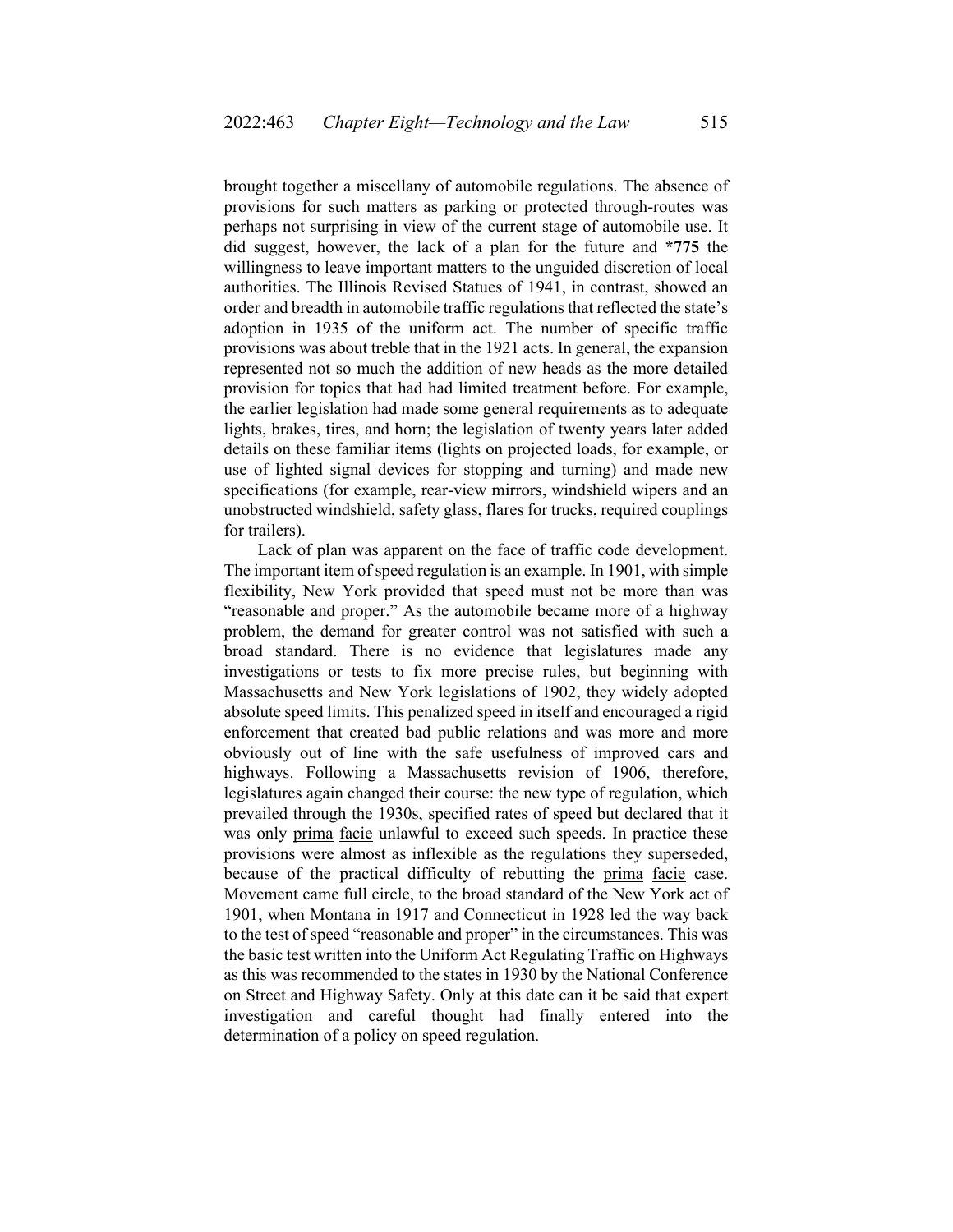brought together a miscellany of automobile regulations. The absence of provisions for such matters as parking or protected through-routes was perhaps not surprising in view of the current stage of automobile use. It did suggest, however, the lack of a plan for the future and **\*775** the willingness to leave important matters to the unguided discretion of local authorities. The Illinois Revised Statues of 1941, in contrast, showed an order and breadth in automobile traffic regulations that reflected the state's adoption in 1935 of the uniform act. The number of specific traffic provisions was about treble that in the 1921 acts. In general, the expansion represented not so much the addition of new heads as the more detailed provision for topics that had had limited treatment before. For example, the earlier legislation had made some general requirements as to adequate lights, brakes, tires, and horn; the legislation of twenty years later added details on these familiar items (lights on projected loads, for example, or use of lighted signal devices for stopping and turning) and made new specifications (for example, rear-view mirrors, windshield wipers and an unobstructed windshield, safety glass, flares for trucks, required couplings for trailers).

Lack of plan was apparent on the face of traffic code development. The important item of speed regulation is an example. In 1901, with simple flexibility, New York provided that speed must not be more than was "reasonable and proper." As the automobile became more of a highway problem, the demand for greater control was not satisfied with such a broad standard. There is no evidence that legislatures made any investigations or tests to fix more precise rules, but beginning with Massachusetts and New York legislations of 1902, they widely adopted absolute speed limits. This penalized speed in itself and encouraged a rigid enforcement that created bad public relations and was more and more obviously out of line with the safe usefulness of improved cars and highways. Following a Massachusetts revision of 1906, therefore, legislatures again changed their course: the new type of regulation, which prevailed through the 1930s, specified rates of speed but declared that it was only prima facie unlawful to exceed such speeds. In practice these provisions were almost as inflexible as the regulations they superseded, because of the practical difficulty of rebutting the prima facie case. Movement came full circle, to the broad standard of the New York act of 1901, when Montana in 1917 and Connecticut in 1928 led the way back to the test of speed "reasonable and proper" in the circumstances. This was the basic test written into the Uniform Act Regulating Traffic on Highways as this was recommended to the states in 1930 by the National Conference on Street and Highway Safety. Only at this date can it be said that expert investigation and careful thought had finally entered into the determination of a policy on speed regulation.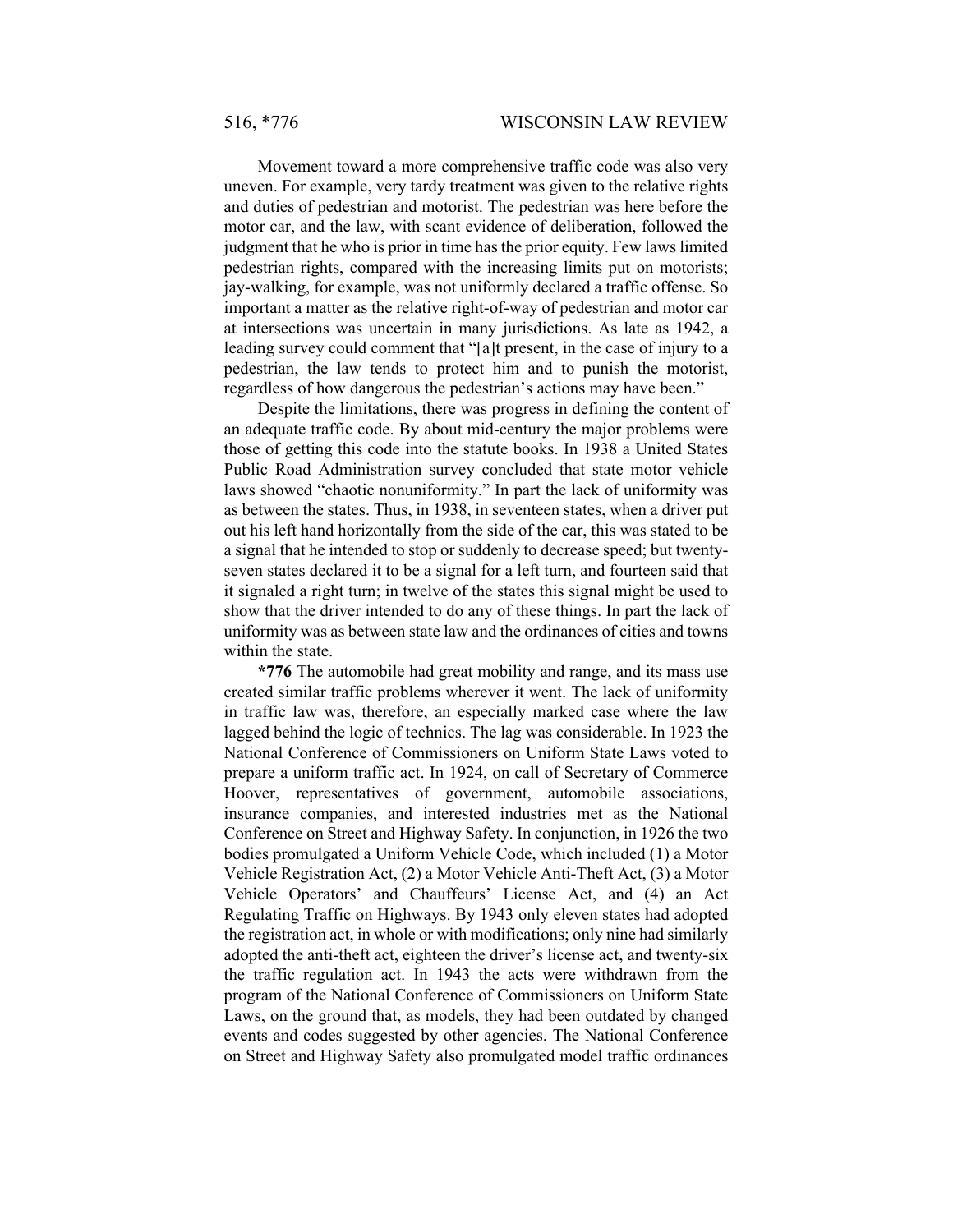Movement toward a more comprehensive traffic code was also very uneven. For example, very tardy treatment was given to the relative rights and duties of pedestrian and motorist. The pedestrian was here before the motor car, and the law, with scant evidence of deliberation, followed the judgment that he who is prior in time has the prior equity. Few laws limited pedestrian rights, compared with the increasing limits put on motorists; jay-walking, for example, was not uniformly declared a traffic offense. So important a matter as the relative right-of-way of pedestrian and motor car at intersections was uncertain in many jurisdictions. As late as 1942, a leading survey could comment that "[a]t present, in the case of injury to a pedestrian, the law tends to protect him and to punish the motorist, regardless of how dangerous the pedestrian's actions may have been."

Despite the limitations, there was progress in defining the content of an adequate traffic code. By about mid-century the major problems were those of getting this code into the statute books. In 1938 a United States Public Road Administration survey concluded that state motor vehicle laws showed "chaotic nonuniformity." In part the lack of uniformity was as between the states. Thus, in 1938, in seventeen states, when a driver put out his left hand horizontally from the side of the car, this was stated to be a signal that he intended to stop or suddenly to decrease speed; but twenty-seven states declared it to be a signal for a left turn, and fourteen said that it signaled a right turn; in twelve of the states this signal might be used to show that the driver intended to do any of these things. In part the lack of uniformity was as between state law and the ordinances of cities and towns within the state.

**\*776** The automobile had great mobility and range, and its mass use created similar traffic problems wherever it went. The lack of uniformity in traffic law was, therefore, an especially marked case where the law lagged behind the logic of technics. The lag was considerable. In 1923 the National Conference of Commissioners on Uniform State Laws voted to prepare a uniform traffic act. In 1924, on call of Secretary of Commerce Hoover, representatives of government, automobile associations, insurance companies, and interested industries met as the National Conference on Street and Highway Safety. In conjunction, in 1926 the two bodies promulgated a Uniform Vehicle Code, which included (1) a Motor Vehicle Registration Act, (2) a Motor Vehicle Anti-Theft Act, (3) a Motor Vehicle Operators' and Chauffeurs' License Act, and (4) an Act Regulating Traffic on Highways. By 1943 only eleven states had adopted the registration act, in whole or with modifications; only nine had similarly adopted the anti-theft act, eighteen the driver's license act, and twenty-six the traffic regulation act. In 1943 the acts were withdrawn from the program of the National Conference of Commissioners on Uniform State Laws, on the ground that, as models, they had been outdated by changed events and codes suggested by other agencies. The National Conference on Street and Highway Safety also promulgated model traffic ordinances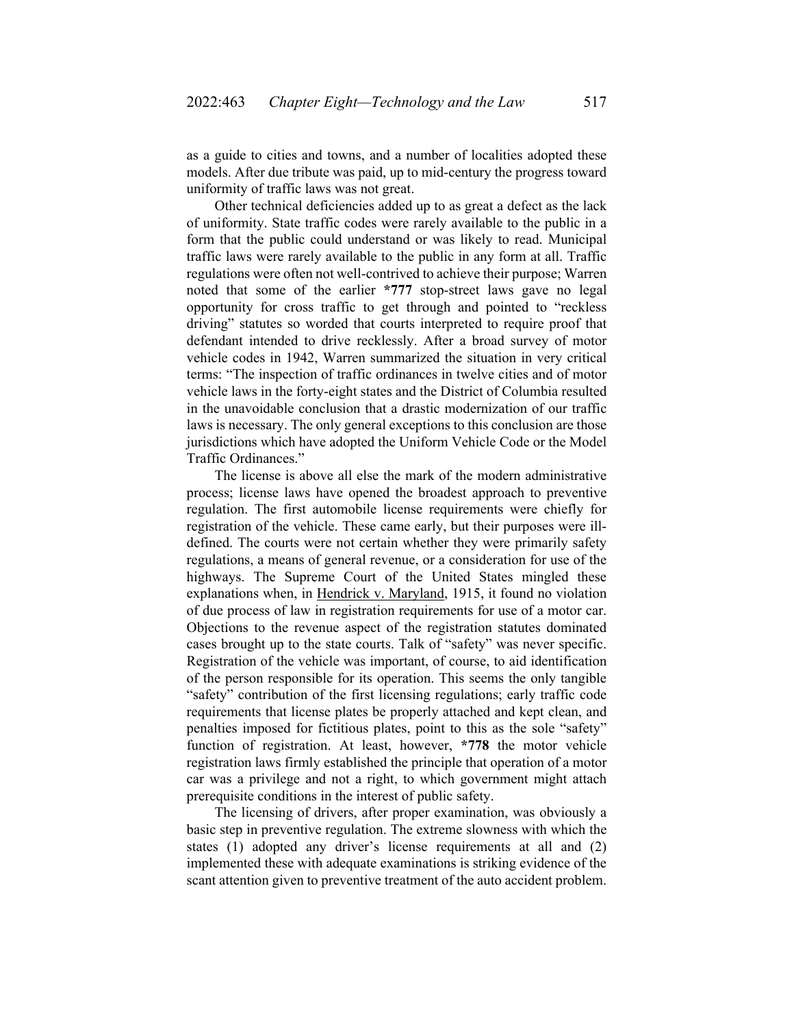as a guide to cities and towns, and a number of localities adopted these models. After due tribute was paid, up to mid-century the progress toward uniformity of traffic laws was not great.

Other technical deficiencies added up to as great a defect as the lack of uniformity. State traffic codes were rarely available to the public in a form that the public could understand or was likely to read. Municipal traffic laws were rarely available to the public in any form at all. Traffic regulations were often not well-contrived to achieve their purpose; Warren noted that some of the earlier **\*777** stop-street laws gave no legal opportunity for cross traffic to get through and pointed to "reckless driving" statutes so worded that courts interpreted to require proof that defendant intended to drive recklessly. After a broad survey of motor vehicle codes in 1942, Warren summarized the situation in very critical terms: "The inspection of traffic ordinances in twelve cities and of motor vehicle laws in the forty-eight states and the District of Columbia resulted in the unavoidable conclusion that a drastic modernization of our traffic laws is necessary. The only general exceptions to this conclusion are those jurisdictions which have adopted the Uniform Vehicle Code or the Model Traffic Ordinances."

The license is above all else the mark of the modern administrative process; license laws have opened the broadest approach to preventive regulation. The first automobile license requirements were chiefly for registration of the vehicle. These came early, but their purposes were ill-defined. The courts were not certain whether they were primarily safety regulations, a means of general revenue, or a consideration for use of the highways. The Supreme Court of the United States mingled these explanations when, in <u>Hendrick v. Maryland</u>, 1915, it found no violation of due process of law in registration requirements for use of a motor car. Objections to the revenue aspect of the registration statutes dominated cases brought up to the state courts. Talk of "safety" was never specific. Registration of the vehicle was important, of course, to aid identification of the person responsible for its operation. This seems the only tangible "safety" contribution of the first licensing regulations; early traffic code requirements that license plates be properly attached and kept clean, and penalties imposed for fictitious plates, point to this as the sole "safety" function of registration. At least, however, **\*778** the motor vehicle registration laws firmly established the principle that operation of a motor car was a privilege and not a right, to which government might attach prerequisite conditions in the interest of public safety.

The licensing of drivers, after proper examination, was obviously a basic step in preventive regulation. The extreme slowness with which the states (1) adopted any driver's license requirements at all and (2) implemented these with adequate examinations is striking evidence of the scant attention given to preventive treatment of the auto accident problem.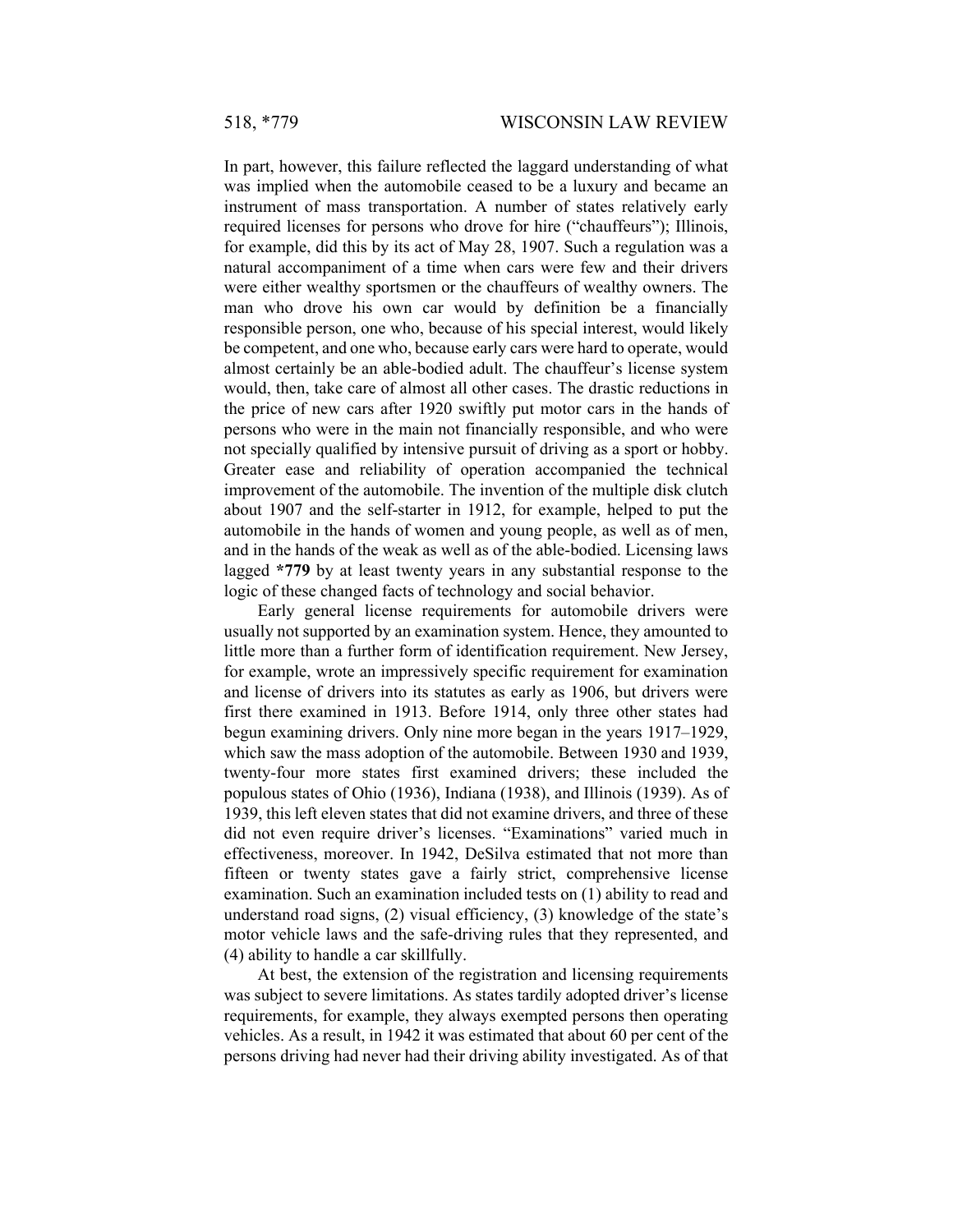In part, however, this failure reflected the laggard understanding of what was implied when the automobile ceased to be a luxury and became an instrument of mass transportation. A number of states relatively early required licenses for persons who drove for hire ("chauffeurs"); Illinois, for example, did this by its act of May 28, 1907. Such a regulation was a natural accompaniment of a time when cars were few and their drivers were either wealthy sportsmen or the chauffeurs of wealthy owners. The man who drove his own car would by definition be a financially responsible person, one who, because of his special interest, would likely be competent, and one who, because early cars were hard to operate, would almost certainly be an able-bodied adult. The chauffeur's license system would, then, take care of almost all other cases. The drastic reductions in the price of new cars after 1920 swiftly put motor cars in the hands of persons who were in the main not financially responsible, and who were not specially qualified by intensive pursuit of driving as a sport or hobby. Greater ease and reliability of operation accompanied the technical improvement of the automobile. The invention of the multiple disk clutch about 1907 and the self-starter in 1912, for example, helped to put the automobile in the hands of women and young people, as well as of men, and in the hands of the weak as well as of the able-bodied. Licensing laws lagged **\*779** by at least twenty years in any substantial response to the logic of these changed facts of technology and social behavior.

Early general license requirements for automobile drivers were usually not supported by an examination system. Hence, they amounted to little more than a further form of identification requirement. New Jersey, for example, wrote an impressively specific requirement for examination and license of drivers into its statutes as early as 1906, but drivers were first there examined in 1913. Before 1914, only three other states had begun examining drivers. Only nine more began in the years 1917–1929, which saw the mass adoption of the automobile. Between 1930 and 1939, twenty-four more states first examined drivers; these included the populous states of Ohio (1936), Indiana (1938), and Illinois (1939). As of 1939, this left eleven states that did not examine drivers, and three of these did not even require driver's licenses. "Examinations" varied much in effectiveness, moreover. In 1942, DeSilva estimated that not more than fifteen or twenty states gave a fairly strict, comprehensive license examination. Such an examination included tests on (1) ability to read and understand road signs, (2) visual efficiency, (3) knowledge of the state's motor vehicle laws and the safe-driving rules that they represented, and (4) ability to handle a car skillfully.

At best, the extension of the registration and licensing requirements was subject to severe limitations. As states tardily adopted driver's license requirements, for example, they always exempted persons then operating vehicles. As a result, in 1942 it was estimated that about 60 per cent of the persons driving had never had their driving ability investigated. As of that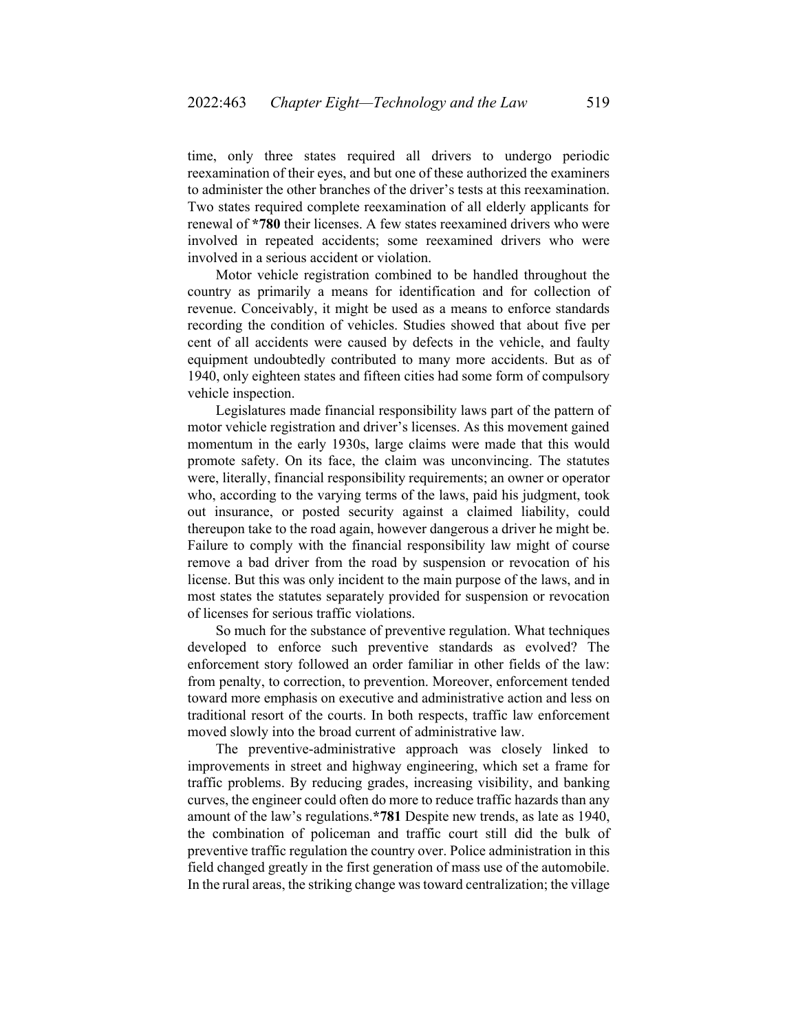time, only three states required all drivers to undergo periodic reexamination of their eyes, and but one of these authorized the examiners to administer the other branches of the driver's tests at this reexamination. Two states required complete reexamination of all elderly applicants for renewal of **\*780** their licenses. A few states reexamined drivers who were involved in repeated accidents; some reexamined drivers who were involved in a serious accident or violation.

Motor vehicle registration combined to be handled throughout the country as primarily a means for identification and for collection of revenue. Conceivably, it might be used as a means to enforce standards recording the condition of vehicles. Studies showed that about five per cent of all accidents were caused by defects in the vehicle, and faulty equipment undoubtedly contributed to many more accidents. But as of 1940, only eighteen states and fifteen cities had some form of compulsory vehicle inspection.

Legislatures made financial responsibility laws part of the pattern of motor vehicle registration and driver's licenses. As this movement gained momentum in the early 1930s, large claims were made that this would promote safety. On its face, the claim was unconvincing. The statutes were, literally, financial responsibility requirements; an owner or operator who, according to the varying terms of the laws, paid his judgment, took out insurance, or posted security against a claimed liability, could thereupon take to the road again, however dangerous a driver he might be. Failure to comply with the financial responsibility law might of course remove a bad driver from the road by suspension or revocation of his license. But this was only incident to the main purpose of the laws, and in most states the statutes separately provided for suspension or revocation of licenses for serious traffic violations.

So much for the substance of preventive regulation. What techniques developed to enforce such preventive standards as evolved? The enforcement story followed an order familiar in other fields of the law: from penalty, to correction, to prevention. Moreover, enforcement tended toward more emphasis on executive and administrative action and less on traditional resort of the courts. In both respects, traffic law enforcement moved slowly into the broad current of administrative law.

The preventive-administrative approach was closely linked to improvements in street and highway engineering, which set a frame for traffic problems. By reducing grades, increasing visibility, and banking curves, the engineer could often do more to reduce traffic hazards than any amount of the law's regulations.**\*781** Despite new trends, as late as 1940, the combination of policeman and traffic court still did the bulk of preventive traffic regulation the country over. Police administration in this field changed greatly in the first generation of mass use of the automobile. In the rural areas, the striking change was toward centralization; the village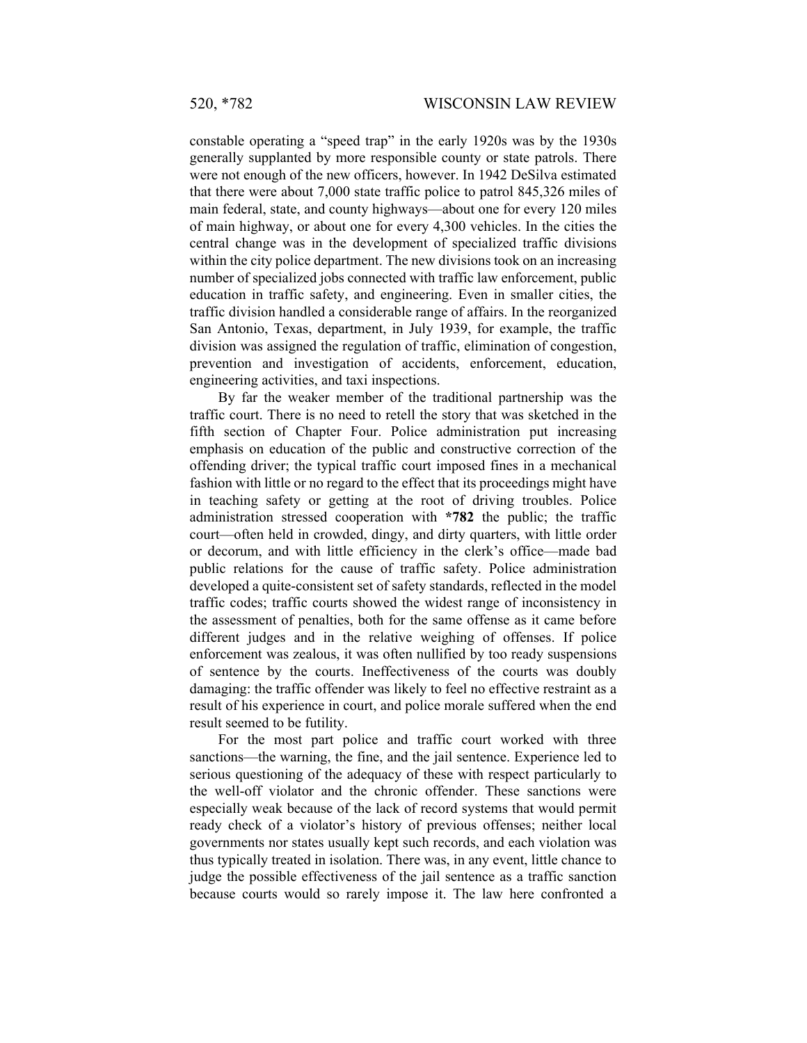constable operating a "speed trap" in the early 1920s was by the 1930s generally supplanted by more responsible county or state patrols. There were not enough of the new officers, however. In 1942 DeSilva estimated that there were about 7,000 state traffic police to patrol 845,326 miles of main federal, state, and county highways—about one for every 120 miles of main highway, or about one for every 4,300 vehicles. In the cities the central change was in the development of specialized traffic divisions within the city police department. The new divisions took on an increasing number of specialized jobs connected with traffic law enforcement, public education in traffic safety, and engineering. Even in smaller cities, the traffic division handled a considerable range of affairs. In the reorganized San Antonio, Texas, department, in July 1939, for example, the traffic division was assigned the regulation of traffic, elimination of congestion, prevention and investigation of accidents, enforcement, education, engineering activities, and taxi inspections.

By far the weaker member of the traditional partnership was the traffic court. There is no need to retell the story that was sketched in the fifth section of Chapter Four. Police administration put increasing emphasis on education of the public and constructive correction of the offending driver; the typical traffic court imposed fines in a mechanical fashion with little or no regard to the effect that its proceedings might have in teaching safety or getting at the root of driving troubles. Police administration stressed cooperation with **\*782** the public; the traffic court—often held in crowded, dingy, and dirty quarters, with little order or decorum, and with little efficiency in the clerk's office—made bad public relations for the cause of traffic safety. Police administration developed a quite-consistent set of safety standards, reflected in the model traffic codes; traffic courts showed the widest range of inconsistency in the assessment of penalties, both for the same offense as it came before different judges and in the relative weighing of offenses. If police enforcement was zealous, it was often nullified by too ready suspensions of sentence by the courts. Ineffectiveness of the courts was doubly damaging: the traffic offender was likely to feel no effective restraint as a result of his experience in court, and police morale suffered when the end result seemed to be futility.

For the most part police and traffic court worked with three sanctions—the warning, the fine, and the jail sentence. Experience led to serious questioning of the adequacy of these with respect particularly to the well-off violator and the chronic offender. These sanctions were especially weak because of the lack of record systems that would permit ready check of a violator's history of previous offenses; neither local governments nor states usually kept such records, and each violation was thus typically treated in isolation. There was, in any event, little chance to judge the possible effectiveness of the jail sentence as a traffic sanction because courts would so rarely impose it. The law here confronted a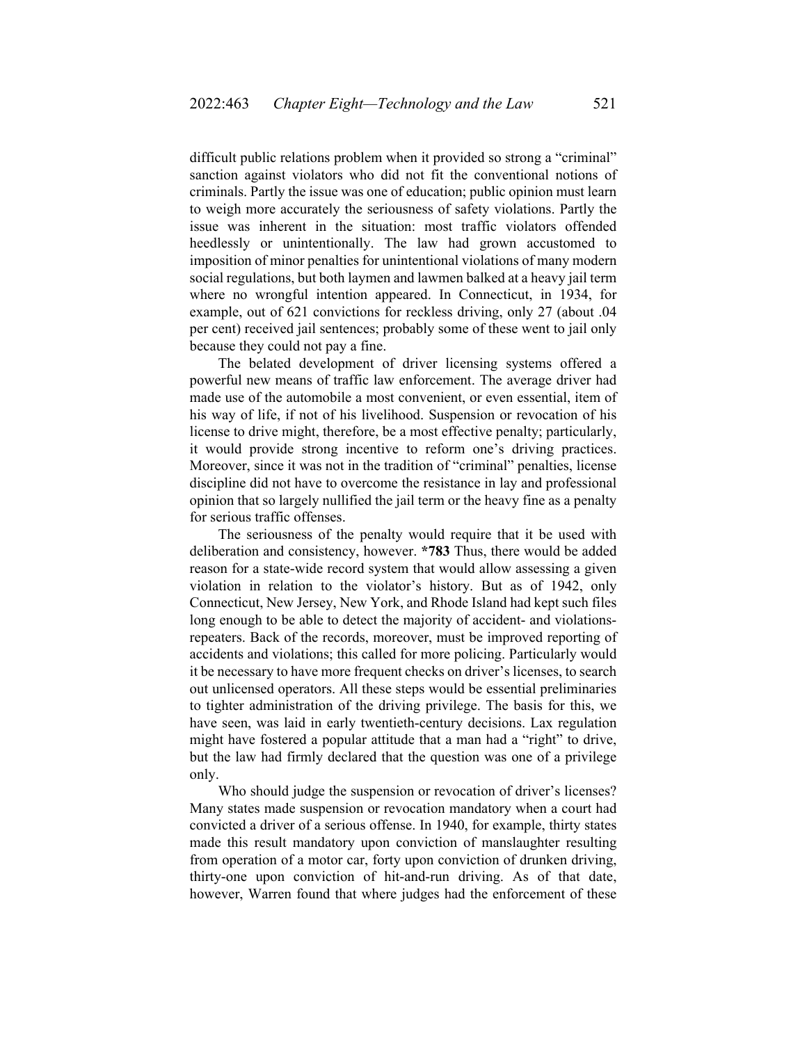difficult public relations problem when it provided so strong a "criminal" sanction against violators who did not fit the conventional notions of criminals. Partly the issue was one of education; public opinion must learn to weigh more accurately the seriousness of safety violations. Partly the issue was inherent in the situation: most traffic violators offended heedlessly or unintentionally. The law had grown accustomed to imposition of minor penalties for unintentional violations of many modern social regulations, but both laymen and lawmen balked at a heavy jail term where no wrongful intention appeared. In Connecticut, in 1934, for example, out of 621 convictions for reckless driving, only 27 (about .04 per cent) received jail sentences; probably some of these went to jail only because they could not pay a fine.

The belated development of driver licensing systems offered a powerful new means of traffic law enforcement. The average driver had made use of the automobile a most convenient, or even essential, item of his way of life, if not of his livelihood. Suspension or revocation of his license to drive might, therefore, be a most effective penalty; particularly, it would provide strong incentive to reform one's driving practices. Moreover, since it was not in the tradition of "criminal" penalties, license discipline did not have to overcome the resistance in lay and professional opinion that so largely nullified the jail term or the heavy fine as a penalty for serious traffic offenses.

The seriousness of the penalty would require that it be used with deliberation and consistency, however. **\*783** Thus, there would be added reason for a state-wide record system that would allow assessing a given violation in relation to the violator's history. But as of 1942, only Connecticut, New Jersey, New York, and Rhode Island had kept such files long enough to be able to detect the majority of accident- and violations-repeaters. Back of the records, moreover, must be improved reporting of accidents and violations; this called for more policing. Particularly would it be necessary to have more frequent checks on driver's licenses, to search out unlicensed operators. All these steps would be essential preliminaries to tighter administration of the driving privilege. The basis for this, we have seen, was laid in early twentieth-century decisions. Lax regulation might have fostered a popular attitude that a man had a "right" to drive, but the law had firmly declared that the question was one of a privilege only.

Who should judge the suspension or revocation of driver's licenses? Many states made suspension or revocation mandatory when a court had convicted a driver of a serious offense. In 1940, for example, thirty states made this result mandatory upon conviction of manslaughter resulting from operation of a motor car, forty upon conviction of drunken driving, thirty-one upon conviction of hit-and-run driving. As of that date, however, Warren found that where judges had the enforcement of these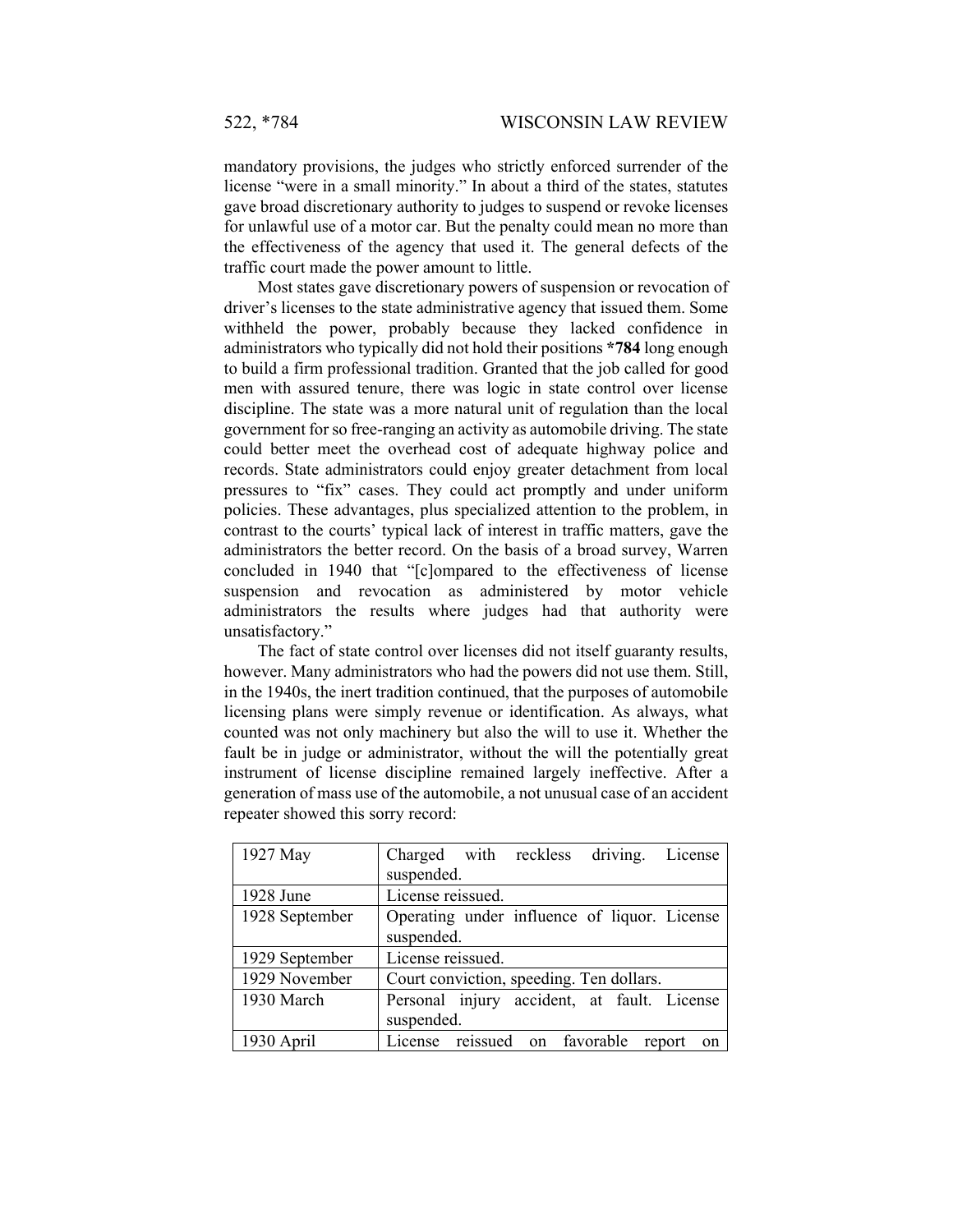mandatory provisions, the judges who strictly enforced surrender of the license "were in a small minority." In about a third of the states, statutes gave broad discretionary authority to judges to suspend or revoke licenses for unlawful use of a motor car. But the penalty could mean no more than the effectiveness of the agency that used it. The general defects of the traffic court made the power amount to little.

Most states gave discretionary powers of suspension or revocation of driver's licenses to the state administrative agency that issued them. Some withheld the power, probably because they lacked confidence in administrators who typically did not hold their positions **\*784** long enough to build a firm professional tradition. Granted that the job called for good men with assured tenure, there was logic in state control over license discipline. The state was a more natural unit of regulation than the local government for so free-ranging an activity as automobile driving. The state could better meet the overhead cost of adequate highway police and records. State administrators could enjoy greater detachment from local pressures to "fix" cases. They could act promptly and under uniform policies. These advantages, plus specialized attention to the problem, in contrast to the courts' typical lack of interest in traffic matters, gave the administrators the better record. On the basis of a broad survey, Warren concluded in 1940 that "[c]ompared to the effectiveness of license suspension and revocation as administered by motor vehicle administrators the results where judges had that authority were unsatisfactory."

The fact of state control over licenses did not itself guaranty results, however. Many administrators who had the powers did not use them. Still, in the 1940s, the inert tradition continued, that the purposes of automobile licensing plans were simply revenue or identification. As always, what counted was not only machinery but also the will to use it. Whether the fault be in judge or administrator, without the will the potentially great instrument of license discipline remained largely ineffective. After a generation of mass use of the automobile, a not unusual case of an accident repeater showed this sorry record:

| | |
|---|---|
| 1927 May | Charged with reckless driving. License suspended. |
| 1928 June | License reissued. |
| 1928 September | Operating under influence of liquor. License suspended. |
| 1929 September | License reissued. |
| 1929 November | Court conviction, speeding. Ten dollars. |
| 1930 March | Personal injury accident, at fault. License suspended. |
| 1930 April | License reissued on favorable report on |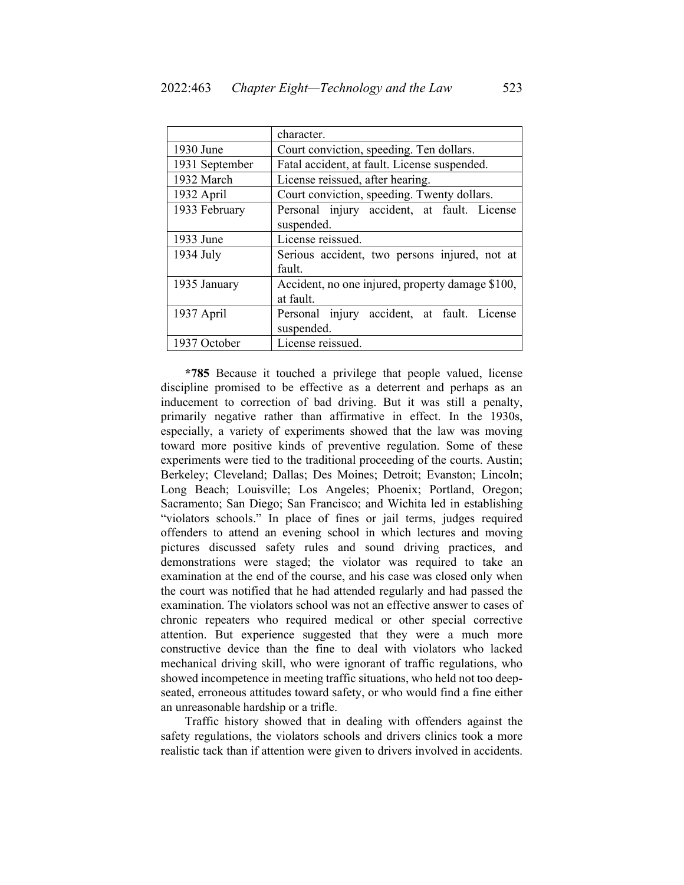| | |
|---|---|
| | character. |
| 1930 June | Court conviction, speeding. Ten dollars. |
| 1931 September | Fatal accident, at fault. License suspended. |
| 1932 March | License reissued, after hearing. |
| 1932 April | Court conviction, speeding. Twenty dollars. |
| 1933 February | Personal injury accident, at fault. License suspended. |
| 1933 June | License reissued. |
| 1934 July | Serious accident, two persons injured, not at fault. |
| 1935 January | Accident, no one injured, property damage $100, at fault. |
| 1937 April | Personal injury accident, at fault. License suspended. |
| 1937 October | License reissued. |

**\*785** Because it touched a privilege that people valued, license discipline promised to be effective as a deterrent and perhaps as an inducement to correction of bad driving. But it was still a penalty, primarily negative rather than affirmative in effect. In the 1930s, especially, a variety of experiments showed that the law was moving toward more positive kinds of preventive regulation. Some of these experiments were tied to the traditional proceeding of the courts. Austin; Berkeley; Cleveland; Dallas; Des Moines; Detroit; Evanston; Lincoln; Long Beach; Louisville; Los Angeles; Phoenix; Portland, Oregon; Sacramento; San Diego; San Francisco; and Wichita led in establishing "violators schools." In place of fines or jail terms, judges required offenders to attend an evening school in which lectures and moving pictures discussed safety rules and sound driving practices, and demonstrations were staged; the violator was required to take an examination at the end of the course, and his case was closed only when the court was notified that he had attended regularly and had passed the examination. The violators school was not an effective answer to cases of chronic repeaters who required medical or other special corrective attention. But experience suggested that they were a much more constructive device than the fine to deal with violators who lacked mechanical driving skill, who were ignorant of traffic regulations, who showed incompetence in meeting traffic situations, who held not too deep-seated, erroneous attitudes toward safety, or who would find a fine either an unreasonable hardship or a trifle.

Traffic history showed that in dealing with offenders against the safety regulations, the violators schools and drivers clinics took a more realistic tack than if attention were given to drivers involved in accidents.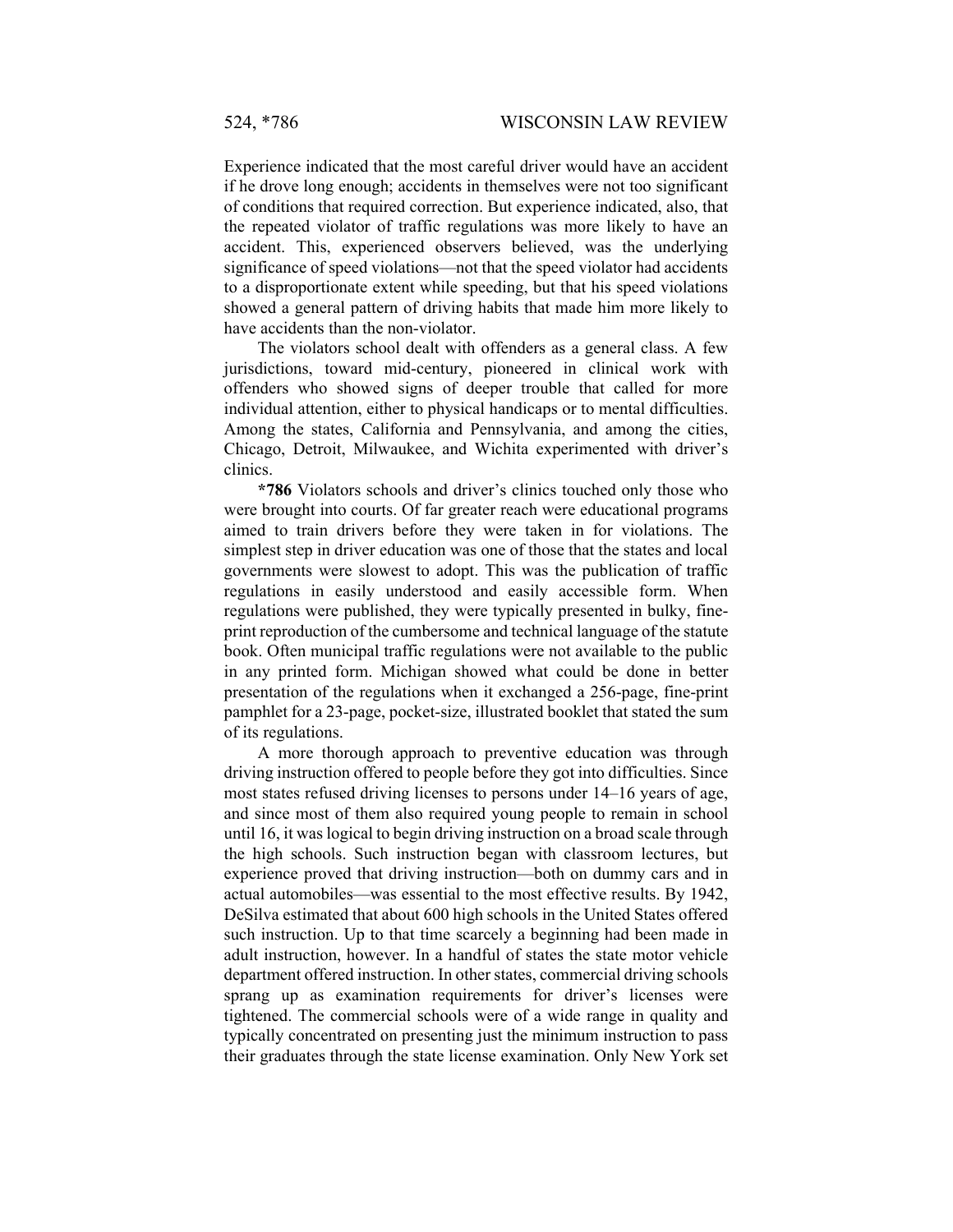Experience indicated that the most careful driver would have an accident if he drove long enough; accidents in themselves were not too significant of conditions that required correction. But experience indicated, also, that the repeated violator of traffic regulations was more likely to have an accident. This, experienced observers believed, was the underlying significance of speed violations—not that the speed violator had accidents to a disproportionate extent while speeding, but that his speed violations showed a general pattern of driving habits that made him more likely to have accidents than the non-violator.

The violators school dealt with offenders as a general class. A few jurisdictions, toward mid-century, pioneered in clinical work with offenders who showed signs of deeper trouble that called for more individual attention, either to physical handicaps or to mental difficulties. Among the states, California and Pennsylvania, and among the cities, Chicago, Detroit, Milwaukee, and Wichita experimented with driver's clinics.

**\*786** Violators schools and driver's clinics touched only those who were brought into courts. Of far greater reach were educational programs aimed to train drivers before they were taken in for violations. The simplest step in driver education was one of those that the states and local governments were slowest to adopt. This was the publication of traffic regulations in easily understood and easily accessible form. When regulations were published, they were typically presented in bulky, fine-print reproduction of the cumbersome and technical language of the statute book. Often municipal traffic regulations were not available to the public in any printed form. Michigan showed what could be done in better presentation of the regulations when it exchanged a 256-page, fine-print pamphlet for a 23-page, pocket-size, illustrated booklet that stated the sum of its regulations.

A more thorough approach to preventive education was through driving instruction offered to people before they got into difficulties. Since most states refused driving licenses to persons under 14–16 years of age, and since most of them also required young people to remain in school until 16, it was logical to begin driving instruction on a broad scale through the high schools. Such instruction began with classroom lectures, but experience proved that driving instruction—both on dummy cars and in actual automobiles—was essential to the most effective results. By 1942, DeSilva estimated that about 600 high schools in the United States offered such instruction. Up to that time scarcely a beginning had been made in adult instruction, however. In a handful of states the state motor vehicle department offered instruction. In other states, commercial driving schools sprang up as examination requirements for driver's licenses were tightened. The commercial schools were of a wide range in quality and typically concentrated on presenting just the minimum instruction to pass their graduates through the state license examination. Only New York set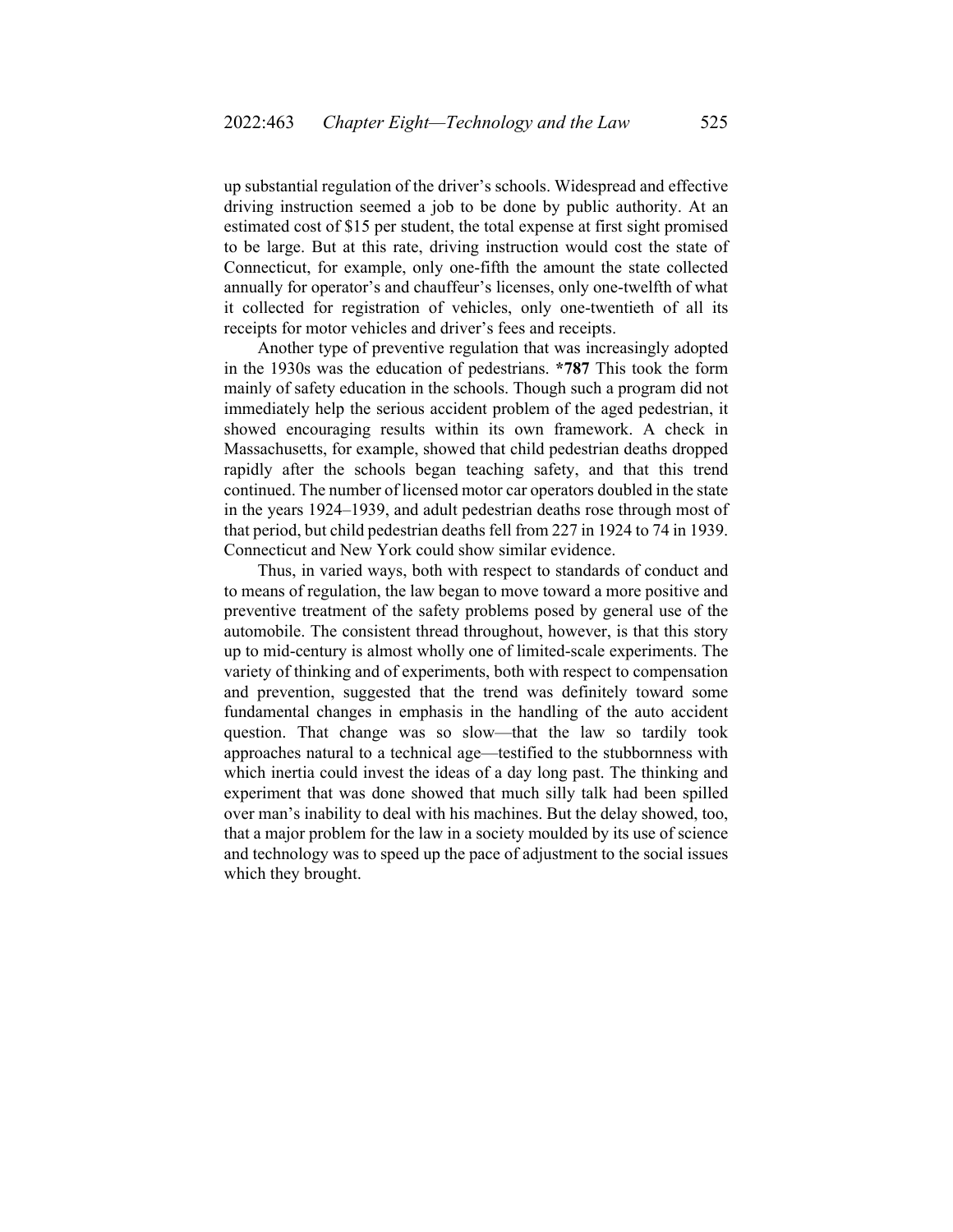up substantial regulation of the driver's schools. Widespread and effective driving instruction seemed a job to be done by public authority. At an estimated cost of $15 per student, the total expense at first sight promised to be large. But at this rate, driving instruction would cost the state of Connecticut, for example, only one-fifth the amount the state collected annually for operator's and chauffeur's licenses, only one-twelfth of what it collected for registration of vehicles, only one-twentieth of all its receipts for motor vehicles and driver's fees and receipts.

Another type of preventive regulation that was increasingly adopted in the 1930s was the education of pedestrians. **\*787** This took the form mainly of safety education in the schools. Though such a program did not immediately help the serious accident problem of the aged pedestrian, it showed encouraging results within its own framework. A check in Massachusetts, for example, showed that child pedestrian deaths dropped rapidly after the schools began teaching safety, and that this trend continued. The number of licensed motor car operators doubled in the state in the years 1924–1939, and adult pedestrian deaths rose through most of that period, but child pedestrian deaths fell from 227 in 1924 to 74 in 1939. Connecticut and New York could show similar evidence.

Thus, in varied ways, both with respect to standards of conduct and to means of regulation, the law began to move toward a more positive and preventive treatment of the safety problems posed by general use of the automobile. The consistent thread throughout, however, is that this story up to mid-century is almost wholly one of limited-scale experiments. The variety of thinking and of experiments, both with respect to compensation and prevention, suggested that the trend was definitely toward some fundamental changes in emphasis in the handling of the auto accident question. That change was so slow—that the law so tardily took approaches natural to a technical age—testified to the stubbornness with which inertia could invest the ideas of a day long past. The thinking and experiment that was done showed that much silly talk had been spilled over man's inability to deal with his machines. But the delay showed, too, that a major problem for the law in a society moulded by its use of science and technology was to speed up the pace of adjustment to the social issues which they brought.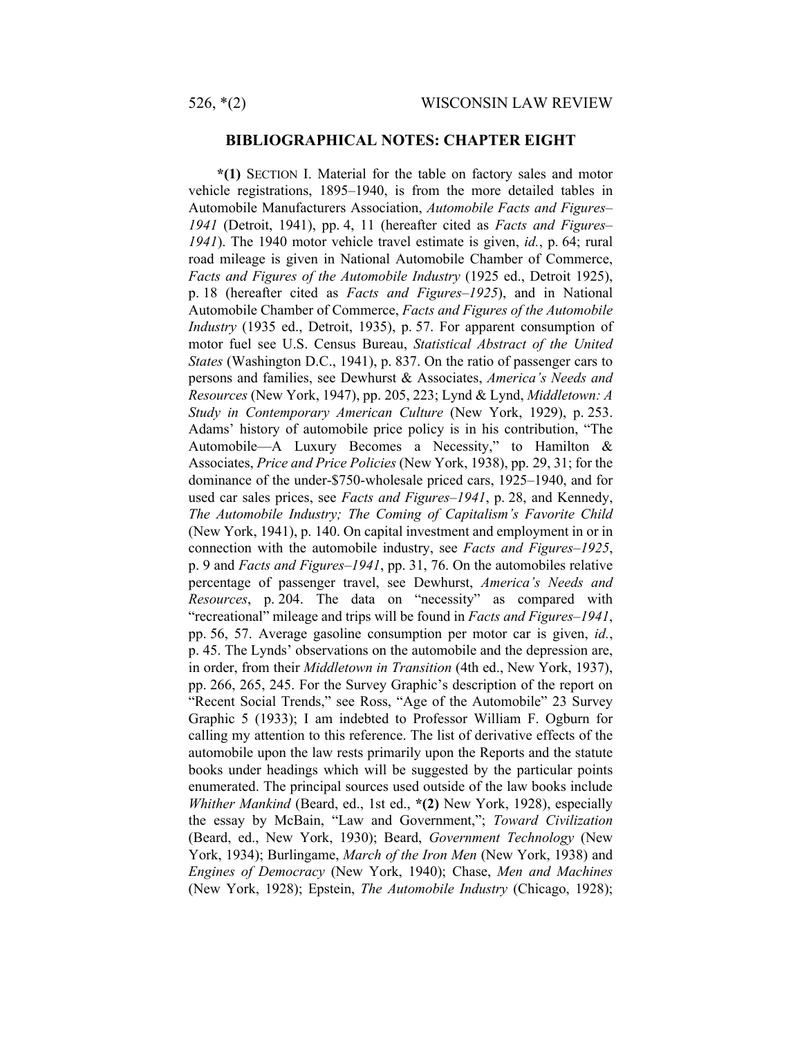## BIBLIOGRAPHICAL NOTES: CHAPTER EIGHT

**\*(1)** SECTION I. Material for the table on factory sales and motor vehicle registrations, 1895–1940, is from the more detailed tables in Automobile Manufacturers Association, *Automobile Facts and Figures–1941* (Detroit, 1941), pp. 4, 11 (hereafter cited as *Facts and Figures–1941*). The 1940 motor vehicle travel estimate is given, *id.*, p. 64; rural road mileage is given in National Automobile Chamber of Commerce, *Facts and Figures of the Automobile Industry* (1925 ed., Detroit 1925), p. 18 (hereafter cited as *Facts and Figures–1925*), and in National Automobile Chamber of Commerce, *Facts and Figures of the Automobile Industry* (1935 ed., Detroit, 1935), p. 57. For apparent consumption of motor fuel see U.S. Census Bureau, *Statistical Abstract of the United States* (Washington D.C., 1941), p. 837. On the ratio of passenger cars to persons and families, see Dewhurst & Associates, *America's Needs and Resources* (New York, 1947), pp. 205, 223; Lynd & Lynd, *Middletown: A Study in Contemporary American Culture* (New York, 1929), p. 253. Adams' history of automobile price policy is in his contribution, "The Automobile—A Luxury Becomes a Necessity," to Hamilton & Associates, *Price and Price Policies* (New York, 1938), pp. 29, 31; for the dominance of the under-$750-wholesale priced cars, 1925–1940, and for used car sales prices, see *Facts and Figures–1941*, p. 28, and Kennedy, *The Automobile Industry; The Coming of Capitalism's Favorite Child* (New York, 1941), p. 140. On capital investment and employment in or in connection with the automobile industry, see *Facts and Figures–1925*, p. 9 and *Facts and Figures–1941*, pp. 31, 76. On the automobiles relative percentage of passenger travel, see Dewhurst, *America's Needs and Resources*, p. 204. The data on "necessity" as compared with "recreational" mileage and trips will be found in *Facts and Figures–1941*, pp. 56, 57. Average gasoline consumption per motor car is given, *id.*, p. 45. The Lynds' observations on the automobile and the depression are, in order, from their *Middletown in Transition* (4th ed., New York, 1937), pp. 266, 265, 245. For the Survey Graphic's description of the report on "Recent Social Trends," see Ross, "Age of the Automobile" 23 Survey Graphic 5 (1933); I am indebted to Professor William F. Ogburn for calling my attention to this reference. The list of derivative effects of the automobile upon the law rests primarily upon the Reports and the statute books under headings which will be suggested by the particular points enumerated. The principal sources used outside of the law books include *Whither Mankind* (Beard, ed., 1st ed., **\*(2)** New York, 1928), especially the essay by McBain, "Law and Government,"; *Toward Civilization* (Beard, ed., New York, 1930); Beard, *Government Technology* (New York, 1934); Burlingame, *March of the Iron Men* (New York, 1938) and *Engines of Democracy* (New York, 1940); Chase, *Men and Machines* (New York, 1928); Epstein, *The Automobile Industry* (Chicago, 1928);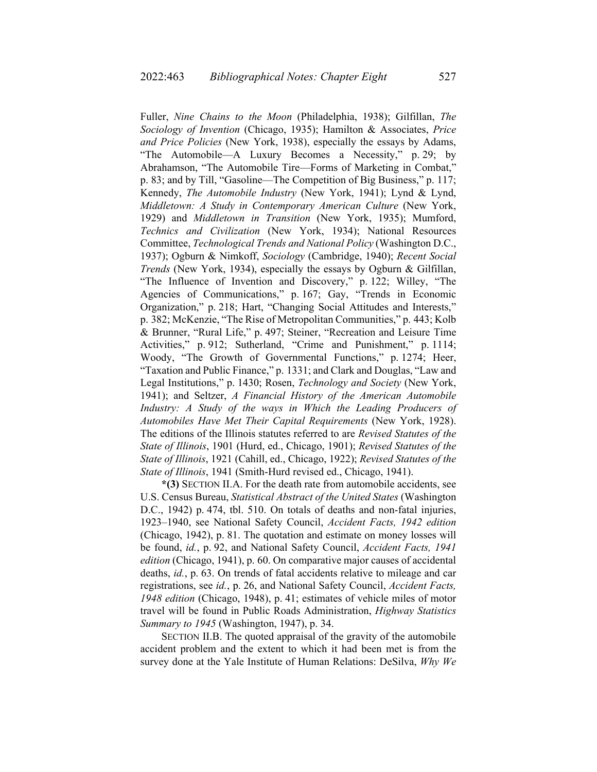Fuller, *Nine Chains to the Moon* (Philadelphia, 1938); Gilfillan, *The Sociology of Invention* (Chicago, 1935); Hamilton & Associates, *Price and Price Policies* (New York, 1938), especially the essays by Adams, "The Automobile—A Luxury Becomes a Necessity," p. 29; by Abrahamson, "The Automobile Tire—Forms of Marketing in Combat," p. 83; and by Till, "Gasoline—The Competition of Big Business," p. 117; Kennedy, *The Automobile Industry* (New York, 1941); Lynd & Lynd, *Middletown: A Study in Contemporary American Culture* (New York, 1929) and *Middletown in Transition* (New York, 1935); Mumford, *Technics and Civilization* (New York, 1934); National Resources Committee, *Technological Trends and National Policy* (Washington D.C., 1937); Ogburn & Nimkoff, *Sociology* (Cambridge, 1940); *Recent Social Trends* (New York, 1934), especially the essays by Ogburn & Gilfillan, "The Influence of Invention and Discovery," p. 122; Willey, "The Agencies of Communications," p. 167; Gay, "Trends in Economic Organization," p. 218; Hart, "Changing Social Attitudes and Interests," p. 382; McKenzie, "The Rise of Metropolitan Communities," p. 443; Kolb & Brunner, "Rural Life," p. 497; Steiner, "Recreation and Leisure Time Activities," p. 912; Sutherland, "Crime and Punishment," p. 1114; Woody, "The Growth of Governmental Functions," p. 1274; Heer, "Taxation and Public Finance," p. 1331; and Clark and Douglas, "Law and Legal Institutions," p. 1430; Rosen, *Technology and Society* (New York, 1941); and Seltzer, *A Financial History of the American Automobile Industry: A Study of the ways in Which the Leading Producers of Automobiles Have Met Their Capital Requirements* (New York, 1928). The editions of the Illinois statutes referred to are *Revised Statutes of the State of Illinois*, 1901 (Hurd, ed., Chicago, 1901); *Revised Statutes of the State of Illinois*, 1921 (Cahill, ed., Chicago, 1922); *Revised Statutes of the State of Illinois*, 1941 (Smith-Hurd revised ed., Chicago, 1941).

**\*(3)** SECTION II.A. For the death rate from automobile accidents, see U.S. Census Bureau, *Statistical Abstract of the United States* (Washington D.C., 1942) p. 474, tbl. 510. On totals of deaths and non-fatal injuries, 1923–1940, see National Safety Council, *Accident Facts, 1942 edition* (Chicago, 1942), p. 81. The quotation and estimate on money losses will be found, *id.*, p. 92, and National Safety Council, *Accident Facts, 1941 edition* (Chicago, 1941), p. 60. On comparative major causes of accidental deaths, *id.*, p. 63. On trends of fatal accidents relative to mileage and car registrations, see *id.*, p. 26, and National Safety Council, *Accident Facts, 1948 edition* (Chicago, 1948), p. 41; estimates of vehicle miles of motor travel will be found in Public Roads Administration, *Highway Statistics Summary to 1945* (Washington, 1947), p. 34.

SECTION II.B. The quoted appraisal of the gravity of the automobile accident problem and the extent to which it had been met is from the survey done at the Yale Institute of Human Relations: DeSilva, *Why We*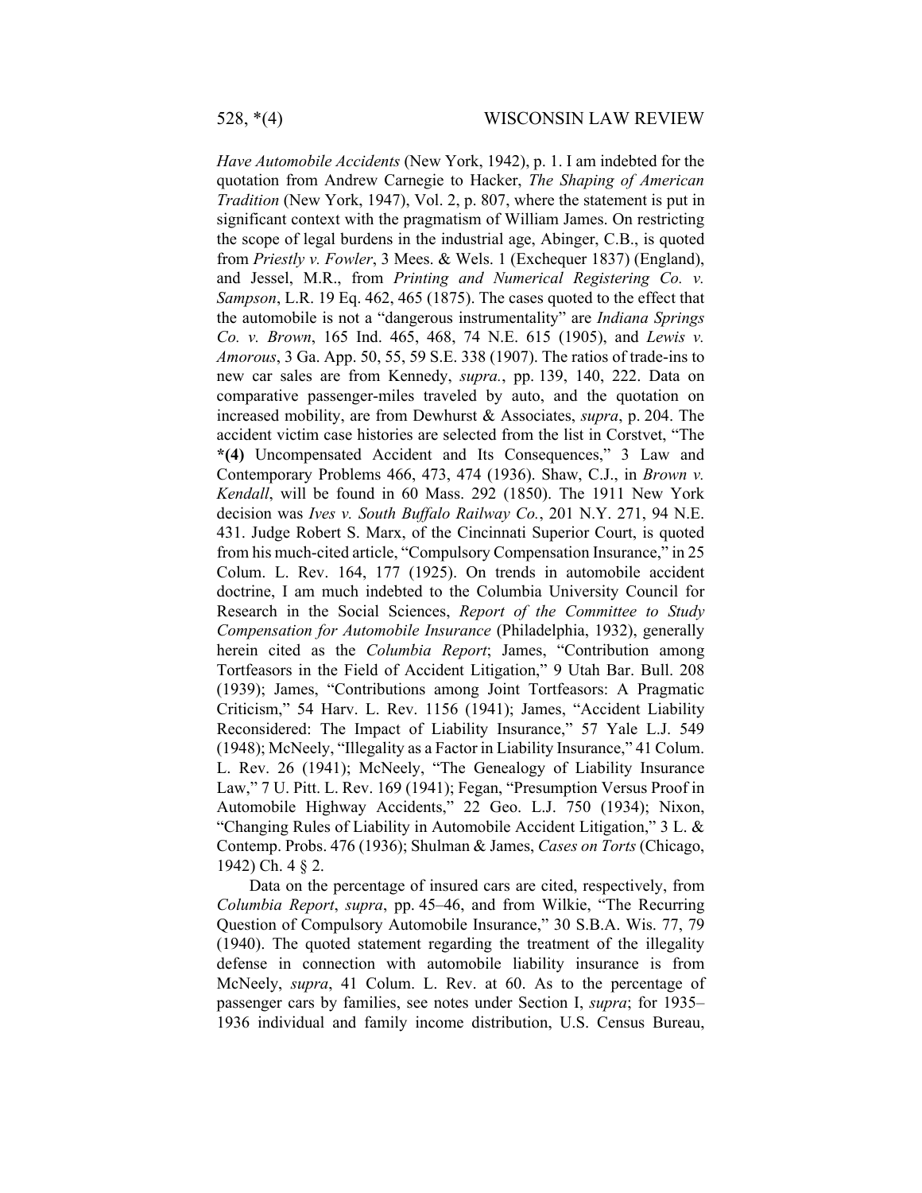*Have Automobile Accidents* (New York, 1942), p. 1. I am indebted for the quotation from Andrew Carnegie to Hacker, *The Shaping of American Tradition* (New York, 1947), Vol. 2, p. 807, where the statement is put in significant context with the pragmatism of William James. On restricting the scope of legal burdens in the industrial age, Abinger, C.B., is quoted from *Priestly v. Fowler*, 3 Mees. & Wels. 1 (Exchequer 1837) (England), and Jessel, M.R., from *Printing and Numerical Registering Co. v. Sampson*, L.R. 19 Eq. 462, 465 (1875). The cases quoted to the effect that the automobile is not a "dangerous instrumentality" are *Indiana Springs Co. v. Brown*, 165 Ind. 465, 468, 74 N.E. 615 (1905), and *Lewis v. Amorous*, 3 Ga. App. 50, 55, 59 S.E. 338 (1907). The ratios of trade-ins to new car sales are from Kennedy, *supra.*, pp. 139, 140, 222. Data on comparative passenger-miles traveled by auto, and the quotation on increased mobility, are from Dewhurst & Associates, *supra*, p. 204. The accident victim case histories are selected from the list in Corstvet, "The **\*(4)** Uncompensated Accident and Its Consequences," 3 Law and Contemporary Problems 466, 473, 474 (1936). Shaw, C.J., in *Brown v. Kendall*, will be found in 60 Mass. 292 (1850). The 1911 New York decision was *Ives v. South Buffalo Railway Co.*, 201 N.Y. 271, 94 N.E. 431. Judge Robert S. Marx, of the Cincinnati Superior Court, is quoted from his much-cited article, "Compulsory Compensation Insurance," in 25 Colum. L. Rev. 164, 177 (1925). On trends in automobile accident doctrine, I am much indebted to the Columbia University Council for Research in the Social Sciences, *Report of the Committee to Study Compensation for Automobile Insurance* (Philadelphia, 1932), generally herein cited as the *Columbia Report*; James, "Contribution among Tortfeasors in the Field of Accident Litigation," 9 Utah Bar. Bull. 208 (1939); James, "Contributions among Joint Tortfeasors: A Pragmatic Criticism," 54 Harv. L. Rev. 1156 (1941); James, "Accident Liability Reconsidered: The Impact of Liability Insurance," 57 Yale L.J. 549 (1948); McNeely, "Illegality as a Factor in Liability Insurance," 41 Colum. L. Rev. 26 (1941); McNeely, "The Genealogy of Liability Insurance Law," 7 U. Pitt. L. Rev. 169 (1941); Fegan, "Presumption Versus Proof in Automobile Highway Accidents," 22 Geo. L.J. 750 (1934); Nixon, "Changing Rules of Liability in Automobile Accident Litigation," 3 L. & Contemp. Probs. 476 (1936); Shulman & James, *Cases on Torts* (Chicago, 1942) Ch. 4 § 2.

Data on the percentage of insured cars are cited, respectively, from *Columbia Report*, *supra*, pp. 45–46, and from Wilkie, "The Recurring Question of Compulsory Automobile Insurance," 30 S.B.A. Wis. 77, 79 (1940). The quoted statement regarding the treatment of the illegality defense in connection with automobile liability insurance is from McNeely, *supra*, 41 Colum. L. Rev. at 60. As to the percentage of passenger cars by families, see notes under Section I, *supra*; for 1935–1936 individual and family income distribution, U.S. Census Bureau,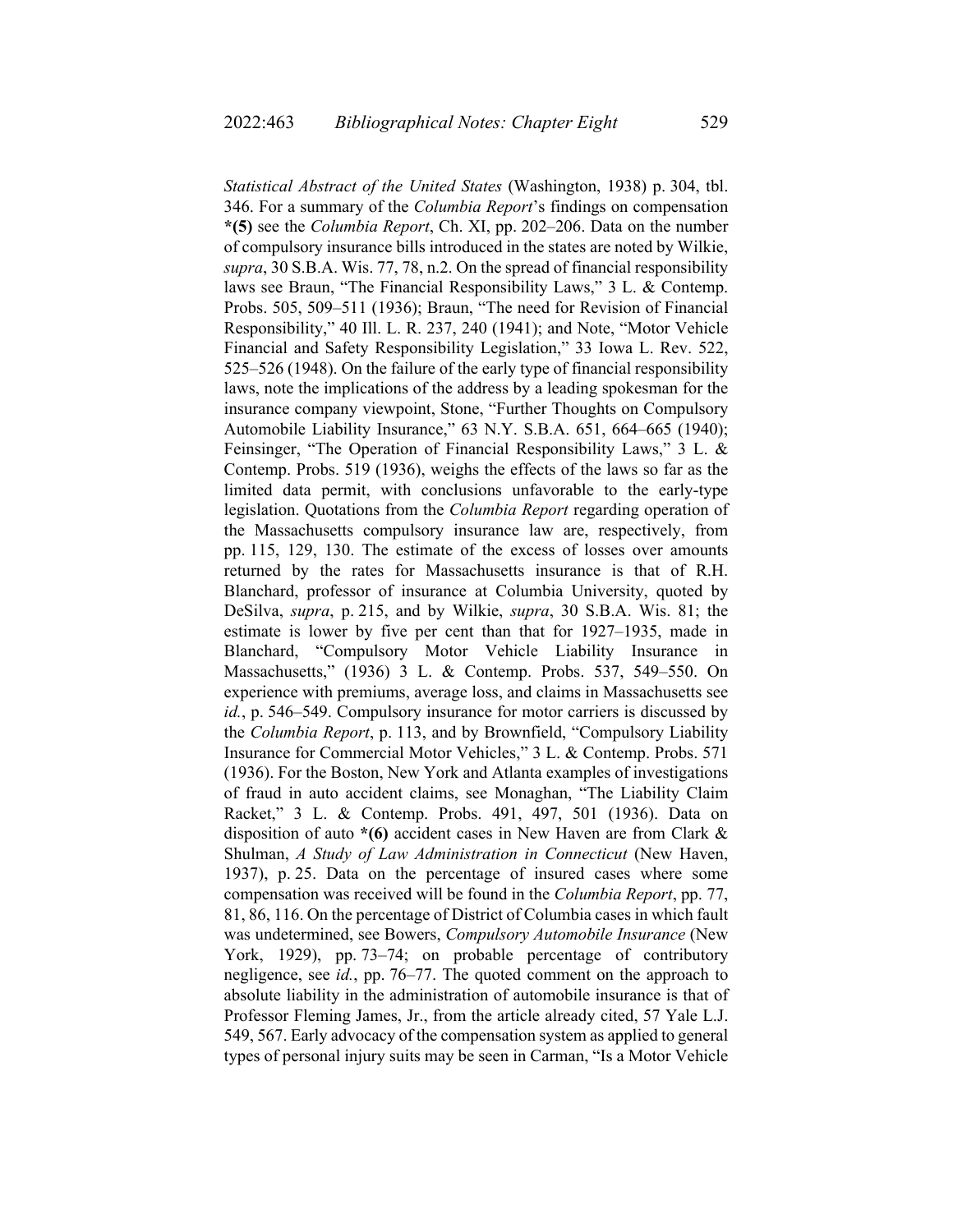*Statistical Abstract of the United States* (Washington, 1938) p. 304, tbl. 346. For a summary of the *Columbia Report*'s findings on compensation **\*(5)** see the *Columbia Report*, Ch. XI, pp. 202–206. Data on the number of compulsory insurance bills introduced in the states are noted by Wilkie, *supra*, 30 S.B.A. Wis. 77, 78, n.2. On the spread of financial responsibility laws see Braun, "The Financial Responsibility Laws," 3 L. & Contemp. Probs. 505, 509–511 (1936); Braun, "The need for Revision of Financial Responsibility," 40 Ill. L. R. 237, 240 (1941); and Note, "Motor Vehicle Financial and Safety Responsibility Legislation," 33 Iowa L. Rev. 522, 525–526 (1948). On the failure of the early type of financial responsibility laws, note the implications of the address by a leading spokesman for the insurance company viewpoint, Stone, "Further Thoughts on Compulsory Automobile Liability Insurance," 63 N.Y. S.B.A. 651, 664–665 (1940); Feinsinger, "The Operation of Financial Responsibility Laws," 3 L. & Contemp. Probs. 519 (1936), weighs the effects of the laws so far as the limited data permit, with conclusions unfavorable to the early-type legislation. Quotations from the *Columbia Report* regarding operation of the Massachusetts compulsory insurance law are, respectively, from pp. 115, 129, 130. The estimate of the excess of losses over amounts returned by the rates for Massachusetts insurance is that of R.H. Blanchard, professor of insurance at Columbia University, quoted by DeSilva, *supra*, p. 215, and by Wilkie, *supra*, 30 S.B.A. Wis. 81; the estimate is lower by five per cent than that for 1927–1935, made in Blanchard, "Compulsory Motor Vehicle Liability Insurance in Massachusetts," (1936) 3 L. & Contemp. Probs. 537, 549–550. On experience with premiums, average loss, and claims in Massachusetts see *id.*, p. 546–549. Compulsory insurance for motor carriers is discussed by the *Columbia Report*, p. 113, and by Brownfield, "Compulsory Liability Insurance for Commercial Motor Vehicles," 3 L. & Contemp. Probs. 571 (1936). For the Boston, New York and Atlanta examples of investigations of fraud in auto accident claims, see Monaghan, "The Liability Claim Racket," 3 L. & Contemp. Probs. 491, 497, 501 (1936). Data on disposition of auto **\*(6)** accident cases in New Haven are from Clark & Shulman, *A Study of Law Administration in Connecticut* (New Haven, 1937), p. 25. Data on the percentage of insured cases where some compensation was received will be found in the *Columbia Report*, pp. 77, 81, 86, 116. On the percentage of District of Columbia cases in which fault was undetermined, see Bowers, *Compulsory Automobile Insurance* (New York, 1929), pp. 73–74; on probable percentage of contributory negligence, see *id.*, pp. 76–77. The quoted comment on the approach to absolute liability in the administration of automobile insurance is that of Professor Fleming James, Jr., from the article already cited, 57 Yale L.J. 549, 567. Early advocacy of the compensation system as applied to general types of personal injury suits may be seen in Carman, "Is a Motor Vehicle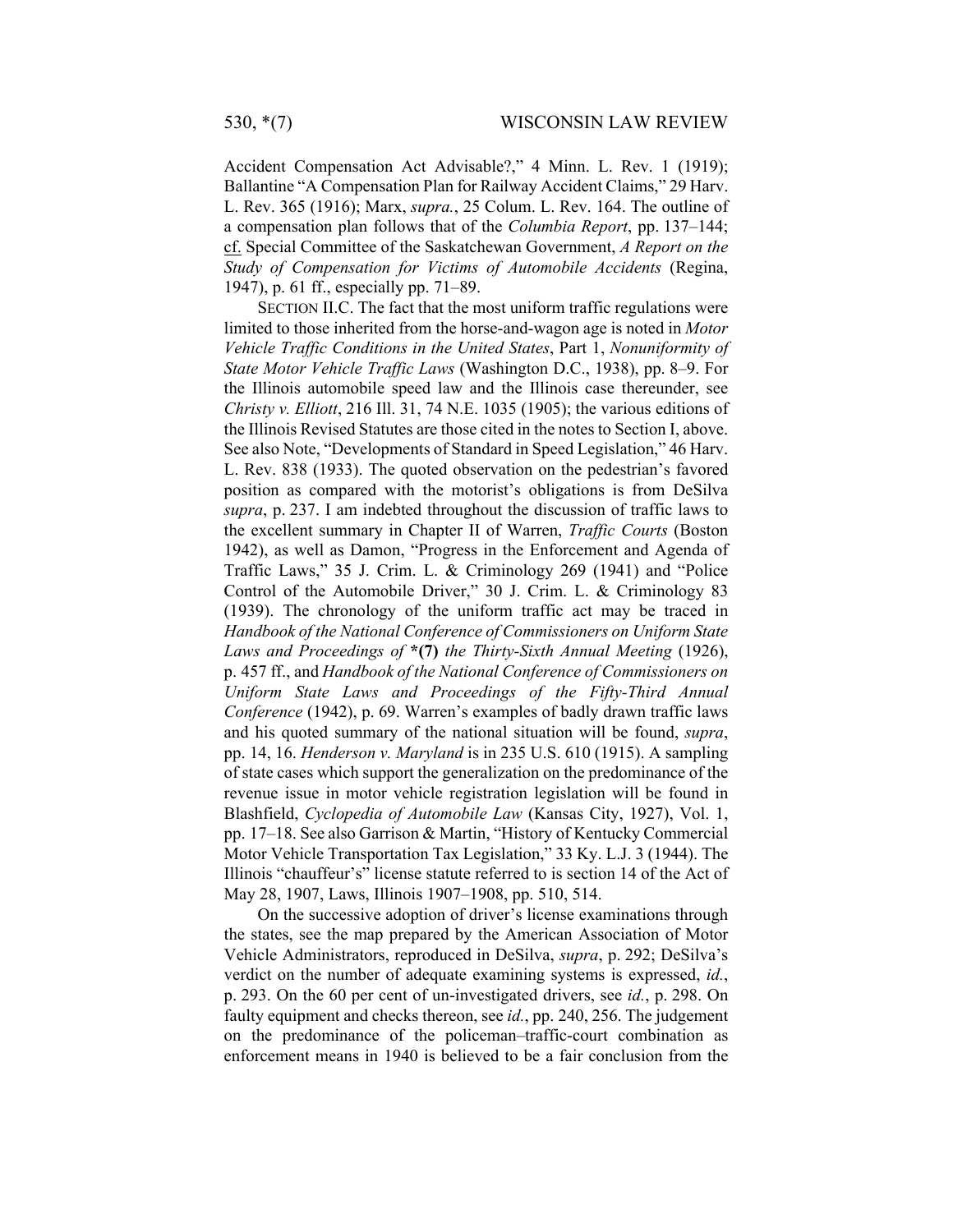Accident Compensation Act Advisable?," 4 Minn. L. Rev. 1 (1919); Ballantine "A Compensation Plan for Railway Accident Claims," 29 Harv. L. Rev. 365 (1916); Marx, *supra.*, 25 Colum. L. Rev. 164. The outline of a compensation plan follows that of the *Columbia Report*, pp. 137–144; cf. Special Committee of the Saskatchewan Government, *A Report on the Study of Compensation for Victims of Automobile Accidents* (Regina, 1947), p. 61 ff., especially pp. 71–89.

SECTION II.C. The fact that the most uniform traffic regulations were limited to those inherited from the horse-and-wagon age is noted in *Motor Vehicle Traffic Conditions in the United States*, Part 1, *Nonuniformity of State Motor Vehicle Traffic Laws* (Washington D.C., 1938), pp. 8–9. For the Illinois automobile speed law and the Illinois case thereunder, see *Christy v. Elliott*, 216 Ill. 31, 74 N.E. 1035 (1905); the various editions of the Illinois Revised Statutes are those cited in the notes to Section I, above. See also Note, "Developments of Standard in Speed Legislation," 46 Harv. L. Rev. 838 (1933). The quoted observation on the pedestrian's favored position as compared with the motorist's obligations is from DeSilva *supra*, p. 237. I am indebted throughout the discussion of traffic laws to the excellent summary in Chapter II of Warren, *Traffic Courts* (Boston 1942), as well as Damon, "Progress in the Enforcement and Agenda of Traffic Laws," 35 J. Crim. L. & Criminology 269 (1941) and "Police Control of the Automobile Driver," 30 J. Crim. L. & Criminology 83 (1939). The chronology of the uniform traffic act may be traced in *Handbook of the National Conference of Commissioners on Uniform State Laws and Proceedings of* **\*(7)** *the Thirty-Sixth Annual Meeting* (1926), p. 457 ff., and *Handbook of the National Conference of Commissioners on Uniform State Laws and Proceedings of the Fifty-Third Annual Conference* (1942), p. 69. Warren's examples of badly drawn traffic laws and his quoted summary of the national situation will be found, *supra*, pp. 14, 16. *Henderson v. Maryland* is in 235 U.S. 610 (1915). A sampling of state cases which support the generalization on the predominance of the revenue issue in motor vehicle registration legislation will be found in Blashfield, *Cyclopedia of Automobile Law* (Kansas City, 1927), Vol. 1, pp. 17–18. See also Garrison & Martin, "History of Kentucky Commercial Motor Vehicle Transportation Tax Legislation," 33 Ky. L.J. 3 (1944). The Illinois "chauffeur's" license statute referred to is section 14 of the Act of May 28, 1907, Laws, Illinois 1907–1908, pp. 510, 514.

On the successive adoption of driver's license examinations through the states, see the map prepared by the American Association of Motor Vehicle Administrators, reproduced in DeSilva, *supra*, p. 292; DeSilva's verdict on the number of adequate examining systems is expressed, *id.*, p. 293. On the 60 per cent of un-investigated drivers, see *id.*, p. 298. On faulty equipment and checks thereon, see *id.*, pp. 240, 256. The judgement on the predominance of the policeman–traffic-court combination as enforcement means in 1940 is believed to be a fair conclusion from the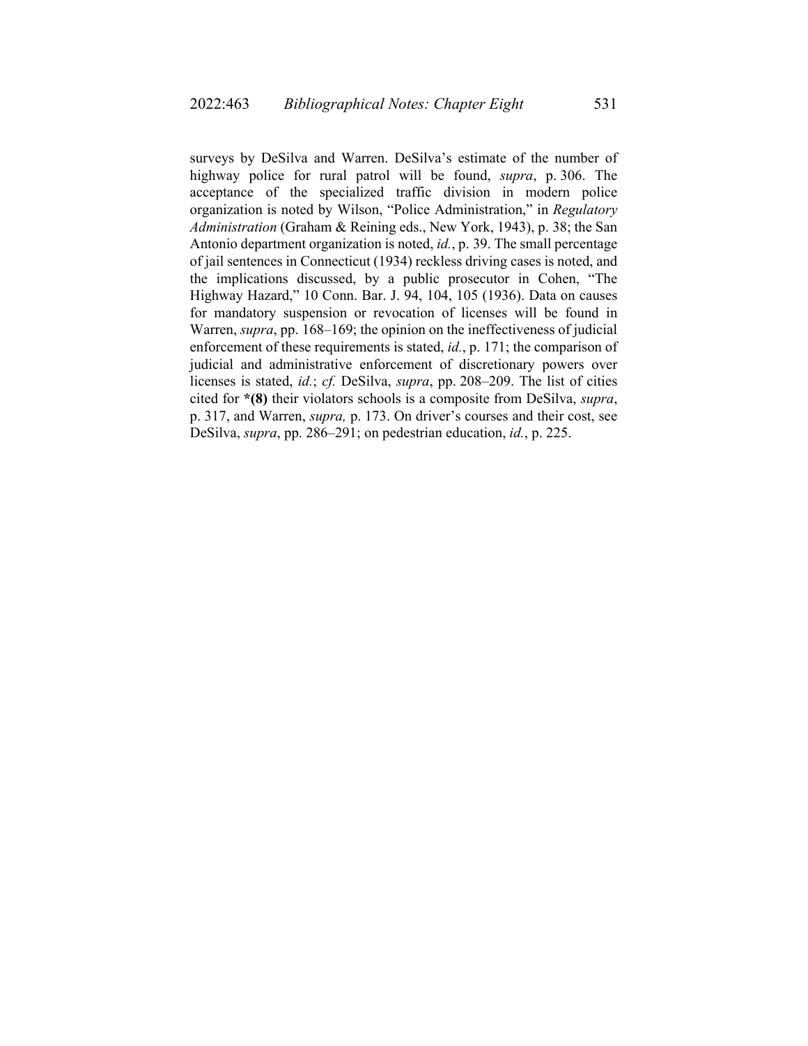surveys by DeSilva and Warren. DeSilva's estimate of the number of highway police for rural patrol will be found, *supra*, p. 306. The acceptance of the specialized traffic division in modern police organization is noted by Wilson, "Police Administration," in *Regulatory Administration* (Graham & Reining eds., New York, 1943), p. 38; the San Antonio department organization is noted, *id.*, p. 39. The small percentage of jail sentences in Connecticut (1934) reckless driving cases is noted, and the implications discussed, by a public prosecutor in Cohen, "The Highway Hazard," 10 Conn. Bar. J. 94, 104, 105 (1936). Data on causes for mandatory suspension or revocation of licenses will be found in Warren, *supra*, pp. 168–169; the opinion on the ineffectiveness of judicial enforcement of these requirements is stated, *id.*, p. 171; the comparison of judicial and administrative enforcement of discretionary powers over licenses is stated, *id.*; *cf.* DeSilva, *supra*, pp. 208–209. The list of cities cited for **\*(8)** their violators schools is a composite from DeSilva, *supra*, p. 317, and Warren, *supra,* p. 173. On driver's courses and their cost, see DeSilva, *supra*, pp. 286–291; on pedestrian education, *id.*, p. 225.